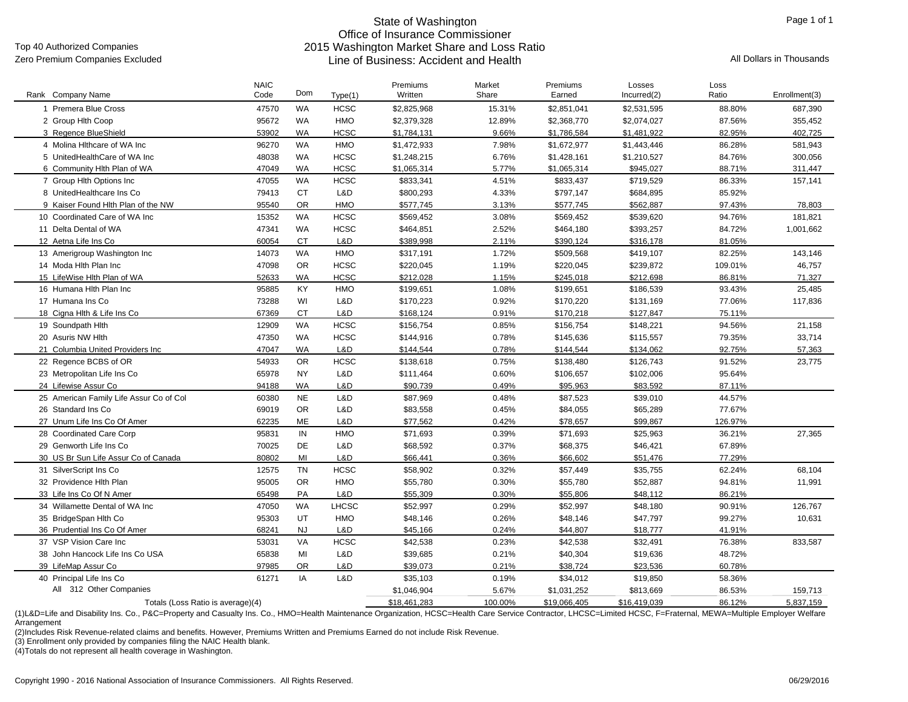Top 40 Authorized Companies
Zero Premium Companies Excluded

# State of Washington
## Office of Insurance Commissioner
## 2015 Washington Market Share and Loss Ratio
## Line of Business: Accident and Health

All Dollars in Thousands

| Rank | Company Name | NAIC Code | Dom | Type(1) | Premiums Written | Market Share | Premiums Earned | Losses Incurred(2) | Loss Ratio | Enrollment(3) |
|---|---|---|---|---|---|---|---|---|---|---|
| 1 | Premera Blue Cross | 47570 | WA | HCSC | $2,825,968 | 15.31% | $2,851,041 | $2,531,595 | 88.80% | 687,390 |
| 2 | Group Hlth Coop | 95672 | WA | HMO | $2,379,328 | 12.89% | $2,368,770 | $2,074,027 | 87.56% | 355,452 |
| 3 | Regence BlueShield | 53902 | WA | HCSC | $1,784,131 | 9.66% | $1,786,584 | $1,481,922 | 82.95% | 402,725 |
| 4 | Molina Hlthcare of WA Inc | 96270 | WA | HMO | $1,472,933 | 7.98% | $1,672,977 | $1,443,446 | 86.28% | 581,943 |
| 5 | UnitedHealthCare of WA Inc | 48038 | WA | HCSC | $1,248,215 | 6.76% | $1,428,161 | $1,210,527 | 84.76% | 300,056 |
| 6 | Community Hlth Plan of WA | 47049 | WA | HCSC | $1,065,314 | 5.77% | $1,065,314 | $945,027 | 88.71% | 311,447 |
| 7 | Group Hlth Options Inc | 47055 | WA | HCSC | $833,341 | 4.51% | $833,437 | $719,529 | 86.33% | 157,141 |
| 8 | UnitedHealthcare Ins Co | 79413 | CT | L&D | $800,293 | 4.33% | $797,147 | $684,895 | 85.92% | |
| 9 | Kaiser Found Hlth Plan of the NW | 95540 | OR | HMO | $577,745 | 3.13% | $577,745 | $562,887 | 97.43% | 78,803 |
| 10 | Coordinated Care of WA Inc | 15352 | WA | HCSC | $569,452 | 3.08% | $569,452 | $539,620 | 94.76% | 181,821 |
| 11 | Delta Dental of WA | 47341 | WA | HCSC | $464,851 | 2.52% | $464,180 | $393,257 | 84.72% | 1,001,662 |
| 12 | Aetna Life Ins Co | 60054 | CT | L&D | $389,998 | 2.11% | $390,124 | $316,178 | 81.05% | |
| 13 | Amerigroup Washington Inc | 14073 | WA | HMO | $317,191 | 1.72% | $509,568 | $419,107 | 82.25% | 143,146 |
| 14 | Moda Hlth Plan Inc | 47098 | OR | HCSC | $220,045 | 1.19% | $220,045 | $239,872 | 109.01% | 46,757 |
| 15 | LifeWise Hlth Plan of WA | 52633 | WA | HCSC | $212,028 | 1.15% | $245,018 | $212,698 | 86.81% | 71,327 |
| 16 | Humana Hlth Plan Inc | 95885 | KY | HMO | $199,651 | 1.08% | $199,651 | $186,539 | 93.43% | 25,485 |
| 17 | Humana Ins Co | 73288 | WI | L&D | $170,223 | 0.92% | $170,220 | $131,169 | 77.06% | 117,836 |
| 18 | Cigna Hlth & Life Ins Co | 67369 | CT | L&D | $168,124 | 0.91% | $170,218 | $127,847 | 75.11% | |
| 19 | Soundpath Hlth | 12909 | WA | HCSC | $156,754 | 0.85% | $156,754 | $148,221 | 94.56% | 21,158 |
| 20 | Asuris NW Hlth | 47350 | WA | HCSC | $144,916 | 0.78% | $145,636 | $115,557 | 79.35% | 33,714 |
| 21 | Columbia United Providers Inc | 47047 | WA | L&D | $144,544 | 0.78% | $144,544 | $134,062 | 92.75% | 57,363 |
| 22 | Regence BCBS of OR | 54933 | OR | HCSC | $138,618 | 0.75% | $138,480 | $126,743 | 91.52% | 23,775 |
| 23 | Metropolitan Life Ins Co | 65978 | NY | L&D | $111,464 | 0.60% | $106,657 | $102,006 | 95.64% | |
| 24 | Lifewise Assur Co | 94188 | WA | L&D | $90,739 | 0.49% | $95,963 | $83,592 | 87.11% | |
| 25 | American Family Life Assur Co of Col | 60380 | NE | L&D | $87,969 | 0.48% | $87,523 | $39,010 | 44.57% | |
| 26 | Standard Ins Co | 69019 | OR | L&D | $83,558 | 0.45% | $84,055 | $65,289 | 77.67% | |
| 27 | Unum Life Ins Co Of Amer | 62235 | ME | L&D | $77,562 | 0.42% | $78,657 | $99,867 | 126.97% | |
| 28 | Coordinated Care Corp | 95831 | IN | HMO | $71,693 | 0.39% | $71,693 | $25,963 | 36.21% | 27,365 |
| 29 | Genworth Life Ins Co | 70025 | DE | L&D | $68,592 | 0.37% | $68,375 | $46,421 | 67.89% | |
| 30 | US Br Sun Life Assur Co of Canada | 80802 | MI | L&D | $66,441 | 0.36% | $66,602 | $51,476 | 77.29% | |
| 31 | SilverScript Ins Co | 12575 | TN | HCSC | $58,902 | 0.32% | $57,449 | $35,755 | 62.24% | 68,104 |
| 32 | Providence Hlth Plan | 95005 | OR | HMO | $55,780 | 0.30% | $55,780 | $52,887 | 94.81% | 11,991 |
| 33 | Life Ins Co Of N Amer | 65498 | PA | L&D | $55,309 | 0.30% | $55,806 | $48,112 | 86.21% | |
| 34 | Willamette Dental of WA Inc | 47050 | WA | LHCSC | $52,997 | 0.29% | $52,997 | $48,180 | 90.91% | 126,767 |
| 35 | BridgeSpan Hlth Co | 95303 | UT | HMO | $48,146 | 0.26% | $48,146 | $47,797 | 99.27% | 10,631 |
| 36 | Prudential Ins Co Of Amer | 68241 | NJ | L&D | $45,166 | 0.24% | $44,807 | $18,777 | 41.91% | |
| 37 | VSP Vision Care Inc | 53031 | VA | HCSC | $42,538 | 0.23% | $42,538 | $32,491 | 76.38% | 833,587 |
| 38 | John Hancock Life Ins Co USA | 65838 | MI | L&D | $39,685 | 0.21% | $40,304 | $19,636 | 48.72% | |
| 39 | LifeMap Assur Co | 97985 | OR | L&D | $39,073 | 0.21% | $38,724 | $23,536 | 60.78% | |
| 40 | Principal Life Ins Co | 61271 | IA | L&D | $35,103 | 0.19% | $34,012 | $19,850 | 58.36% | |
| | All 312 Other Companies | | | | $1,046,904 | 5.67% | $1,031,252 | $813,669 | 86.53% | 159,713 |
| | Totals (Loss Ratio is average)(4) | | | | $18,461,283 | 100.00% | $19,066,405 | $16,419,039 | 86.12% | 5,837,159 |

(1)L&D=Life and Disability Ins. Co., P&C=Property and Casualty Ins. Co., HMO=Health Maintenance Organization, HCSC=Health Care Service Contractor, LHCSC=Limited HCSC, F=Fraternal, MEWA=Multiple Employer Welfare Arrangement

(2)Includes Risk Revenue-related claims and benefits. However, Premiums Written and Premiums Earned do not include Risk Revenue.

(3) Enrollment only provided by companies filing the NAIC Health blank.

(4)Totals do not represent all health coverage in Washington.

Copyright 1990 - 2016 National Association of Insurance Commissioners. All Rights Reserved. 06/29/2016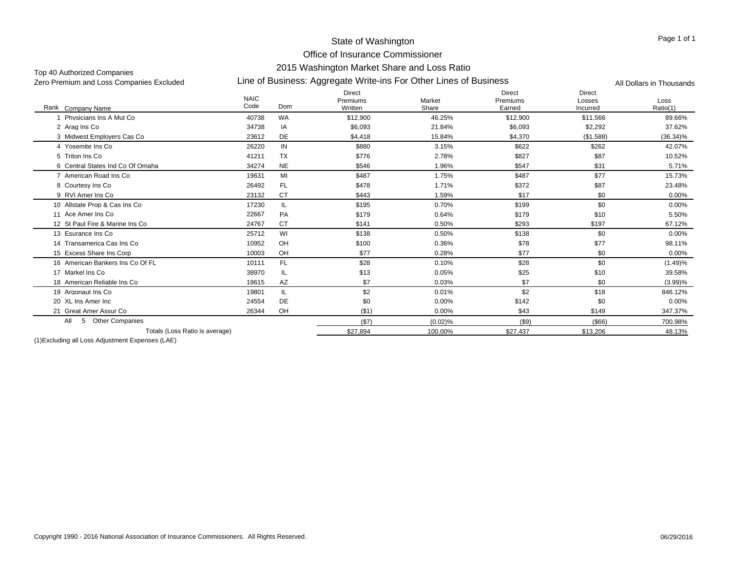# State of Washington
## Office of Insurance Commissioner
## 2015 Washington Market Share and Loss Ratio
## Line of Business: Aggregate Write-ins For Other Lines of Business

Top 40 Authorized Companies
Zero Premium and Loss Companies Excluded

All Dollars in Thousands

| Rank | Company Name | NAIC Code | Dom | Direct Premiums Written | Market Share | Direct Premiums Earned | Direct Losses Incurred | Loss Ratio(1) |
|---|---|---|---|---|---|---|---|---|
| 1 | Physicians Ins A Mut Co | 40738 | WA | $12,900 | 46.25% | $12,900 | $11,566 | 89.66% |
| 2 | Arag Ins Co | 34738 | IA | $6,093 | 21.84% | $6,093 | $2,292 | 37.62% |
| 3 | Midwest Employers Cas Co | 23612 | DE | $4,418 | 15.84% | $4,370 | ($1,588) | (36.34)% |
| 4 | Yosemite Ins Co | 26220 | IN | $880 | 3.15% | $622 | $262 | 42.07% |
| 5 | Triton Ins Co | 41211 | TX | $776 | 2.78% | $827 | $87 | 10.52% |
| 6 | Central States Ind Co Of Omaha | 34274 | NE | $546 | 1.96% | $547 | $31 | 5.71% |
| 7 | American Road Ins Co | 19631 | MI | $487 | 1.75% | $487 | $77 | 15.73% |
| 8 | Courtesy Ins Co | 26492 | FL | $478 | 1.71% | $372 | $87 | 23.48% |
| 9 | RVI Amer Ins Co | 23132 | CT | $443 | 1.59% | $17 | $0 | 0.00% |
| 10 | Allstate Prop & Cas Ins Co | 17230 | IL | $195 | 0.70% | $199 | $0 | 0.00% |
| 11 | Ace Amer Ins Co | 22667 | PA | $179 | 0.64% | $179 | $10 | 5.50% |
| 12 | St Paul Fire & Marine Ins Co | 24767 | CT | $141 | 0.50% | $293 | $197 | 67.12% |
| 13 | Esurance Ins Co | 25712 | WI | $138 | 0.50% | $138 | $0 | 0.00% |
| 14 | Transamerica Cas Ins Co | 10952 | OH | $100 | 0.36% | $78 | $77 | 98.11% |
| 15 | Excess Share Ins Corp | 10003 | OH | $77 | 0.28% | $77 | $0 | 0.00% |
| 16 | American Bankers Ins Co Of FL | 10111 | FL | $28 | 0.10% | $28 | $0 | (1.49)% |
| 17 | Markel Ins Co | 38970 | IL | $13 | 0.05% | $25 | $10 | 39.58% |
| 18 | American Reliable Ins Co | 19615 | AZ | $7 | 0.03% | $7 | $0 | (3.99)% |
| 19 | Argonaut Ins Co | 19801 | IL | $2 | 0.01% | $2 | $18 | 846.12% |
| 20 | XL Ins Amer Inc | 24554 | DE | $0 | 0.00% | $142 | $0 | 0.00% |
| 21 | Great Amer Assur Co | 26344 | OH | ($1) | 0.00% | $43 | $149 | 347.37% |
| All | 5 Other Companies | | | ($7) | (0.02)% | ($9) | ($66) | 700.98% |
| | Totals (Loss Ratio is average) | | | $27,894 | 100.00% | $27,437 | $13,206 | 48.13% |

(1)Excluding all Loss Adjustment Expenses (LAE)

Copyright 1990 - 2016 National Association of Insurance Commissioners. All Rights Reserved. 06/29/2016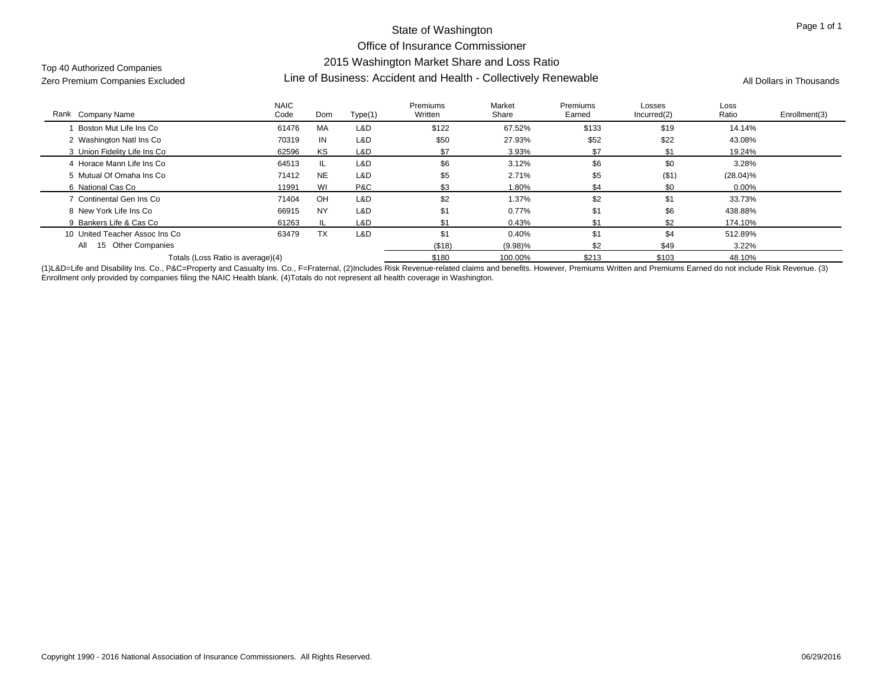# State of Washington

## Office of Insurance Commissioner

## 2015 Washington Market Share and Loss Ratio

## Line of Business: Accident and Health - Collectively Renewable

Top 40 Authorized Companies

Zero Premium Companies Excluded

All Dollars in Thousands

| Rank | Company Name | NAIC Code | Dom | Type(1) | Premiums Written | Market Share | Premiums Earned | Losses Incurred(2) | Loss Ratio | Enrollment(3) |
|---|---|---|---|---|---|---|---|---|---|---|
| 1 | Boston Mut Life Ins Co | 61476 | MA | L&D | $122 | 67.52% | $133 | $19 | 14.14% | |
| 2 | Washington Natl Ins Co | 70319 | IN | L&D | $50 | 27.93% | $52 | $22 | 43.08% | |
| 3 | Union Fidelity Life Ins Co | 62596 | KS | L&D | $7 | 3.93% | $7 | $1 | 19.24% | |
| 4 | Horace Mann Life Ins Co | 64513 | IL | L&D | $6 | 3.12% | $6 | $0 | 3.28% | |
| 5 | Mutual Of Omaha Ins Co | 71412 | NE | L&D | $5 | 2.71% | $5 | ($1) | (28.04)% | |
| 6 | National Cas Co | 11991 | WI | P&C | $3 | 1.80% | $4 | $0 | 0.00% | |
| 7 | Continental Gen Ins Co | 71404 | OH | L&D | $2 | 1.37% | $2 | $1 | 33.73% | |
| 8 | New York Life Ins Co | 66915 | NY | L&D | $1 | 0.77% | $1 | $6 | 438.88% | |
| 9 | Bankers Life & Cas Co | 61263 | IL | L&D | $1 | 0.43% | $1 | $2 | 174.10% | |
| 10 | United Teacher Assoc Ins Co | 63479 | TX | L&D | $1 | 0.40% | $1 | $4 | 512.89% | |
| All | 15 Other Companies | | | | ($18) | (9.98)% | $2 | $49 | 3.22% | |
| | Totals (Loss Ratio is average)(4) | | | | $180 | 100.00% | $213 | $103 | 48.10% | |

(1)L&D=Life and Disability Ins. Co., P&C=Property and Casualty Ins. Co., F=Fraternal, (2)Includes Risk Revenue-related claims and benefits. However, Premiums Written and Premiums Earned do not include Risk Revenue. (3) Enrollment only provided by companies filing the NAIC Health blank. (4)Totals do not represent all health coverage in Washington.

Copyright 1990 - 2016 National Association of Insurance Commissioners. All Rights Reserved.

06/29/2016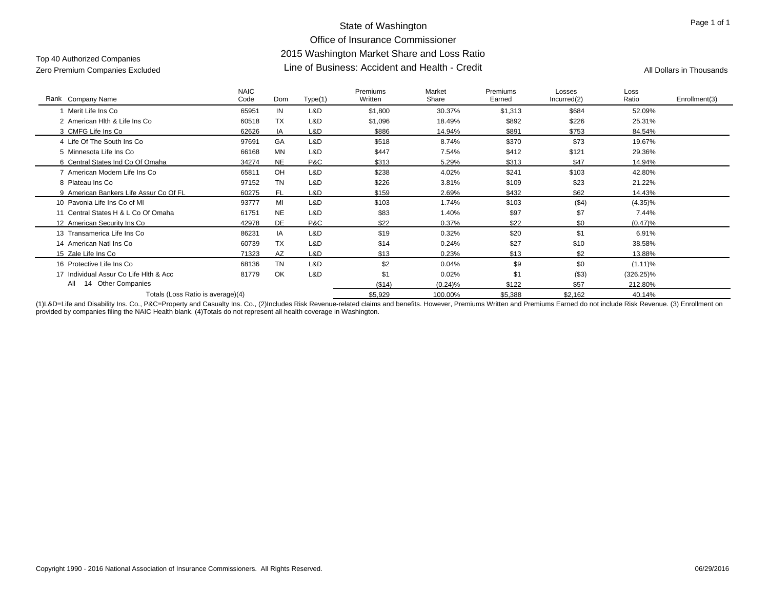# State of Washington
## Office of Insurance Commissioner
## 2015 Washington Market Share and Loss Ratio
## Line of Business: Accident and Health - Credit

Top 40 Authorized Companies
Zero Premium Companies Excluded

All Dollars in Thousands

| Rank | Company Name | NAIC Code | Dom | Type(1) | Premiums Written | Market Share | Premiums Earned | Losses Incurred(2) | Loss Ratio | Enrollment(3) |
|---|---|---|---|---|---|---|---|---|---|---|
| 1 | Merit Life Ins Co | 65951 | IN | L&D | $1,800 | 30.37% | $1,313 | $684 | 52.09% | |
| 2 | American Hlth & Life Ins Co | 60518 | TX | L&D | $1,096 | 18.49% | $892 | $226 | 25.31% | |
| 3 | CMFG Life Ins Co | 62626 | IA | L&D | $886 | 14.94% | $891 | $753 | 84.54% | |
| 4 | Life Of The South Ins Co | 97691 | GA | L&D | $518 | 8.74% | $370 | $73 | 19.67% | |
| 5 | Minnesota Life Ins Co | 66168 | MN | L&D | $447 | 7.54% | $412 | $121 | 29.36% | |
| 6 | Central States Ind Co Of Omaha | 34274 | NE | P&C | $313 | 5.29% | $313 | $47 | 14.94% | |
| 7 | American Modern Life Ins Co | 65811 | OH | L&D | $238 | 4.02% | $241 | $103 | 42.80% | |
| 8 | Plateau Ins Co | 97152 | TN | L&D | $226 | 3.81% | $109 | $23 | 21.22% | |
| 9 | American Bankers Life Assur Co Of FL | 60275 | FL | L&D | $159 | 2.69% | $432 | $62 | 14.43% | |
| 10 | Pavonia Life Ins Co of MI | 93777 | MI | L&D | $103 | 1.74% | $103 | ($4) | (4.35)% | |
| 11 | Central States H & L Co Of Omaha | 61751 | NE | L&D | $83 | 1.40% | $97 | $7 | 7.44% | |
| 12 | American Security Ins Co | 42978 | DE | P&C | $22 | 0.37% | $22 | $0 | (0.47)% | |
| 13 | Transamerica Life Ins Co | 86231 | IA | L&D | $19 | 0.32% | $20 | $1 | 6.91% | |
| 14 | American Natl Ins Co | 60739 | TX | L&D | $14 | 0.24% | $27 | $10 | 38.58% | |
| 15 | Zale Life Ins Co | 71323 | AZ | L&D | $13 | 0.23% | $13 | $2 | 13.88% | |
| 16 | Protective Life Ins Co | 68136 | TN | L&D | $2 | 0.04% | $9 | $0 | (1.11)% | |
| 17 | Individual Assur Co Life Hlth & Acc | 81779 | OK | L&D | $1 | 0.02% | $1 | ($3) | (326.25)% | |
| | All 14 Other Companies | | | | ($14) | (0.24)% | $122 | $57 | 212.80% | |
| | Totals (Loss Ratio is average)(4) | | | | $5,929 | 100.00% | $5,388 | $2,162 | 40.14% | |

(1)L&D=Life and Disability Ins. Co., P&C=Property and Casualty Ins. Co., (2)Includes Risk Revenue-related claims and benefits. However, Premiums Written and Premiums Earned do not include Risk Revenue. (3) Enrollment on provided by companies filing the NAIC Health blank. (4)Totals do not represent all health coverage in Washington.

Copyright 1990 - 2016 National Association of Insurance Commissioners. All Rights Reserved.

06/29/2016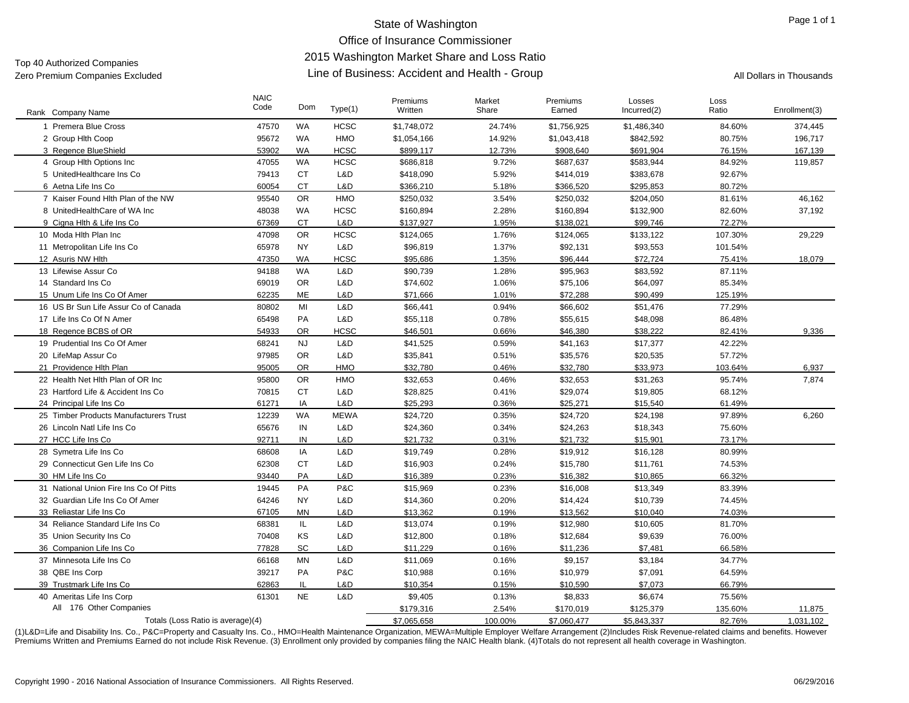# State of Washington
## Office of Insurance Commissioner
## 2015 Washington Market Share and Loss Ratio
## Line of Business: Accident and Health - Group

Top 40 Authorized Companies
Zero Premium Companies Excluded

All Dollars in Thousands

| Rank | Company Name | NAIC Code | Dom | Type(1) | Premiums Written | Market Share | Premiums Earned | Losses Incurred(2) | Loss Ratio | Enrollment(3) |
|---|---|---|---|---|---|---|---|---|---|---|
| 1 | Premera Blue Cross | 47570 | WA | HCSC | $1,748,072 | 24.74% | $1,756,925 | $1,486,340 | 84.60% | 374,445 |
| 2 | Group Hlth Coop | 95672 | WA | HMO | $1,054,166 | 14.92% | $1,043,418 | $842,592 | 80.75% | 196,717 |
| 3 | Regence BlueShield | 53902 | WA | HCSC | $899,117 | 12.73% | $908,640 | $691,904 | 76.15% | 167,139 |
| 4 | Group Hlth Options Inc | 47055 | WA | HCSC | $686,818 | 9.72% | $687,637 | $583,944 | 84.92% | 119,857 |
| 5 | UnitedHealthcare Ins Co | 79413 | CT | L&D | $418,090 | 5.92% | $414,019 | $383,678 | 92.67% | |
| 6 | Aetna Life Ins Co | 60054 | CT | L&D | $366,210 | 5.18% | $366,520 | $295,853 | 80.72% | |
| 7 | Kaiser Found Hlth Plan of the NW | 95540 | OR | HMO | $250,032 | 3.54% | $250,032 | $204,050 | 81.61% | 46,162 |
| 8 | UnitedHealthCare of WA Inc | 48038 | WA | HCSC | $160,894 | 2.28% | $160,894 | $132,900 | 82.60% | 37,192 |
| 9 | Cigna Hlth & Life Ins Co | 67369 | CT | L&D | $137,927 | 1.95% | $138,021 | $99,746 | 72.27% | |
| 10 | Moda Hlth Plan Inc | 47098 | OR | HCSC | $124,065 | 1.76% | $124,065 | $133,122 | 107.30% | 29,229 |
| 11 | Metropolitan Life Ins Co | 65978 | NY | L&D | $96,819 | 1.37% | $92,131 | $93,553 | 101.54% | |
| 12 | Asuris NW Hlth | 47350 | WA | HCSC | $95,686 | 1.35% | $96,444 | $72,724 | 75.41% | 18,079 |
| 13 | Lifewise Assur Co | 94188 | WA | L&D | $90,739 | 1.28% | $95,963 | $83,592 | 87.11% | |
| 14 | Standard Ins Co | 69019 | OR | L&D | $74,602 | 1.06% | $75,106 | $64,097 | 85.34% | |
| 15 | Unum Life Ins Co Of Amer | 62235 | ME | L&D | $71,666 | 1.01% | $72,288 | $90,499 | 125.19% | |
| 16 | US Br Sun Life Assur Co of Canada | 80802 | MI | L&D | $66,441 | 0.94% | $66,602 | $51,476 | 77.29% | |
| 17 | Life Ins Co Of N Amer | 65498 | PA | L&D | $55,118 | 0.78% | $55,615 | $48,098 | 86.48% | |
| 18 | Regence BCBS of OR | 54933 | OR | HCSC | $46,501 | 0.66% | $46,380 | $38,222 | 82.41% | 9,336 |
| 19 | Prudential Ins Co Of Amer | 68241 | NJ | L&D | $41,525 | 0.59% | $41,163 | $17,377 | 42.22% | |
| 20 | LifeMap Assur Co | 97985 | OR | L&D | $35,841 | 0.51% | $35,576 | $20,535 | 57.72% | |
| 21 | Providence Hlth Plan | 95005 | OR | HMO | $32,780 | 0.46% | $32,780 | $33,973 | 103.64% | 6,937 |
| 22 | Health Net Hlth Plan of OR Inc | 95800 | OR | HMO | $32,653 | 0.46% | $32,653 | $31,263 | 95.74% | 7,874 |
| 23 | Hartford Life & Accident Ins Co | 70815 | CT | L&D | $28,825 | 0.41% | $29,074 | $19,805 | 68.12% | |
| 24 | Principal Life Ins Co | 61271 | IA | L&D | $25,293 | 0.36% | $25,271 | $15,540 | 61.49% | |
| 25 | Timber Products Manufacturers Trust | 12239 | WA | MEWA | $24,720 | 0.35% | $24,720 | $24,198 | 97.89% | 6,260 |
| 26 | Lincoln Natl Life Ins Co | 65676 | IN | L&D | $24,360 | 0.34% | $24,263 | $18,343 | 75.60% | |
| 27 | HCC Life Ins Co | 92711 | IN | L&D | $21,732 | 0.31% | $21,732 | $15,901 | 73.17% | |
| 28 | Symetra Life Ins Co | 68608 | IA | L&D | $19,749 | 0.28% | $19,912 | $16,128 | 80.99% | |
| 29 | Connecticut Gen Life Ins Co | 62308 | CT | L&D | $16,903 | 0.24% | $15,780 | $11,761 | 74.53% | |
| 30 | HM Life Ins Co | 93440 | PA | L&D | $16,389 | 0.23% | $16,382 | $10,865 | 66.32% | |
| 31 | National Union Fire Ins Co Of Pitts | 19445 | PA | P&C | $15,969 | 0.23% | $16,008 | $13,349 | 83.39% | |
| 32 | Guardian Life Ins Co Of Amer | 64246 | NY | L&D | $14,360 | 0.20% | $14,424 | $10,739 | 74.45% | |
| 33 | Reliastar Life Ins Co | 67105 | MN | L&D | $13,362 | 0.19% | $13,562 | $10,040 | 74.03% | |
| 34 | Reliance Standard Life Ins Co | 68381 | IL | L&D | $13,074 | 0.19% | $12,980 | $10,605 | 81.70% | |
| 35 | Union Security Ins Co | 70408 | KS | L&D | $12,800 | 0.18% | $12,684 | $9,639 | 76.00% | |
| 36 | Companion Life Ins Co | 77828 | SC | L&D | $11,229 | 0.16% | $11,236 | $7,481 | 66.58% | |
| 37 | Minnesota Life Ins Co | 66168 | MN | L&D | $11,069 | 0.16% | $9,157 | $3,184 | 34.77% | |
| 38 | QBE Ins Corp | 39217 | PA | P&C | $10,988 | 0.16% | $10,979 | $7,091 | 64.59% | |
| 39 | Trustmark Life Ins Co | 62863 | IL | L&D | $10,354 | 0.15% | $10,590 | $7,073 | 66.79% | |
| 40 | Ameritas Life Ins Corp | 61301 | NE | L&D | $9,405 | 0.13% | $8,833 | $6,674 | 75.56% | |
| | All 176 Other Companies | | | | $179,316 | 2.54% | $170,019 | $125,379 | 135.60% | 11,875 |
| | Totals (Loss Ratio is average)(4) | | | | $7,065,658 | 100.00% | $7,060,477 | $5,843,337 | 82.76% | 1,031,102 |

(1)L&D=Life and Disability Ins. Co., P&C=Property and Casualty Ins. Co., HMO=Health Maintenance Organization, MEWA=Multiple Employer Welfare Arrangement (2)Includes Risk Revenue-related claims and benefits. However Premiums Written and Premiums Earned do not include Risk Revenue. (3) Enrollment only provided by companies filing the NAIC Health blank. (4)Totals do not represent all health coverage in Washington.

Copyright 1990 - 2016 National Association of Insurance Commissioners. All Rights Reserved.

06/29/2016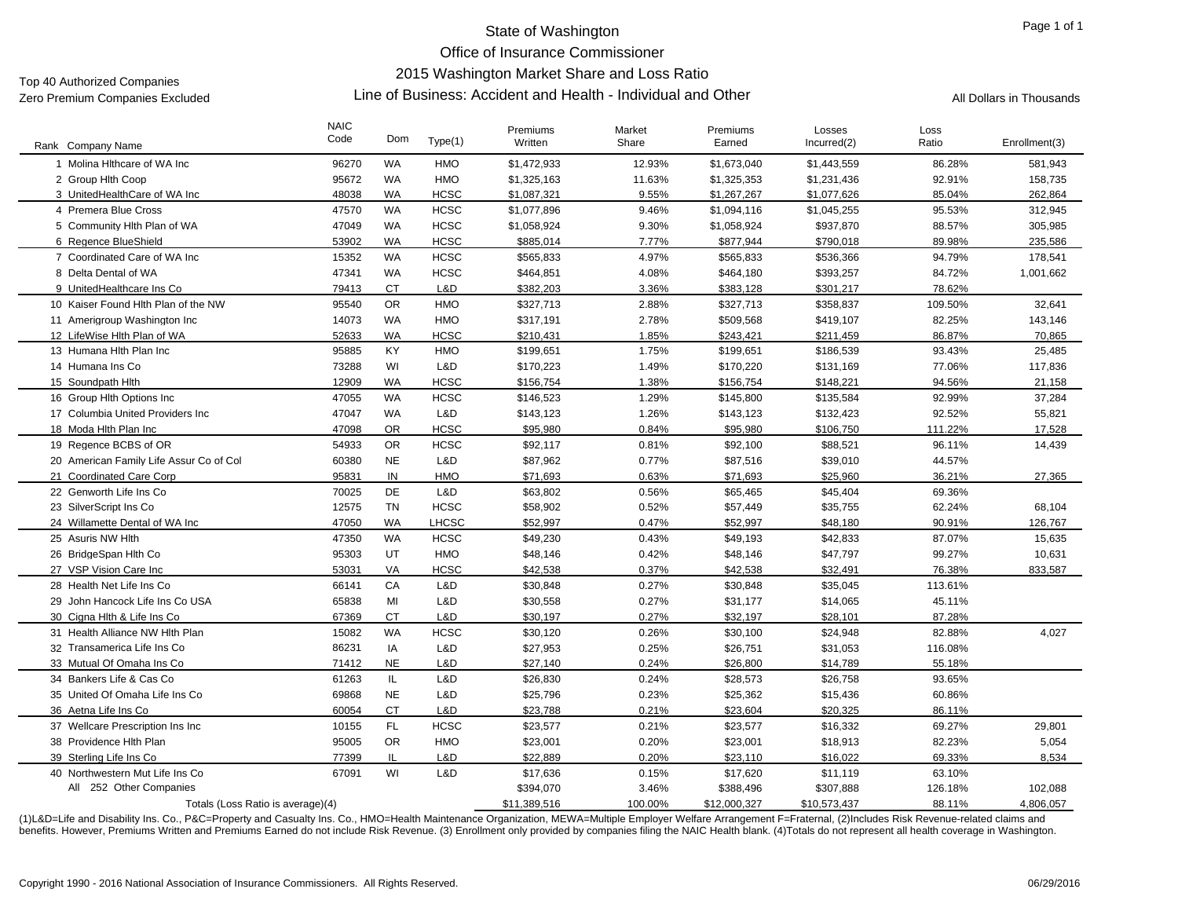# State of Washington
## Office of Insurance Commissioner
## 2015 Washington Market Share and Loss Ratio
## Line of Business: Accident and Health - Individual and Other

Top 40 Authorized Companies
Zero Premium Companies Excluded

All Dollars in Thousands

| Rank | Company Name | NAIC Code | Dom | Type(1) | Premiums Written | Market Share | Premiums Earned | Losses Incurred(2) | Loss Ratio | Enrollment(3) |
|---|---|---|---|---|---|---|---|---|---|---|
| 1 | Molina Hlthcare of WA Inc | 96270 | WA | HMO | $1,472,933 | 12.93% | $1,673,040 | $1,443,559 | 86.28% | 581,943 |
| 2 | Group Hlth Coop | 95672 | WA | HMO | $1,325,163 | 11.63% | $1,325,353 | $1,231,436 | 92.91% | 158,735 |
| 3 | UnitedHealthCare of WA Inc | 48038 | WA | HCSC | $1,087,321 | 9.55% | $1,267,267 | $1,077,626 | 85.04% | 262,864 |
| 4 | Premera Blue Cross | 47570 | WA | HCSC | $1,077,896 | 9.46% | $1,094,116 | $1,045,255 | 95.53% | 312,945 |
| 5 | Community Hlth Plan of WA | 47049 | WA | HCSC | $1,058,924 | 9.30% | $1,058,924 | $937,870 | 88.57% | 305,985 |
| 6 | Regence BlueShield | 53902 | WA | HCSC | $885,014 | 7.77% | $877,944 | $790,018 | 89.98% | 235,586 |
| 7 | Coordinated Care of WA Inc | 15352 | WA | HCSC | $565,833 | 4.97% | $565,833 | $536,366 | 94.79% | 178,541 |
| 8 | Delta Dental of WA | 47341 | WA | HCSC | $464,851 | 4.08% | $464,180 | $393,257 | 84.72% | 1,001,662 |
| 9 | UnitedHealthcare Ins Co | 79413 | CT | L&D | $382,203 | 3.36% | $383,128 | $301,217 | 78.62% | |
| 10 | Kaiser Found Hlth Plan of the NW | 95540 | OR | HMO | $327,713 | 2.88% | $327,713 | $358,837 | 109.50% | 32,641 |
| 11 | Amerigroup Washington Inc | 14073 | WA | HMO | $317,191 | 2.78% | $509,568 | $419,107 | 82.25% | 143,146 |
| 12 | LifeWise Hlth Plan of WA | 52633 | WA | HCSC | $210,431 | 1.85% | $243,421 | $211,459 | 86.87% | 70,865 |
| 13 | Humana Hlth Plan Inc | 95885 | KY | HMO | $199,651 | 1.75% | $199,651 | $186,539 | 93.43% | 25,485 |
| 14 | Humana Ins Co | 73288 | WI | L&D | $170,223 | 1.49% | $170,220 | $131,169 | 77.06% | 117,836 |
| 15 | Soundpath Hlth | 12909 | WA | HCSC | $156,754 | 1.38% | $156,754 | $148,221 | 94.56% | 21,158 |
| 16 | Group Hlth Options Inc | 47055 | WA | HCSC | $146,523 | 1.29% | $145,800 | $135,584 | 92.99% | 37,284 |
| 17 | Columbia United Providers Inc | 47047 | WA | L&D | $143,123 | 1.26% | $143,123 | $132,423 | 92.52% | 55,821 |
| 18 | Moda Hlth Plan Inc | 47098 | OR | HCSC | $95,980 | 0.84% | $95,980 | $106,750 | 111.22% | 17,528 |
| 19 | Regence BCBS of OR | 54933 | OR | HCSC | $92,117 | 0.81% | $92,100 | $88,521 | 96.11% | 14,439 |
| 20 | American Family Life Assur Co of Col | 60380 | NE | L&D | $87,962 | 0.77% | $87,516 | $39,010 | 44.57% | |
| 21 | Coordinated Care Corp | 95831 | IN | HMO | $71,693 | 0.63% | $71,693 | $25,960 | 36.21% | 27,365 |
| 22 | Genworth Life Ins Co | 70025 | DE | L&D | $63,802 | 0.56% | $65,465 | $45,404 | 69.36% | |
| 23 | SilverScript Ins Co | 12575 | TN | HCSC | $58,902 | 0.52% | $57,449 | $35,755 | 62.24% | 68,104 |
| 24 | Willamette Dental of WA Inc | 47050 | WA | LHCSC | $52,997 | 0.47% | $52,997 | $48,180 | 90.91% | 126,767 |
| 25 | Asuris NW Hlth | 47350 | WA | HCSC | $49,230 | 0.43% | $49,193 | $42,833 | 87.07% | 15,635 |
| 26 | BridgeSpan Hlth Co | 95303 | UT | HMO | $48,146 | 0.42% | $48,146 | $47,797 | 99.27% | 10,631 |
| 27 | VSP Vision Care Inc | 53031 | VA | HCSC | $42,538 | 0.37% | $42,538 | $32,491 | 76.38% | 833,587 |
| 28 | Health Net Life Ins Co | 66141 | CA | L&D | $30,848 | 0.27% | $30,848 | $35,045 | 113.61% | |
| 29 | John Hancock Life Ins Co USA | 65838 | MI | L&D | $30,558 | 0.27% | $31,177 | $14,065 | 45.11% | |
| 30 | Cigna Hlth & Life Ins Co | 67369 | CT | L&D | $30,197 | 0.27% | $32,197 | $28,101 | 87.28% | |
| 31 | Health Alliance NW Hlth Plan | 15082 | WA | HCSC | $30,120 | 0.26% | $30,100 | $24,948 | 82.88% | 4,027 |
| 32 | Transamerica Life Ins Co | 86231 | IA | L&D | $27,953 | 0.25% | $26,751 | $31,053 | 116.08% | |
| 33 | Mutual Of Omaha Ins Co | 71412 | NE | L&D | $27,140 | 0.24% | $26,800 | $14,789 | 55.18% | |
| 34 | Bankers Life & Cas Co | 61263 | IL | L&D | $26,830 | 0.24% | $28,573 | $26,758 | 93.65% | |
| 35 | United Of Omaha Life Ins Co | 69868 | NE | L&D | $25,796 | 0.23% | $25,362 | $15,436 | 60.86% | |
| 36 | Aetna Life Ins Co | 60054 | CT | L&D | $23,788 | 0.21% | $23,604 | $20,325 | 86.11% | |
| 37 | Wellcare Prescription Ins Inc | 10155 | FL | HCSC | $23,577 | 0.21% | $23,577 | $16,332 | 69.27% | 29,801 |
| 38 | Providence Hlth Plan | 95005 | OR | HMO | $23,001 | 0.20% | $23,001 | $18,913 | 82.23% | 5,054 |
| 39 | Sterling Life Ins Co | 77399 | IL | L&D | $22,889 | 0.20% | $23,110 | $16,022 | 69.33% | 8,534 |
| 40 | Northwestern Mut Life Ins Co | 67091 | WI | L&D | $17,636 | 0.15% | $17,620 | $11,119 | 63.10% | |
| | All 252 Other Companies | | | | $394,070 | 3.46% | $388,496 | $307,888 | 126.18% | 102,088 |
| | Totals (Loss Ratio is average)(4) | | | | $11,389,516 | 100.00% | $12,000,327 | $10,573,437 | 88.11% | 4,806,057 |

(1)L&D=Life and Disability Ins. Co., P&C=Property and Casualty Ins. Co., HMO=Health Maintenance Organization, MEWA=Multiple Employer Welfare Arrangement F=Fraternal, (2)Includes Risk Revenue-related claims and benefits. However, Premiums Written and Premiums Earned do not include Risk Revenue. (3) Enrollment only provided by companies filing the NAIC Health blank. (4)Totals do not represent all health coverage in Washington.

Copyright 1990 - 2016 National Association of Insurance Commissioners. All Rights Reserved.

06/29/2016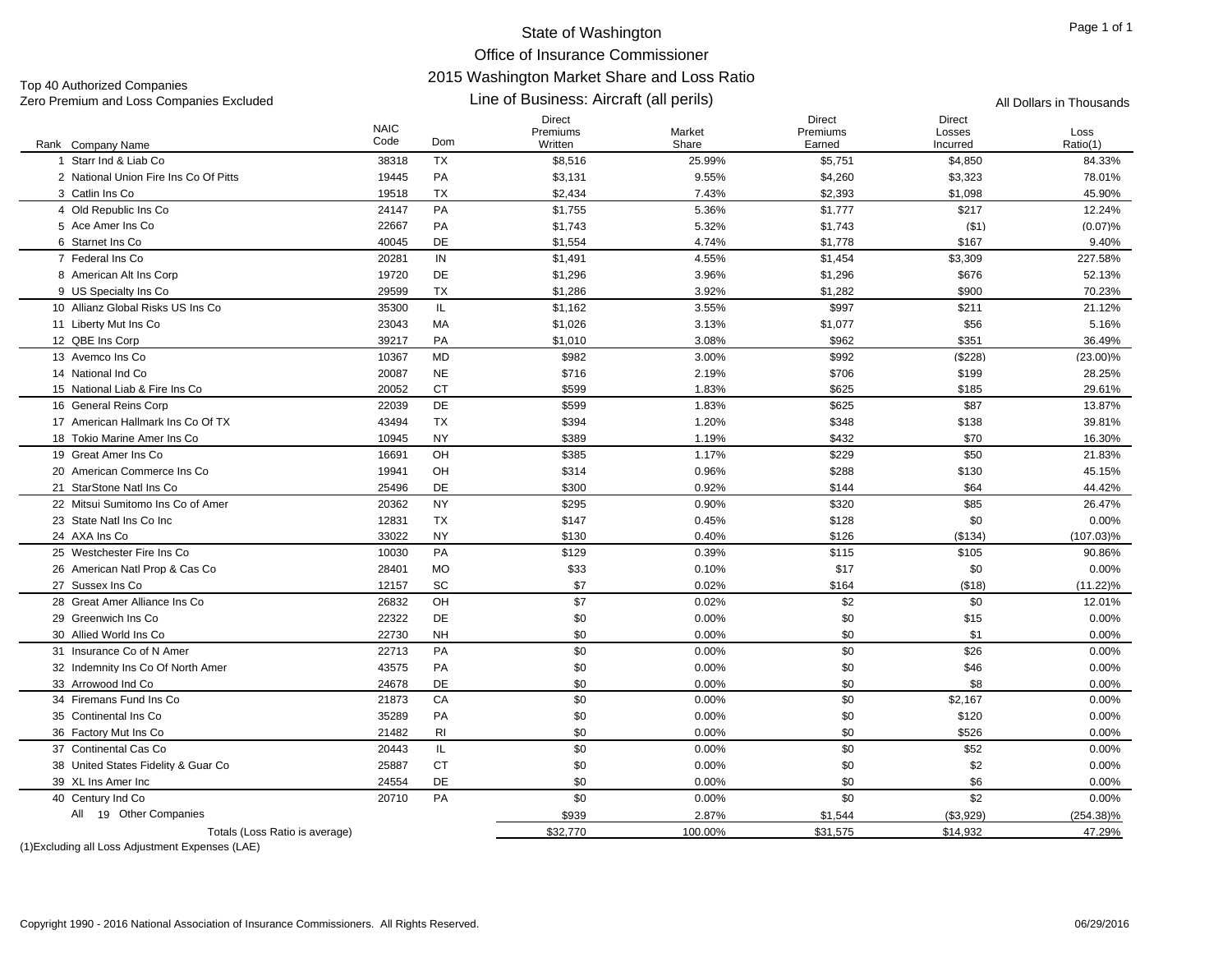# State of Washington
## Office of Insurance Commissioner
## 2015 Washington Market Share and Loss Ratio
## Line of Business: Aircraft (all perils)

Top 40 Authorized Companies
Zero Premium and Loss Companies Excluded

All Dollars in Thousands

| Rank | Company Name | NAIC Code | Dom | Direct Premiums Written | Market Share | Direct Premiums Earned | Direct Losses Incurred | Loss Ratio(1) |
|---|---|---|---|---|---|---|---|---|
| 1 | Starr Ind & Liab Co | 38318 | TX | $8,516 | 25.99% | $5,751 | $4,850 | 84.33% |
| 2 | National Union Fire Ins Co Of Pitts | 19445 | PA | $3,131 | 9.55% | $4,260 | $3,323 | 78.01% |
| 3 | Catlin Ins Co | 19518 | TX | $2,434 | 7.43% | $2,393 | $1,098 | 45.90% |
| 4 | Old Republic Ins Co | 24147 | PA | $1,755 | 5.36% | $1,777 | $217 | 12.24% |
| 5 | Ace Amer Ins Co | 22667 | PA | $1,743 | 5.32% | $1,743 | ($1) | (0.07)% |
| 6 | Starnet Ins Co | 40045 | DE | $1,554 | 4.74% | $1,778 | $167 | 9.40% |
| 7 | Federal Ins Co | 20281 | IN | $1,491 | 4.55% | $1,454 | $3,309 | 227.58% |
| 8 | American Alt Ins Corp | 19720 | DE | $1,296 | 3.96% | $1,296 | $676 | 52.13% |
| 9 | US Specialty Ins Co | 29599 | TX | $1,286 | 3.92% | $1,282 | $900 | 70.23% |
| 10 | Allianz Global Risks US Ins Co | 35300 | IL | $1,162 | 3.55% | $997 | $211 | 21.12% |
| 11 | Liberty Mut Ins Co | 23043 | MA | $1,026 | 3.13% | $1,077 | $56 | 5.16% |
| 12 | QBE Ins Corp | 39217 | PA | $1,010 | 3.08% | $962 | $351 | 36.49% |
| 13 | Avemco Ins Co | 10367 | MD | $982 | 3.00% | $992 | ($228) | (23.00)% |
| 14 | National Ind Co | 20087 | NE | $716 | 2.19% | $706 | $199 | 28.25% |
| 15 | National Liab & Fire Ins Co | 20052 | CT | $599 | 1.83% | $625 | $185 | 29.61% |
| 16 | General Reins Corp | 22039 | DE | $599 | 1.83% | $625 | $87 | 13.87% |
| 17 | American Hallmark Ins Co Of TX | 43494 | TX | $394 | 1.20% | $348 | $138 | 39.81% |
| 18 | Tokio Marine Amer Ins Co | 10945 | NY | $389 | 1.19% | $432 | $70 | 16.30% |
| 19 | Great Amer Ins Co | 16691 | OH | $385 | 1.17% | $229 | $50 | 21.83% |
| 20 | American Commerce Ins Co | 19941 | OH | $314 | 0.96% | $288 | $130 | 45.15% |
| 21 | StarStone Natl Ins Co | 25496 | DE | $300 | 0.92% | $144 | $64 | 44.42% |
| 22 | Mitsui Sumitomo Ins Co of Amer | 20362 | NY | $295 | 0.90% | $320 | $85 | 26.47% |
| 23 | State Natl Ins Co Inc | 12831 | TX | $147 | 0.45% | $128 | $0 | 0.00% |
| 24 | AXA Ins Co | 33022 | NY | $130 | 0.40% | $126 | ($134) | (107.03)% |
| 25 | Westchester Fire Ins Co | 10030 | PA | $129 | 0.39% | $115 | $105 | 90.86% |
| 26 | American Natl Prop & Cas Co | 28401 | MO | $33 | 0.10% | $17 | $0 | 0.00% |
| 27 | Sussex Ins Co | 12157 | SC | $7 | 0.02% | $164 | ($18) | (11.22)% |
| 28 | Great Amer Alliance Ins Co | 26832 | OH | $7 | 0.02% | $2 | $0 | 12.01% |
| 29 | Greenwich Ins Co | 22322 | DE | $0 | 0.00% | $0 | $15 | 0.00% |
| 30 | Allied World Ins Co | 22730 | NH | $0 | 0.00% | $0 | $1 | 0.00% |
| 31 | Insurance Co of N Amer | 22713 | PA | $0 | 0.00% | $0 | $26 | 0.00% |
| 32 | Indemnity Ins Co Of North Amer | 43575 | PA | $0 | 0.00% | $0 | $46 | 0.00% |
| 33 | Arrowood Ind Co | 24678 | DE | $0 | 0.00% | $0 | $8 | 0.00% |
| 34 | Firemans Fund Ins Co | 21873 | CA | $0 | 0.00% | $0 | $2,167 | 0.00% |
| 35 | Continental Ins Co | 35289 | PA | $0 | 0.00% | $0 | $120 | 0.00% |
| 36 | Factory Mut Ins Co | 21482 | RI | $0 | 0.00% | $0 | $526 | 0.00% |
| 37 | Continental Cas Co | 20443 | IL | $0 | 0.00% | $0 | $52 | 0.00% |
| 38 | United States Fidelity & Guar Co | 25887 | CT | $0 | 0.00% | $0 | $2 | 0.00% |
| 39 | XL Ins Amer Inc | 24554 | DE | $0 | 0.00% | $0 | $6 | 0.00% |
| 40 | Century Ind Co | 20710 | PA | $0 | 0.00% | $0 | $2 | 0.00% |
| | All 19 Other Companies | | | $939 | 2.87% | $1,544 | ($3,929) | (254.38)% |
| | Totals (Loss Ratio is average) | | | $32,770 | 100.00% | $31,575 | $14,932 | 47.29% |

(1)Excluding all Loss Adjustment Expenses (LAE)

Copyright 1990 - 2016 National Association of Insurance Commissioners. All Rights Reserved.

06/29/2016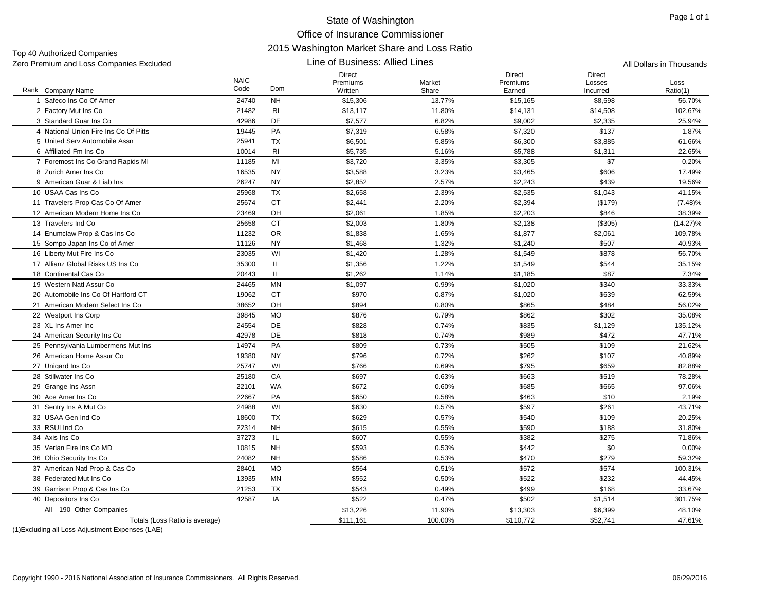# State of Washington
## Office of Insurance Commissioner
## 2015 Washington Market Share and Loss Ratio
### Line of Business: Allied Lines

Top 40 Authorized Companies
Zero Premium and Loss Companies Excluded

All Dollars in Thousands

| Rank | Company Name | NAIC Code | Dom | Direct Premiums Written | Market Share | Direct Premiums Earned | Direct Losses Incurred | Loss Ratio(1) |
|---|---|---|---|---|---|---|---|---|
| 1 | Safeco Ins Co Of Amer | 24740 | NH | $15,306 | 13.77% | $15,165 | $8,598 | 56.70% |
| 2 | Factory Mut Ins Co | 21482 | RI | $13,117 | 11.80% | $14,131 | $14,508 | 102.67% |
| 3 | Standard Guar Ins Co | 42986 | DE | $7,577 | 6.82% | $9,002 | $2,335 | 25.94% |
| 4 | National Union Fire Ins Co Of Pitts | 19445 | PA | $7,319 | 6.58% | $7,320 | $137 | 1.87% |
| 5 | United Serv Automobile Assn | 25941 | TX | $6,501 | 5.85% | $6,300 | $3,885 | 61.66% |
| 6 | Affiliated Fm Ins Co | 10014 | RI | $5,735 | 5.16% | $5,788 | $1,311 | 22.65% |
| 7 | Foremost Ins Co Grand Rapids MI | 11185 | MI | $3,720 | 3.35% | $3,305 | $7 | 0.20% |
| 8 | Zurich Amer Ins Co | 16535 | NY | $3,588 | 3.23% | $3,465 | $606 | 17.49% |
| 9 | American Guar & Liab Ins | 26247 | NY | $2,852 | 2.57% | $2,243 | $439 | 19.56% |
| 10 | USAA Cas Ins Co | 25968 | TX | $2,658 | 2.39% | $2,535 | $1,043 | 41.15% |
| 11 | Travelers Prop Cas Co Of Amer | 25674 | CT | $2,441 | 2.20% | $2,394 | ($179) | (7.48)% |
| 12 | American Modern Home Ins Co | 23469 | OH | $2,061 | 1.85% | $2,203 | $846 | 38.39% |
| 13 | Travelers Ind Co | 25658 | CT | $2,003 | 1.80% | $2,138 | ($305) | (14.27)% |
| 14 | Enumclaw Prop & Cas Ins Co | 11232 | OR | $1,838 | 1.65% | $1,877 | $2,061 | 109.78% |
| 15 | Sompo Japan Ins Co of Amer | 11126 | NY | $1,468 | 1.32% | $1,240 | $507 | 40.93% |
| 16 | Liberty Mut Fire Ins Co | 23035 | WI | $1,420 | 1.28% | $1,549 | $878 | 56.70% |
| 17 | Allianz Global Risks US Ins Co | 35300 | IL | $1,356 | 1.22% | $1,549 | $544 | 35.15% |
| 18 | Continental Cas Co | 20443 | IL | $1,262 | 1.14% | $1,185 | $87 | 7.34% |
| 19 | Western Natl Assur Co | 24465 | MN | $1,097 | 0.99% | $1,020 | $340 | 33.33% |
| 20 | Automobile Ins Co Of Hartford CT | 19062 | CT | $970 | 0.87% | $1,020 | $639 | 62.59% |
| 21 | American Modern Select Ins Co | 38652 | OH | $894 | 0.80% | $865 | $484 | 56.02% |
| 22 | Westport Ins Corp | 39845 | MO | $876 | 0.79% | $862 | $302 | 35.08% |
| 23 | XL Ins Amer Inc | 24554 | DE | $828 | 0.74% | $835 | $1,129 | 135.12% |
| 24 | American Security Ins Co | 42978 | DE | $818 | 0.74% | $989 | $472 | 47.71% |
| 25 | Pennsylvania Lumbermens Mut Ins | 14974 | PA | $809 | 0.73% | $505 | $109 | 21.62% |
| 26 | American Home Assur Co | 19380 | NY | $796 | 0.72% | $262 | $107 | 40.89% |
| 27 | Unigard Ins Co | 25747 | WI | $766 | 0.69% | $795 | $659 | 82.88% |
| 28 | Stillwater Ins Co | 25180 | CA | $697 | 0.63% | $663 | $519 | 78.28% |
| 29 | Grange Ins Assn | 22101 | WA | $672 | 0.60% | $685 | $665 | 97.06% |
| 30 | Ace Amer Ins Co | 22667 | PA | $650 | 0.58% | $463 | $10 | 2.19% |
| 31 | Sentry Ins A Mut Co | 24988 | WI | $630 | 0.57% | $597 | $261 | 43.71% |
| 32 | USAA Gen Ind Co | 18600 | TX | $629 | 0.57% | $540 | $109 | 20.25% |
| 33 | RSUI Ind Co | 22314 | NH | $615 | 0.55% | $590 | $188 | 31.80% |
| 34 | Axis Ins Co | 37273 | IL | $607 | 0.55% | $382 | $275 | 71.86% |
| 35 | Verlan Fire Ins Co MD | 10815 | NH | $593 | 0.53% | $442 | $0 | 0.00% |
| 36 | Ohio Security Ins Co | 24082 | NH | $586 | 0.53% | $470 | $279 | 59.32% |
| 37 | American Natl Prop & Cas Co | 28401 | MO | $564 | 0.51% | $572 | $574 | 100.31% |
| 38 | Federated Mut Ins Co | 13935 | MN | $552 | 0.50% | $522 | $232 | 44.45% |
| 39 | Garrison Prop & Cas Ins Co | 21253 | TX | $543 | 0.49% | $499 | $168 | 33.67% |
| 40 | Depositors Ins Co | 42587 | IA | $522 | 0.47% | $502 | $1,514 | 301.75% |
| | All 190 Other Companies | | | $13,226 | 11.90% | $13,303 | $6,399 | 48.10% |
| | Totals (Loss Ratio is average) | | | $111,161 | 100.00% | $110,772 | $52,741 | 47.61% |

(1)Excluding all Loss Adjustment Expenses (LAE)

Copyright 1990 - 2016 National Association of Insurance Commissioners. All Rights Reserved.

06/29/2016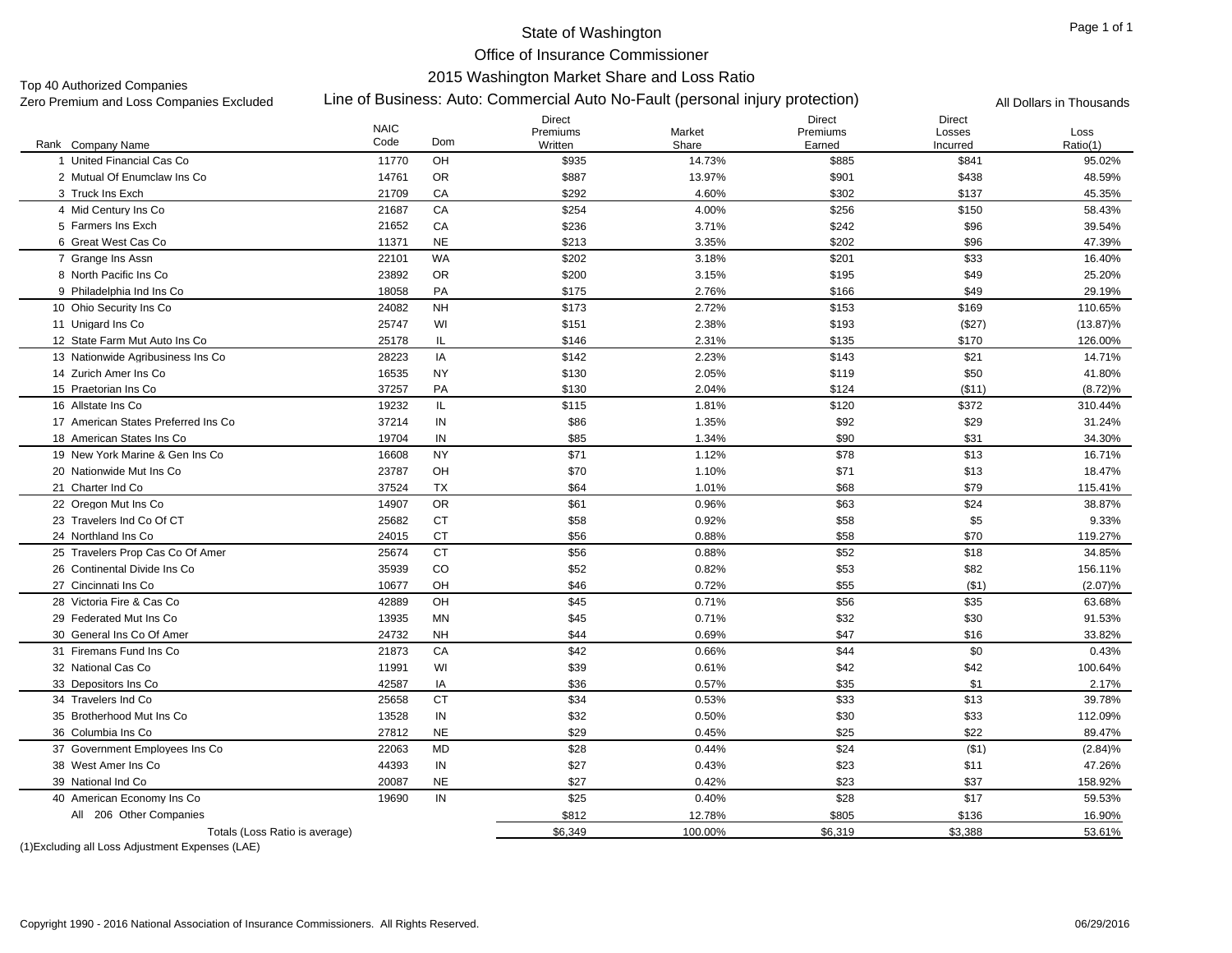# State of Washington
## Office of Insurance Commissioner
## 2015 Washington Market Share and Loss Ratio
### Line of Business: Auto: Commercial Auto No-Fault (personal injury protection)

Top 40 Authorized Companies
Zero Premium and Loss Companies Excluded

All Dollars in Thousands

| Rank | Company Name | NAIC Code | Dom | Direct Premiums Written | Market Share | Direct Premiums Earned | Direct Losses Incurred | Loss Ratio(1) |
|---|---|---|---|---|---|---|---|---|
| 1 | United Financial Cas Co | 11770 | OH | $935 | 14.73% | $885 | $841 | 95.02% |
| 2 | Mutual Of Enumclaw Ins Co | 14761 | OR | $887 | 13.97% | $901 | $438 | 48.59% |
| 3 | Truck Ins Exch | 21709 | CA | $292 | 4.60% | $302 | $137 | 45.35% |
| 4 | Mid Century Ins Co | 21687 | CA | $254 | 4.00% | $256 | $150 | 58.43% |
| 5 | Farmers Ins Exch | 21652 | CA | $236 | 3.71% | $242 | $96 | 39.54% |
| 6 | Great West Cas Co | 11371 | NE | $213 | 3.35% | $202 | $96 | 47.39% |
| 7 | Grange Ins Assn | 22101 | WA | $202 | 3.18% | $201 | $33 | 16.40% |
| 8 | North Pacific Ins Co | 23892 | OR | $200 | 3.15% | $195 | $49 | 25.20% |
| 9 | Philadelphia Ind Ins Co | 18058 | PA | $175 | 2.76% | $166 | $49 | 29.19% |
| 10 | Ohio Security Ins Co | 24082 | NH | $173 | 2.72% | $153 | $169 | 110.65% |
| 11 | Unigard Ins Co | 25747 | WI | $151 | 2.38% | $193 | ($27) | (13.87)% |
| 12 | State Farm Mut Auto Ins Co | 25178 | IL | $146 | 2.31% | $135 | $170 | 126.00% |
| 13 | Nationwide Agribusiness Ins Co | 28223 | IA | $142 | 2.23% | $143 | $21 | 14.71% |
| 14 | Zurich Amer Ins Co | 16535 | NY | $130 | 2.05% | $119 | $50 | 41.80% |
| 15 | Praetorian Ins Co | 37257 | PA | $130 | 2.04% | $124 | ($11) | (8.72)% |
| 16 | Allstate Ins Co | 19232 | IL | $115 | 1.81% | $120 | $372 | 310.44% |
| 17 | American States Preferred Ins Co | 37214 | IN | $86 | 1.35% | $92 | $29 | 31.24% |
| 18 | American States Ins Co | 19704 | IN | $85 | 1.34% | $90 | $31 | 34.30% |
| 19 | New York Marine & Gen Ins Co | 16608 | NY | $71 | 1.12% | $78 | $13 | 16.71% |
| 20 | Nationwide Mut Ins Co | 23787 | OH | $70 | 1.10% | $71 | $13 | 18.47% |
| 21 | Charter Ind Co | 37524 | TX | $64 | 1.01% | $68 | $79 | 115.41% |
| 22 | Oregon Mut Ins Co | 14907 | OR | $61 | 0.96% | $63 | $24 | 38.87% |
| 23 | Travelers Ind Co Of CT | 25682 | CT | $58 | 0.92% | $58 | $5 | 9.33% |
| 24 | Northland Ins Co | 24015 | CT | $56 | 0.88% | $58 | $70 | 119.27% |
| 25 | Travelers Prop Cas Co Of Amer | 25674 | CT | $56 | 0.88% | $52 | $18 | 34.85% |
| 26 | Continental Divide Ins Co | 35939 | CO | $52 | 0.82% | $53 | $82 | 156.11% |
| 27 | Cincinnati Ins Co | 10677 | OH | $46 | 0.72% | $55 | ($1) | (2.07)% |
| 28 | Victoria Fire & Cas Co | 42889 | OH | $45 | 0.71% | $56 | $35 | 63.68% |
| 29 | Federated Mut Ins Co | 13935 | MN | $45 | 0.71% | $32 | $30 | 91.53% |
| 30 | General Ins Co Of Amer | 24732 | NH | $44 | 0.69% | $47 | $16 | 33.82% |
| 31 | Firemans Fund Ins Co | 21873 | CA | $42 | 0.66% | $44 | $0 | 0.43% |
| 32 | National Cas Co | 11991 | WI | $39 | 0.61% | $42 | $42 | 100.64% |
| 33 | Depositors Ins Co | 42587 | IA | $36 | 0.57% | $35 | $1 | 2.17% |
| 34 | Travelers Ind Co | 25658 | CT | $34 | 0.53% | $33 | $13 | 39.78% |
| 35 | Brotherhood Mut Ins Co | 13528 | IN | $32 | 0.50% | $30 | $33 | 112.09% |
| 36 | Columbia Ins Co | 27812 | NE | $29 | 0.45% | $25 | $22 | 89.47% |
| 37 | Government Employees Ins Co | 22063 | MD | $28 | 0.44% | $24 | ($1) | (2.84)% |
| 38 | West Amer Ins Co | 44393 | IN | $27 | 0.43% | $23 | $11 | 47.26% |
| 39 | National Ind Co | 20087 | NE | $27 | 0.42% | $23 | $37 | 158.92% |
| 40 | American Economy Ins Co | 19690 | IN | $25 | 0.40% | $28 | $17 | 59.53% |
| | All 206 Other Companies | | | $812 | 12.78% | $805 | $136 | 16.90% |
| | Totals (Loss Ratio is average) | | | $6,349 | 100.00% | $6,319 | $3,388 | 53.61% |

(1)Excluding all Loss Adjustment Expenses (LAE)

Copyright 1990 - 2016 National Association of Insurance Commissioners. All Rights Reserved.

06/29/2016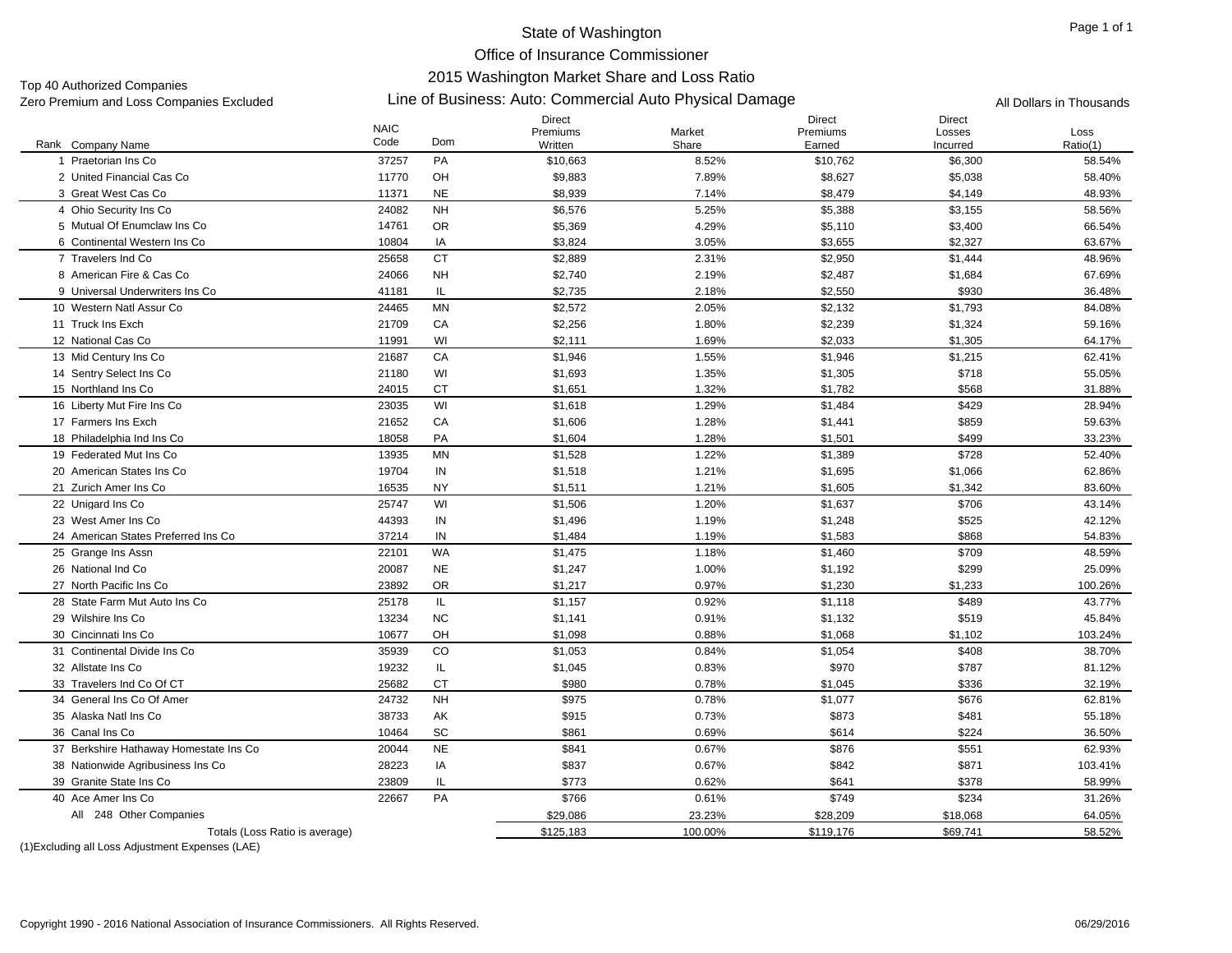# State of Washington
## Office of Insurance Commissioner
## 2015 Washington Market Share and Loss Ratio
### Line of Business: Auto: Commercial Auto Physical Damage

Top 40 Authorized Companies
Zero Premium and Loss Companies Excluded

All Dollars in Thousands

| Rank | Company Name | NAIC Code | Dom | Direct Premiums Written | Market Share | Direct Premiums Earned | Direct Losses Incurred | Loss Ratio(1) |
|---|---|---|---|---|---|---|---|---|
| 1 | Praetorian Ins Co | 37257 | PA | $10,663 | 8.52% | $10,762 | $6,300 | 58.54% |
| 2 | United Financial Cas Co | 11770 | OH | $9,883 | 7.89% | $8,627 | $5,038 | 58.40% |
| 3 | Great West Cas Co | 11371 | NE | $8,939 | 7.14% | $8,479 | $4,149 | 48.93% |
| 4 | Ohio Security Ins Co | 24082 | NH | $6,576 | 5.25% | $5,388 | $3,155 | 58.56% |
| 5 | Mutual Of Enumclaw Ins Co | 14761 | OR | $5,369 | 4.29% | $5,110 | $3,400 | 66.54% |
| 6 | Continental Western Ins Co | 10804 | IA | $3,824 | 3.05% | $3,655 | $2,327 | 63.67% |
| 7 | Travelers Ind Co | 25658 | CT | $2,889 | 2.31% | $2,950 | $1,444 | 48.96% |
| 8 | American Fire & Cas Co | 24066 | NH | $2,740 | 2.19% | $2,487 | $1,684 | 67.69% |
| 9 | Universal Underwriters Ins Co | 41181 | IL | $2,735 | 2.18% | $2,550 | $930 | 36.48% |
| 10 | Western Natl Assur Co | 24465 | MN | $2,572 | 2.05% | $2,132 | $1,793 | 84.08% |
| 11 | Truck Ins Exch | 21709 | CA | $2,256 | 1.80% | $2,239 | $1,324 | 59.16% |
| 12 | National Cas Co | 11991 | WI | $2,111 | 1.69% | $2,033 | $1,305 | 64.17% |
| 13 | Mid Century Ins Co | 21687 | CA | $1,946 | 1.55% | $1,946 | $1,215 | 62.41% |
| 14 | Sentry Select Ins Co | 21180 | WI | $1,693 | 1.35% | $1,305 | $718 | 55.05% |
| 15 | Northland Ins Co | 24015 | CT | $1,651 | 1.32% | $1,782 | $568 | 31.88% |
| 16 | Liberty Mut Fire Ins Co | 23035 | WI | $1,618 | 1.29% | $1,484 | $429 | 28.94% |
| 17 | Farmers Ins Exch | 21652 | CA | $1,606 | 1.28% | $1,441 | $859 | 59.63% |
| 18 | Philadelphia Ind Ins Co | 18058 | PA | $1,604 | 1.28% | $1,501 | $499 | 33.23% |
| 19 | Federated Mut Ins Co | 13935 | MN | $1,528 | 1.22% | $1,389 | $728 | 52.40% |
| 20 | American States Ins Co | 19704 | IN | $1,518 | 1.21% | $1,695 | $1,066 | 62.86% |
| 21 | Zurich Amer Ins Co | 16535 | NY | $1,511 | 1.21% | $1,605 | $1,342 | 83.60% |
| 22 | Unigard Ins Co | 25747 | WI | $1,506 | 1.20% | $1,637 | $706 | 43.14% |
| 23 | West Amer Ins Co | 44393 | IN | $1,496 | 1.19% | $1,248 | $525 | 42.12% |
| 24 | American States Preferred Ins Co | 37214 | IN | $1,484 | 1.19% | $1,583 | $868 | 54.83% |
| 25 | Grange Ins Assn | 22101 | WA | $1,475 | 1.18% | $1,460 | $709 | 48.59% |
| 26 | National Ind Co | 20087 | NE | $1,247 | 1.00% | $1,192 | $299 | 25.09% |
| 27 | North Pacific Ins Co | 23892 | OR | $1,217 | 0.97% | $1,230 | $1,233 | 100.26% |
| 28 | State Farm Mut Auto Ins Co | 25178 | IL | $1,157 | 0.92% | $1,118 | $489 | 43.77% |
| 29 | Wilshire Ins Co | 13234 | NC | $1,141 | 0.91% | $1,132 | $519 | 45.84% |
| 30 | Cincinnati Ins Co | 10677 | OH | $1,098 | 0.88% | $1,068 | $1,102 | 103.24% |
| 31 | Continental Divide Ins Co | 35939 | CO | $1,053 | 0.84% | $1,054 | $408 | 38.70% |
| 32 | Allstate Ins Co | 19232 | IL | $1,045 | 0.83% | $970 | $787 | 81.12% |
| 33 | Travelers Ind Co Of CT | 25682 | CT | $980 | 0.78% | $1,045 | $336 | 32.19% |
| 34 | General Ins Co Of Amer | 24732 | NH | $975 | 0.78% | $1,077 | $676 | 62.81% |
| 35 | Alaska Natl Ins Co | 38733 | AK | $915 | 0.73% | $873 | $481 | 55.18% |
| 36 | Canal Ins Co | 10464 | SC | $861 | 0.69% | $614 | $224 | 36.50% |
| 37 | Berkshire Hathaway Homestate Ins Co | 20044 | NE | $841 | 0.67% | $876 | $551 | 62.93% |
| 38 | Nationwide Agribusiness Ins Co | 28223 | IA | $837 | 0.67% | $842 | $871 | 103.41% |
| 39 | Granite State Ins Co | 23809 | IL | $773 | 0.62% | $641 | $378 | 58.99% |
| 40 | Ace Amer Ins Co | 22667 | PA | $766 | 0.61% | $749 | $234 | 31.26% |
| | All 248 Other Companies | | | $29,086 | 23.23% | $28,209 | $18,068 | 64.05% |
| | Totals (Loss Ratio is average) | | | $125,183 | 100.00% | $119,176 | $69,741 | 58.52% |

(1)Excluding all Loss Adjustment Expenses (LAE)

Copyright 1990 - 2016 National Association of Insurance Commissioners. All Rights Reserved.

06/29/2016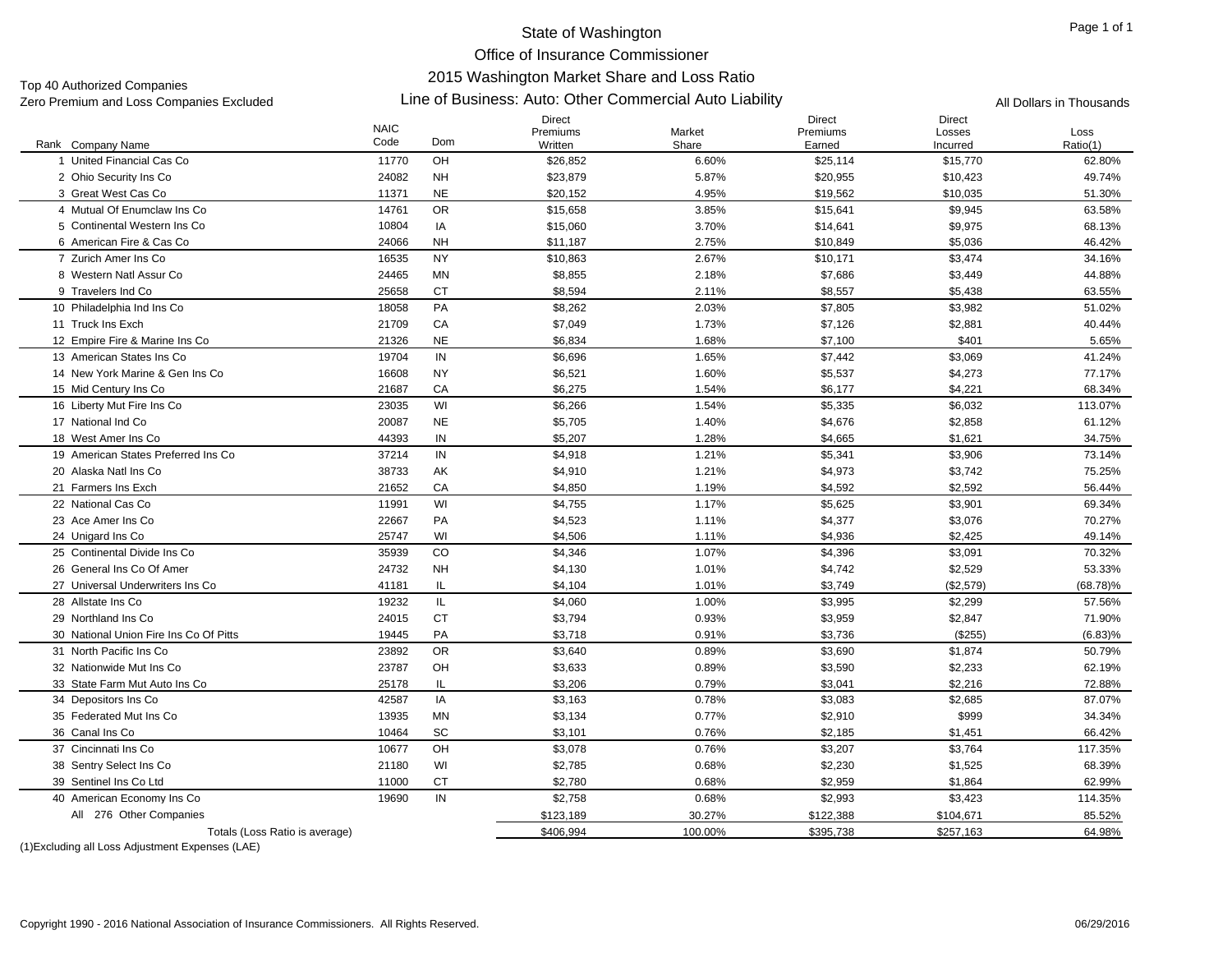# State of Washington
## Office of Insurance Commissioner
## 2015 Washington Market Share and Loss Ratio
### Line of Business: Auto: Other Commercial Auto Liability

Top 40 Authorized Companies
Zero Premium and Loss Companies Excluded

All Dollars in Thousands

| Rank | Company Name | NAIC Code | Dom | Direct Premiums Written | Market Share | Direct Premiums Earned | Direct Losses Incurred | Loss Ratio(1) |
|---|---|---|---|---|---|---|---|---|
| 1 | United Financial Cas Co | 11770 | OH | $26,852 | 6.60% | $25,114 | $15,770 | 62.80% |
| 2 | Ohio Security Ins Co | 24082 | NH | $23,879 | 5.87% | $20,955 | $10,423 | 49.74% |
| 3 | Great West Cas Co | 11371 | NE | $20,152 | 4.95% | $19,562 | $10,035 | 51.30% |
| 4 | Mutual Of Enumclaw Ins Co | 14761 | OR | $15,658 | 3.85% | $15,641 | $9,945 | 63.58% |
| 5 | Continental Western Ins Co | 10804 | IA | $15,060 | 3.70% | $14,641 | $9,975 | 68.13% |
| 6 | American Fire & Cas Co | 24066 | NH | $11,187 | 2.75% | $10,849 | $5,036 | 46.42% |
| 7 | Zurich Amer Ins Co | 16535 | NY | $10,863 | 2.67% | $10,171 | $3,474 | 34.16% |
| 8 | Western Natl Assur Co | 24465 | MN | $8,855 | 2.18% | $7,686 | $3,449 | 44.88% |
| 9 | Travelers Ind Co | 25658 | CT | $8,594 | 2.11% | $8,557 | $5,438 | 63.55% |
| 10 | Philadelphia Ind Ins Co | 18058 | PA | $8,262 | 2.03% | $7,805 | $3,982 | 51.02% |
| 11 | Truck Ins Exch | 21709 | CA | $7,049 | 1.73% | $7,126 | $2,881 | 40.44% |
| 12 | Empire Fire & Marine Ins Co | 21326 | NE | $6,834 | 1.68% | $7,100 | $401 | 5.65% |
| 13 | American States Ins Co | 19704 | IN | $6,696 | 1.65% | $7,442 | $3,069 | 41.24% |
| 14 | New York Marine & Gen Ins Co | 16608 | NY | $6,521 | 1.60% | $5,537 | $4,273 | 77.17% |
| 15 | Mid Century Ins Co | 21687 | CA | $6,275 | 1.54% | $6,177 | $4,221 | 68.34% |
| 16 | Liberty Mut Fire Ins Co | 23035 | WI | $6,266 | 1.54% | $5,335 | $6,032 | 113.07% |
| 17 | National Ind Co | 20087 | NE | $5,705 | 1.40% | $4,676 | $2,858 | 61.12% |
| 18 | West Amer Ins Co | 44393 | IN | $5,207 | 1.28% | $4,665 | $1,621 | 34.75% |
| 19 | American States Preferred Ins Co | 37214 | IN | $4,918 | 1.21% | $5,341 | $3,906 | 73.14% |
| 20 | Alaska Natl Ins Co | 38733 | AK | $4,910 | 1.21% | $4,973 | $3,742 | 75.25% |
| 21 | Farmers Ins Exch | 21652 | CA | $4,850 | 1.19% | $4,592 | $2,592 | 56.44% |
| 22 | National Cas Co | 11991 | WI | $4,755 | 1.17% | $5,625 | $3,901 | 69.34% |
| 23 | Ace Amer Ins Co | 22667 | PA | $4,523 | 1.11% | $4,377 | $3,076 | 70.27% |
| 24 | Unigard Ins Co | 25747 | WI | $4,506 | 1.11% | $4,936 | $2,425 | 49.14% |
| 25 | Continental Divide Ins Co | 35939 | CO | $4,346 | 1.07% | $4,396 | $3,091 | 70.32% |
| 26 | General Ins Co Of Amer | 24732 | NH | $4,130 | 1.01% | $4,742 | $2,529 | 53.33% |
| 27 | Universal Underwriters Ins Co | 41181 | IL | $4,104 | 1.01% | $3,749 | ($2,579) | (68.78)% |
| 28 | Allstate Ins Co | 19232 | IL | $4,060 | 1.00% | $3,995 | $2,299 | 57.56% |
| 29 | Northland Ins Co | 24015 | CT | $3,794 | 0.93% | $3,959 | $2,847 | 71.90% |
| 30 | National Union Fire Ins Co Of Pitts | 19445 | PA | $3,718 | 0.91% | $3,736 | ($255) | (6.83)% |
| 31 | North Pacific Ins Co | 23892 | OR | $3,640 | 0.89% | $3,690 | $1,874 | 50.79% |
| 32 | Nationwide Mut Ins Co | 23787 | OH | $3,633 | 0.89% | $3,590 | $2,233 | 62.19% |
| 33 | State Farm Mut Auto Ins Co | 25178 | IL | $3,206 | 0.79% | $3,041 | $2,216 | 72.88% |
| 34 | Depositors Ins Co | 42587 | IA | $3,163 | 0.78% | $3,083 | $2,685 | 87.07% |
| 35 | Federated Mut Ins Co | 13935 | MN | $3,134 | 0.77% | $2,910 | $999 | 34.34% |
| 36 | Canal Ins Co | 10464 | SC | $3,101 | 0.76% | $2,185 | $1,451 | 66.42% |
| 37 | Cincinnati Ins Co | 10677 | OH | $3,078 | 0.76% | $3,207 | $3,764 | 117.35% |
| 38 | Sentry Select Ins Co | 21180 | WI | $2,785 | 0.68% | $2,230 | $1,525 | 68.39% |
| 39 | Sentinel Ins Co Ltd | 11000 | CT | $2,780 | 0.68% | $2,959 | $1,864 | 62.99% |
| 40 | American Economy Ins Co | 19690 | IN | $2,758 | 0.68% | $2,993 | $3,423 | 114.35% |
| | All 276 Other Companies | | | $123,189 | 30.27% | $122,388 | $104,671 | 85.52% |
| | Totals (Loss Ratio is average) | | | $406,994 | 100.00% | $395,738 | $257,163 | 64.98% |

(1)Excluding all Loss Adjustment Expenses (LAE)

Copyright 1990 - 2016 National Association of Insurance Commissioners. All Rights Reserved.

06/29/2016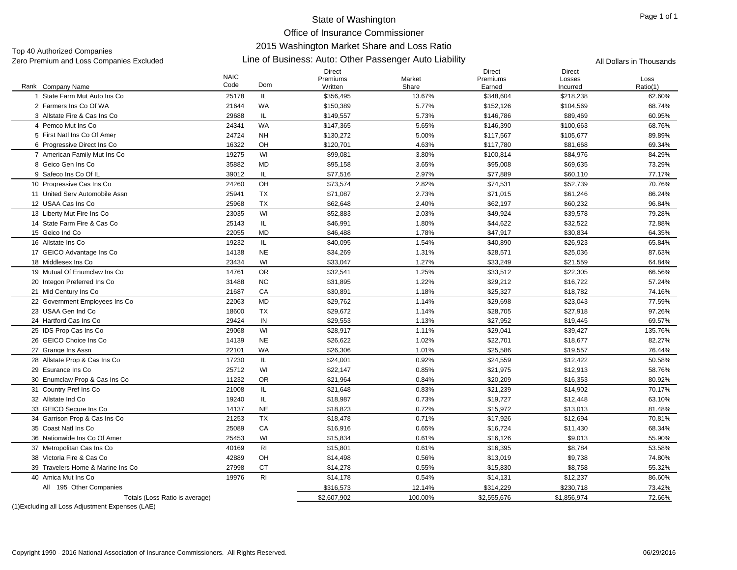# State of Washington

## Office of Insurance Commissioner

## 2015 Washington Market Share and Loss Ratio

## Line of Business: Auto: Other Passenger Auto Liability

Top 40 Authorized Companies
Zero Premium and Loss Companies Excluded

All Dollars in Thousands

| Rank | Company Name | NAIC Code | Dom | Direct Premiums Written | Market Share | Direct Premiums Earned | Direct Losses Incurred | Loss Ratio(1) |
|---|---|---|---|---|---|---|---|---|
| 1 | State Farm Mut Auto Ins Co | 25178 | IL | $356,495 | 13.67% | $348,604 | $218,238 | 62.60% |
| 2 | Farmers Ins Co Of WA | 21644 | WA | $150,389 | 5.77% | $152,126 | $104,569 | 68.74% |
| 3 | Allstate Fire & Cas Ins Co | 29688 | IL | $149,557 | 5.73% | $146,786 | $89,469 | 60.95% |
| 4 | Pemco Mut Ins Co | 24341 | WA | $147,365 | 5.65% | $146,390 | $100,663 | 68.76% |
| 5 | First Natl Ins Co Of Amer | 24724 | NH | $130,272 | 5.00% | $117,567 | $105,677 | 89.89% |
| 6 | Progressive Direct Ins Co | 16322 | OH | $120,701 | 4.63% | $117,780 | $81,668 | 69.34% |
| 7 | American Family Mut Ins Co | 19275 | WI | $99,081 | 3.80% | $100,814 | $84,976 | 84.29% |
| 8 | Geico Gen Ins Co | 35882 | MD | $95,158 | 3.65% | $95,008 | $69,635 | 73.29% |
| 9 | Safeco Ins Co Of IL | 39012 | IL | $77,516 | 2.97% | $77,889 | $60,110 | 77.17% |
| 10 | Progressive Cas Ins Co | 24260 | OH | $73,574 | 2.82% | $74,531 | $52,739 | 70.76% |
| 11 | United Serv Automobile Assn | 25941 | TX | $71,087 | 2.73% | $71,015 | $61,246 | 86.24% |
| 12 | USAA Cas Ins Co | 25968 | TX | $62,648 | 2.40% | $62,197 | $60,232 | 96.84% |
| 13 | Liberty Mut Fire Ins Co | 23035 | WI | $52,883 | 2.03% | $49,924 | $39,578 | 79.28% |
| 14 | State Farm Fire & Cas Co | 25143 | IL | $46,991 | 1.80% | $44,622 | $32,522 | 72.88% |
| 15 | Geico Ind Co | 22055 | MD | $46,488 | 1.78% | $47,917 | $30,834 | 64.35% |
| 16 | Allstate Ins Co | 19232 | IL | $40,095 | 1.54% | $40,890 | $26,923 | 65.84% |
| 17 | GEICO Advantage Ins Co | 14138 | NE | $34,269 | 1.31% | $28,571 | $25,036 | 87.63% |
| 18 | Middlesex Ins Co | 23434 | WI | $33,047 | 1.27% | $33,249 | $21,559 | 64.84% |
| 19 | Mutual Of Enumclaw Ins Co | 14761 | OR | $32,541 | 1.25% | $33,512 | $22,305 | 66.56% |
| 20 | Integon Preferred Ins Co | 31488 | NC | $31,895 | 1.22% | $29,212 | $16,722 | 57.24% |
| 21 | Mid Century Ins Co | 21687 | CA | $30,891 | 1.18% | $25,327 | $18,782 | 74.16% |
| 22 | Government Employees Ins Co | 22063 | MD | $29,762 | 1.14% | $29,698 | $23,043 | 77.59% |
| 23 | USAA Gen Ind Co | 18600 | TX | $29,672 | 1.14% | $28,705 | $27,918 | 97.26% |
| 24 | Hartford Cas Ins Co | 29424 | IN | $29,553 | 1.13% | $27,952 | $19,445 | 69.57% |
| 25 | IDS Prop Cas Ins Co | 29068 | WI | $28,917 | 1.11% | $29,041 | $39,427 | 135.76% |
| 26 | GEICO Choice Ins Co | 14139 | NE | $26,622 | 1.02% | $22,701 | $18,677 | 82.27% |
| 27 | Grange Ins Assn | 22101 | WA | $26,306 | 1.01% | $25,586 | $19,557 | 76.44% |
| 28 | Allstate Prop & Cas Ins Co | 17230 | IL | $24,001 | 0.92% | $24,559 | $12,422 | 50.58% |
| 29 | Esurance Ins Co | 25712 | WI | $22,147 | 0.85% | $21,975 | $12,913 | 58.76% |
| 30 | Enumclaw Prop & Cas Ins Co | 11232 | OR | $21,964 | 0.84% | $20,209 | $16,353 | 80.92% |
| 31 | Country Pref Ins Co | 21008 | IL | $21,648 | 0.83% | $21,239 | $14,902 | 70.17% |
| 32 | Allstate Ind Co | 19240 | IL | $18,987 | 0.73% | $19,727 | $12,448 | 63.10% |
| 33 | GEICO Secure Ins Co | 14137 | NE | $18,823 | 0.72% | $15,972 | $13,013 | 81.48% |
| 34 | Garrison Prop & Cas Ins Co | 21253 | TX | $18,478 | 0.71% | $17,926 | $12,694 | 70.81% |
| 35 | Coast Natl Ins Co | 25089 | CA | $16,916 | 0.65% | $16,724 | $11,430 | 68.34% |
| 36 | Nationwide Ins Co Of Amer | 25453 | WI | $15,834 | 0.61% | $16,126 | $9,013 | 55.90% |
| 37 | Metropolitan Cas Ins Co | 40169 | RI | $15,801 | 0.61% | $16,395 | $8,784 | 53.58% |
| 38 | Victoria Fire & Cas Co | 42889 | OH | $14,498 | 0.56% | $13,019 | $9,738 | 74.80% |
| 39 | Travelers Home & Marine Ins Co | 27998 | CT | $14,278 | 0.55% | $15,830 | $8,758 | 55.32% |
| 40 | Amica Mut Ins Co | 19976 | RI | $14,178 | 0.54% | $14,131 | $12,237 | 86.60% |
| | All 195 Other Companies | | | $316,573 | 12.14% | $314,229 | $230,718 | 73.42% |
| | Totals (Loss Ratio is average) | | | $2,607,902 | 100.00% | $2,555,676 | $1,856,974 | 72.66% |

(1)Excluding all Loss Adjustment Expenses (LAE)

Copyright 1990 - 2016 National Association of Insurance Commissioners. All Rights Reserved.

06/29/2016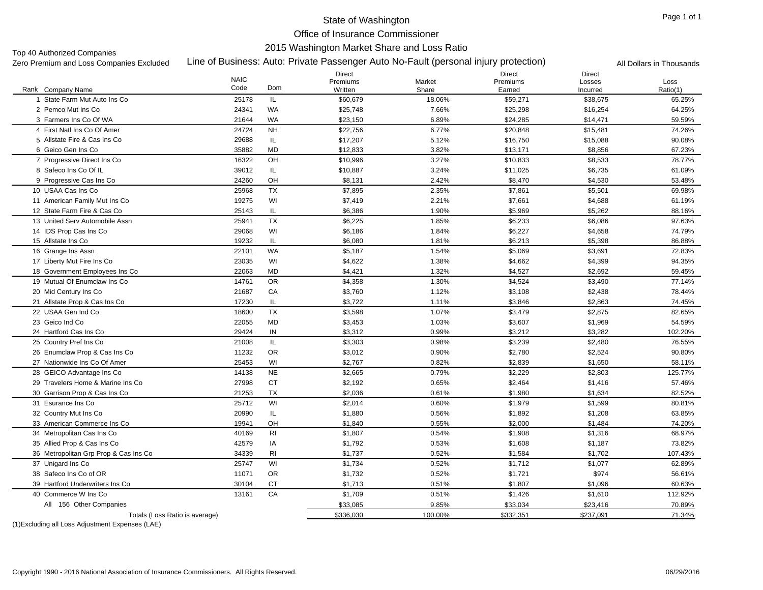# State of Washington

## Office of Insurance Commissioner

## 2015 Washington Market Share and Loss Ratio

Top 40 Authorized Companies

Zero Premium and Loss Companies Excluded

### Line of Business: Auto: Private Passenger Auto No-Fault (personal injury protection)

All Dollars in Thousands

| Rank | Company Name | NAIC Code | Dom | Direct Premiums Written | Market Share | Direct Premiums Earned | Direct Losses Incurred | Loss Ratio(1) |
|---|---|---|---|---|---|---|---|---|
| 1 | State Farm Mut Auto Ins Co | 25178 | IL | $60,679 | 18.06% | $59,271 | $38,675 | 65.25% |
| 2 | Pemco Mut Ins Co | 24341 | WA | $25,748 | 7.66% | $25,298 | $16,254 | 64.25% |
| 3 | Farmers Ins Co Of WA | 21644 | WA | $23,150 | 6.89% | $24,285 | $14,471 | 59.59% |
| 4 | First Natl Ins Co Of Amer | 24724 | NH | $22,756 | 6.77% | $20,848 | $15,481 | 74.26% |
| 5 | Allstate Fire & Cas Ins Co | 29688 | IL | $17,207 | 5.12% | $16,750 | $15,088 | 90.08% |
| 6 | Geico Gen Ins Co | 35882 | MD | $12,833 | 3.82% | $13,171 | $8,856 | 67.23% |
| 7 | Progressive Direct Ins Co | 16322 | OH | $10,996 | 3.27% | $10,833 | $8,533 | 78.77% |
| 8 | Safeco Ins Co Of IL | 39012 | IL | $10,887 | 3.24% | $11,025 | $6,735 | 61.09% |
| 9 | Progressive Cas Ins Co | 24260 | OH | $8,131 | 2.42% | $8,470 | $4,530 | 53.48% |
| 10 | USAA Cas Ins Co | 25968 | TX | $7,895 | 2.35% | $7,861 | $5,501 | 69.98% |
| 11 | American Family Mut Ins Co | 19275 | WI | $7,419 | 2.21% | $7,661 | $4,688 | 61.19% |
| 12 | State Farm Fire & Cas Co | 25143 | IL | $6,386 | 1.90% | $5,969 | $5,262 | 88.16% |
| 13 | United Serv Automobile Assn | 25941 | TX | $6,225 | 1.85% | $6,233 | $6,086 | 97.63% |
| 14 | IDS Prop Cas Ins Co | 29068 | WI | $6,186 | 1.84% | $6,227 | $4,658 | 74.79% |
| 15 | Allstate Ins Co | 19232 | IL | $6,080 | 1.81% | $6,213 | $5,398 | 86.88% |
| 16 | Grange Ins Assn | 22101 | WA | $5,187 | 1.54% | $5,069 | $3,691 | 72.83% |
| 17 | Liberty Mut Fire Ins Co | 23035 | WI | $4,622 | 1.38% | $4,662 | $4,399 | 94.35% |
| 18 | Government Employees Ins Co | 22063 | MD | $4,421 | 1.32% | $4,527 | $2,692 | 59.45% |
| 19 | Mutual Of Enumclaw Ins Co | 14761 | OR | $4,358 | 1.30% | $4,524 | $3,490 | 77.14% |
| 20 | Mid Century Ins Co | 21687 | CA | $3,760 | 1.12% | $3,108 | $2,438 | 78.44% |
| 21 | Allstate Prop & Cas Ins Co | 17230 | IL | $3,722 | 1.11% | $3,846 | $2,863 | 74.45% |
| 22 | USAA Gen Ind Co | 18600 | TX | $3,598 | 1.07% | $3,479 | $2,875 | 82.65% |
| 23 | Geico Ind Co | 22055 | MD | $3,453 | 1.03% | $3,607 | $1,969 | 54.59% |
| 24 | Hartford Cas Ins Co | 29424 | IN | $3,312 | 0.99% | $3,212 | $3,282 | 102.20% |
| 25 | Country Pref Ins Co | 21008 | IL | $3,303 | 0.98% | $3,239 | $2,480 | 76.55% |
| 26 | Enumclaw Prop & Cas Ins Co | 11232 | OR | $3,012 | 0.90% | $2,780 | $2,524 | 90.80% |
| 27 | Nationwide Ins Co Of Amer | 25453 | WI | $2,767 | 0.82% | $2,839 | $1,650 | 58.11% |
| 28 | GEICO Advantage Ins Co | 14138 | NE | $2,665 | 0.79% | $2,229 | $2,803 | 125.77% |
| 29 | Travelers Home & Marine Ins Co | 27998 | CT | $2,192 | 0.65% | $2,464 | $1,416 | 57.46% |
| 30 | Garrison Prop & Cas Ins Co | 21253 | TX | $2,036 | 0.61% | $1,980 | $1,634 | 82.52% |
| 31 | Esurance Ins Co | 25712 | WI | $2,014 | 0.60% | $1,979 | $1,599 | 80.81% |
| 32 | Country Mut Ins Co | 20990 | IL | $1,880 | 0.56% | $1,892 | $1,208 | 63.85% |
| 33 | American Commerce Ins Co | 19941 | OH | $1,840 | 0.55% | $2,000 | $1,484 | 74.20% |
| 34 | Metropolitan Cas Ins Co | 40169 | RI | $1,807 | 0.54% | $1,908 | $1,316 | 68.97% |
| 35 | Allied Prop & Cas Ins Co | 42579 | IA | $1,792 | 0.53% | $1,608 | $1,187 | 73.82% |
| 36 | Metropolitan Grp Prop & Cas Ins Co | 34339 | RI | $1,737 | 0.52% | $1,584 | $1,702 | 107.43% |
| 37 | Unigard Ins Co | 25747 | WI | $1,734 | 0.52% | $1,712 | $1,077 | 62.89% |
| 38 | Safeco Ins Co of OR | 11071 | OR | $1,732 | 0.52% | $1,721 | $974 | 56.61% |
| 39 | Hartford Underwriters Ins Co | 30104 | CT | $1,713 | 0.51% | $1,807 | $1,096 | 60.63% |
| 40 | Commerce W Ins Co | 13161 | CA | $1,709 | 0.51% | $1,426 | $1,610 | 112.92% |
| | All 156 Other Companies | | | $33,085 | 9.85% | $33,034 | $23,416 | 70.89% |
| | Totals (Loss Ratio is average) | | | $336,030 | 100.00% | $332,351 | $237,091 | 71.34% |

(1)Excluding all Loss Adjustment Expenses (LAE)

Copyright 1990 - 2016 National Association of Insurance Commissioners. All Rights Reserved.

06/29/2016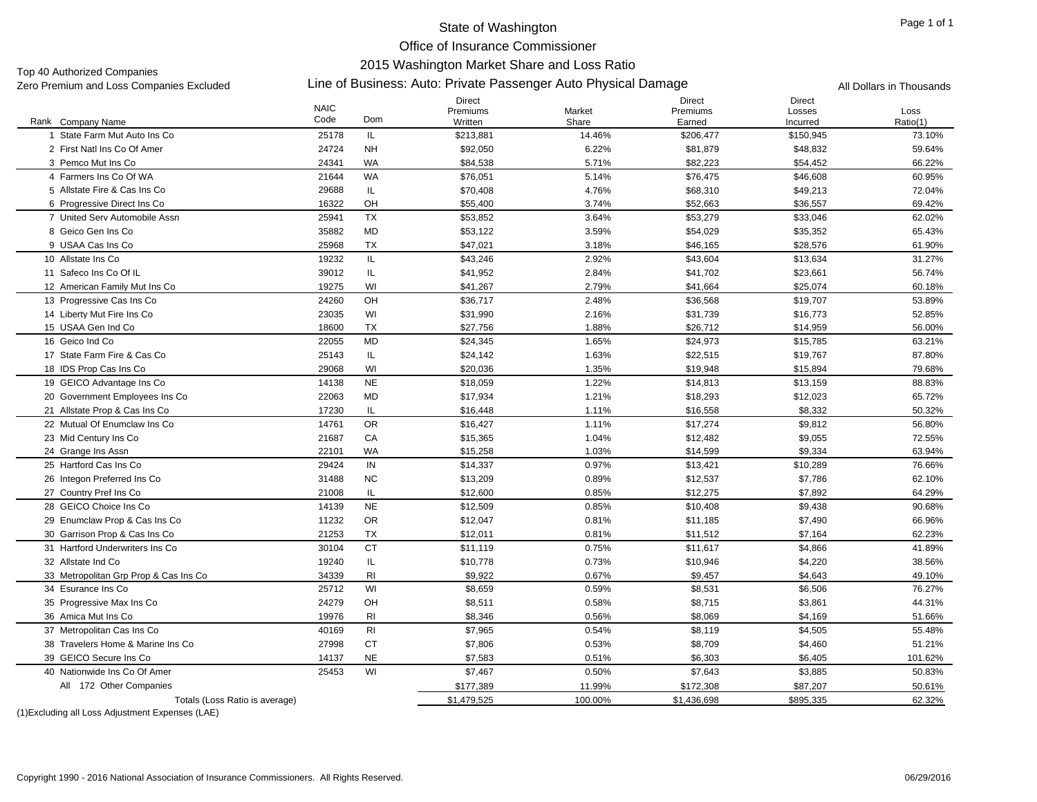# State of Washington

## Office of Insurance Commissioner

## 2015 Washington Market Share and Loss Ratio

### Line of Business: Auto: Private Passenger Auto Physical Damage

Top 40 Authorized Companies
Zero Premium and Loss Companies Excluded

All Dollars in Thousands

| Rank | Company Name | NAIC Code | Dom | Direct Premiums Written | Market Share | Direct Premiums Earned | Direct Losses Incurred | Loss Ratio(1) |
|---|---|---|---|---|---|---|---|---|
| 1 | State Farm Mut Auto Ins Co | 25178 | IL | $213,881 | 14.46% | $206,477 | $150,945 | 73.10% |
| 2 | First Natl Ins Co Of Amer | 24724 | NH | $92,050 | 6.22% | $81,879 | $48,832 | 59.64% |
| 3 | Pemco Mut Ins Co | 24341 | WA | $84,538 | 5.71% | $82,223 | $54,452 | 66.22% |
| 4 | Farmers Ins Co Of WA | 21644 | WA | $76,051 | 5.14% | $76,475 | $46,608 | 60.95% |
| 5 | Allstate Fire & Cas Ins Co | 29688 | IL | $70,408 | 4.76% | $68,310 | $49,213 | 72.04% |
| 6 | Progressive Direct Ins Co | 16322 | OH | $55,400 | 3.74% | $52,663 | $36,557 | 69.42% |
| 7 | United Serv Automobile Assn | 25941 | TX | $53,852 | 3.64% | $53,279 | $33,046 | 62.02% |
| 8 | Geico Gen Ins Co | 35882 | MD | $53,122 | 3.59% | $54,029 | $35,352 | 65.43% |
| 9 | USAA Cas Ins Co | 25968 | TX | $47,021 | 3.18% | $46,165 | $28,576 | 61.90% |
| 10 | Allstate Ins Co | 19232 | IL | $43,246 | 2.92% | $43,604 | $13,634 | 31.27% |
| 11 | Safeco Ins Co Of IL | 39012 | IL | $41,952 | 2.84% | $41,702 | $23,661 | 56.74% |
| 12 | American Family Mut Ins Co | 19275 | WI | $41,267 | 2.79% | $41,664 | $25,074 | 60.18% |
| 13 | Progressive Cas Ins Co | 24260 | OH | $36,717 | 2.48% | $36,568 | $19,707 | 53.89% |
| 14 | Liberty Mut Fire Ins Co | 23035 | WI | $31,990 | 2.16% | $31,739 | $16,773 | 52.85% |
| 15 | USAA Gen Ind Co | 18600 | TX | $27,756 | 1.88% | $26,712 | $14,959 | 56.00% |
| 16 | Geico Ind Co | 22055 | MD | $24,345 | 1.65% | $24,973 | $15,785 | 63.21% |
| 17 | State Farm Fire & Cas Co | 25143 | IL | $24,142 | 1.63% | $22,515 | $19,767 | 87.80% |
| 18 | IDS Prop Cas Ins Co | 29068 | WI | $20,036 | 1.35% | $19,948 | $15,894 | 79.68% |
| 19 | GEICO Advantage Ins Co | 14138 | NE | $18,059 | 1.22% | $14,813 | $13,159 | 88.83% |
| 20 | Government Employees Ins Co | 22063 | MD | $17,934 | 1.21% | $18,293 | $12,023 | 65.72% |
| 21 | Allstate Prop & Cas Ins Co | 17230 | IL | $16,448 | 1.11% | $16,558 | $8,332 | 50.32% |
| 22 | Mutual Of Enumclaw Ins Co | 14761 | OR | $16,427 | 1.11% | $17,274 | $9,812 | 56.80% |
| 23 | Mid Century Ins Co | 21687 | CA | $15,365 | 1.04% | $12,482 | $9,055 | 72.55% |
| 24 | Grange Ins Assn | 22101 | WA | $15,258 | 1.03% | $14,599 | $9,334 | 63.94% |
| 25 | Hartford Cas Ins Co | 29424 | IN | $14,337 | 0.97% | $13,421 | $10,289 | 76.66% |
| 26 | Integon Preferred Ins Co | 31488 | NC | $13,209 | 0.89% | $12,537 | $7,786 | 62.10% |
| 27 | Country Pref Ins Co | 21008 | IL | $12,600 | 0.85% | $12,275 | $7,892 | 64.29% |
| 28 | GEICO Choice Ins Co | 14139 | NE | $12,509 | 0.85% | $10,408 | $9,438 | 90.68% |
| 29 | Enumclaw Prop & Cas Ins Co | 11232 | OR | $12,047 | 0.81% | $11,185 | $7,490 | 66.96% |
| 30 | Garrison Prop & Cas Ins Co | 21253 | TX | $12,011 | 0.81% | $11,512 | $7,164 | 62.23% |
| 31 | Hartford Underwriters Ins Co | 30104 | CT | $11,119 | 0.75% | $11,617 | $4,866 | 41.89% |
| 32 | Allstate Ind Co | 19240 | IL | $10,778 | 0.73% | $10,946 | $4,220 | 38.56% |
| 33 | Metropolitan Grp Prop & Cas Ins Co | 34339 | RI | $9,922 | 0.67% | $9,457 | $4,643 | 49.10% |
| 34 | Esurance Ins Co | 25712 | WI | $8,659 | 0.59% | $8,531 | $6,506 | 76.27% |
| 35 | Progressive Max Ins Co | 24279 | OH | $8,511 | 0.58% | $8,715 | $3,861 | 44.31% |
| 36 | Amica Mut Ins Co | 19976 | RI | $8,346 | 0.56% | $8,069 | $4,169 | 51.66% |
| 37 | Metropolitan Cas Ins Co | 40169 | RI | $7,965 | 0.54% | $8,119 | $4,505 | 55.48% |
| 38 | Travelers Home & Marine Ins Co | 27998 | CT | $7,806 | 0.53% | $8,709 | $4,460 | 51.21% |
| 39 | GEICO Secure Ins Co | 14137 | NE | $7,583 | 0.51% | $6,303 | $6,405 | 101.62% |
| 40 | Nationwide Ins Co Of Amer | 25453 | WI | $7,467 | 0.50% | $7,643 | $3,885 | 50.83% |
| | All 172 Other Companies | | | $177,389 | 11.99% | $172,308 | $87,207 | 50.61% |
| | Totals (Loss Ratio is average) | | | $1,479,525 | 100.00% | $1,436,698 | $895,335 | 62.32% |

(1)Excluding all Loss Adjustment Expenses (LAE)

Copyright 1990 - 2016 National Association of Insurance Commissioners. All Rights Reserved.

06/29/2016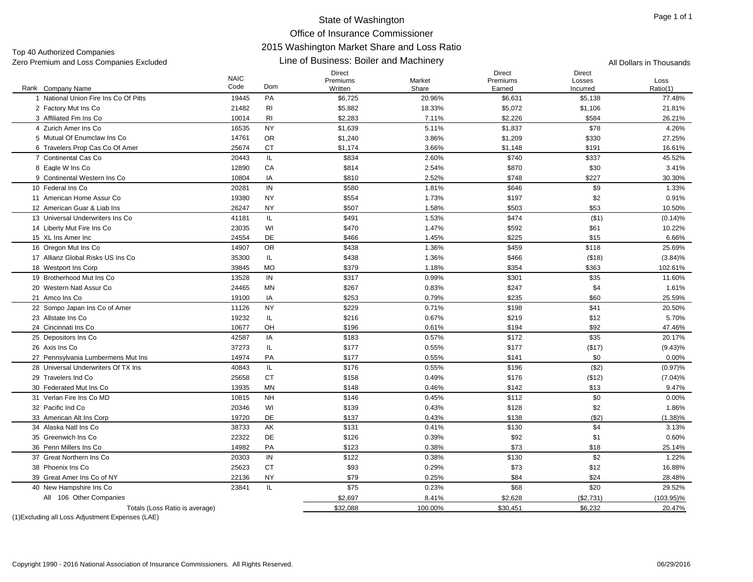# State of Washington
## Office of Insurance Commissioner
## 2015 Washington Market Share and Loss Ratio
### Line of Business: Boiler and Machinery

Top 40 Authorized Companies
Zero Premium and Loss Companies Excluded

All Dollars in Thousands

| Rank | Company Name | NAIC Code | Dom | Direct Premiums Written | Market Share | Direct Premiums Earned | Direct Losses Incurred | Loss Ratio(1) |
|---|---|---|---|---|---|---|---|---|
| 1 | National Union Fire Ins Co Of Pitts | 19445 | PA | $6,725 | 20.96% | $6,631 | $5,138 | 77.48% |
| 2 | Factory Mut Ins Co | 21482 | RI | $5,882 | 18.33% | $5,072 | $1,106 | 21.81% |
| 3 | Affiliated Fm Ins Co | 10014 | RI | $2,283 | 7.11% | $2,226 | $584 | 26.21% |
| 4 | Zurich Amer Ins Co | 16535 | NY | $1,639 | 5.11% | $1,837 | $78 | 4.26% |
| 5 | Mutual Of Enumclaw Ins Co | 14761 | OR | $1,240 | 3.86% | $1,209 | $330 | 27.25% |
| 6 | Travelers Prop Cas Co Of Amer | 25674 | CT | $1,174 | 3.66% | $1,148 | $191 | 16.61% |
| 7 | Continental Cas Co | 20443 | IL | $834 | 2.60% | $740 | $337 | 45.52% |
| 8 | Eagle W Ins Co | 12890 | CA | $814 | 2.54% | $870 | $30 | 3.41% |
| 9 | Continental Western Ins Co | 10804 | IA | $810 | 2.52% | $748 | $227 | 30.30% |
| 10 | Federal Ins Co | 20281 | IN | $580 | 1.81% | $646 | $9 | 1.33% |
| 11 | American Home Assur Co | 19380 | NY | $554 | 1.73% | $197 | $2 | 0.91% |
| 12 | American Guar & Liab Ins | 26247 | NY | $507 | 1.58% | $503 | $53 | 10.50% |
| 13 | Universal Underwriters Ins Co | 41181 | IL | $491 | 1.53% | $474 | ($1) | (0.14)% |
| 14 | Liberty Mut Fire Ins Co | 23035 | WI | $470 | 1.47% | $592 | $61 | 10.22% |
| 15 | XL Ins Amer Inc | 24554 | DE | $466 | 1.45% | $225 | $15 | 6.66% |
| 16 | Oregon Mut Ins Co | 14907 | OR | $438 | 1.36% | $459 | $118 | 25.69% |
| 17 | Allianz Global Risks US Ins Co | 35300 | IL | $438 | 1.36% | $466 | ($18) | (3.84)% |
| 18 | Westport Ins Corp | 39845 | MO | $379 | 1.18% | $354 | $363 | 102.61% |
| 19 | Brotherhood Mut Ins Co | 13528 | IN | $317 | 0.99% | $301 | $35 | 11.60% |
| 20 | Western Natl Assur Co | 24465 | MN | $267 | 0.83% | $247 | $4 | 1.61% |
| 21 | Amco Ins Co | 19100 | IA | $253 | 0.79% | $235 | $60 | 25.59% |
| 22 | Sompo Japan Ins Co of Amer | 11126 | NY | $229 | 0.71% | $198 | $41 | 20.50% |
| 23 | Allstate Ins Co | 19232 | IL | $216 | 0.67% | $219 | $12 | 5.70% |
| 24 | Cincinnati Ins Co | 10677 | OH | $196 | 0.61% | $194 | $92 | 47.46% |
| 25 | Depositors Ins Co | 42587 | IA | $183 | 0.57% | $172 | $35 | 20.17% |
| 26 | Axis Ins Co | 37273 | IL | $177 | 0.55% | $177 | ($17) | (9.43)% |
| 27 | Pennsylvania Lumbermens Mut Ins | 14974 | PA | $177 | 0.55% | $141 | $0 | 0.00% |
| 28 | Universal Underwriters Of TX Ins | 40843 | IL | $176 | 0.55% | $196 | ($2) | (0.97)% |
| 29 | Travelers Ind Co | 25658 | CT | $158 | 0.49% | $176 | ($12) | (7.04)% |
| 30 | Federated Mut Ins Co | 13935 | MN | $148 | 0.46% | $142 | $13 | 9.47% |
| 31 | Verlan Fire Ins Co MD | 10815 | NH | $146 | 0.45% | $112 | $0 | 0.00% |
| 32 | Pacific Ind Co | 20346 | WI | $139 | 0.43% | $128 | $2 | 1.86% |
| 33 | American Alt Ins Corp | 19720 | DE | $137 | 0.43% | $138 | ($2) | (1.38)% |
| 34 | Alaska Natl Ins Co | 38733 | AK | $131 | 0.41% | $130 | $4 | 3.13% |
| 35 | Greenwich Ins Co | 22322 | DE | $126 | 0.39% | $92 | $1 | 0.60% |
| 36 | Penn Millers Ins Co | 14982 | PA | $123 | 0.38% | $73 | $18 | 25.14% |
| 37 | Great Northern Ins Co | 20303 | IN | $122 | 0.38% | $130 | $2 | 1.22% |
| 38 | Phoenix Ins Co | 25623 | CT | $93 | 0.29% | $73 | $12 | 16.88% |
| 39 | Great Amer Ins Co of NY | 22136 | NY | $79 | 0.25% | $84 | $24 | 28.48% |
| 40 | New Hampshire Ins Co | 23841 | IL | $75 | 0.23% | $68 | $20 | 29.52% |
| | All 106 Other Companies | | | $2,697 | 8.41% | $2,628 | ($2,731) | (103.95)% |
| | Totals (Loss Ratio is average) | | | $32,088 | 100.00% | $30,451 | $6,232 | 20.47% |

(1)Excluding all Loss Adjustment Expenses (LAE)

Copyright 1990 - 2016 National Association of Insurance Commissioners. All Rights Reserved. 06/29/2016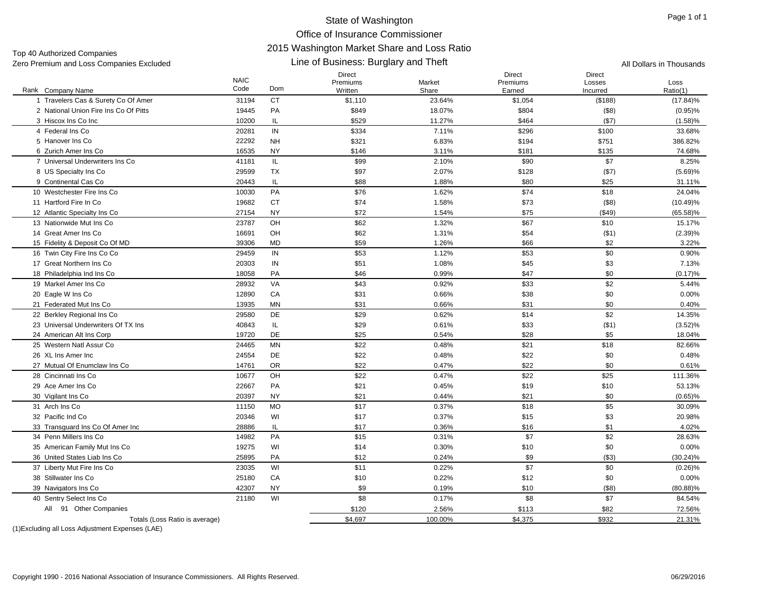# State of Washington
## Office of Insurance Commissioner
## 2015 Washington Market Share and Loss Ratio
### Line of Business: Burglary and Theft

Top 40 Authorized Companies
Zero Premium and Loss Companies Excluded

All Dollars in Thousands

| Rank | Company Name | NAIC Code | Dom | Direct Premiums Written | Market Share | Direct Premiums Earned | Direct Losses Incurred | Loss Ratio(1) |
|---|---|---|---|---|---|---|---|---|
| 1 | Travelers Cas & Surety Co Of Amer | 31194 | CT | $1,110 | 23.64% | $1,054 | ($188) | (17.84)% |
| 2 | National Union Fire Ins Co Of Pitts | 19445 | PA | $849 | 18.07% | $804 | ($8) | (0.95)% |
| 3 | Hiscox Ins Co Inc | 10200 | IL | $529 | 11.27% | $464 | ($7) | (1.58)% |
| 4 | Federal Ins Co | 20281 | IN | $334 | 7.11% | $296 | $100 | 33.68% |
| 5 | Hanover Ins Co | 22292 | NH | $321 | 6.83% | $194 | $751 | 386.82% |
| 6 | Zurich Amer Ins Co | 16535 | NY | $146 | 3.11% | $181 | $135 | 74.68% |
| 7 | Universal Underwriters Ins Co | 41181 | IL | $99 | 2.10% | $90 | $7 | 8.25% |
| 8 | US Specialty Ins Co | 29599 | TX | $97 | 2.07% | $128 | ($7) | (5.69)% |
| 9 | Continental Cas Co | 20443 | IL | $88 | 1.88% | $80 | $25 | 31.11% |
| 10 | Westchester Fire Ins Co | 10030 | PA | $76 | 1.62% | $74 | $18 | 24.04% |
| 11 | Hartford Fire In Co | 19682 | CT | $74 | 1.58% | $73 | ($8) | (10.49)% |
| 12 | Atlantic Specialty Ins Co | 27154 | NY | $72 | 1.54% | $75 | ($49) | (65.58)% |
| 13 | Nationwide Mut Ins Co | 23787 | OH | $62 | 1.32% | $67 | $10 | 15.17% |
| 14 | Great Amer Ins Co | 16691 | OH | $62 | 1.31% | $54 | ($1) | (2.39)% |
| 15 | Fidelity & Deposit Co Of MD | 39306 | MD | $59 | 1.26% | $66 | $2 | 3.22% |
| 16 | Twin City Fire Ins Co Co | 29459 | IN | $53 | 1.12% | $53 | $0 | 0.90% |
| 17 | Great Northern Ins Co | 20303 | IN | $51 | 1.08% | $45 | $3 | 7.13% |
| 18 | Philadelphia Ind Ins Co | 18058 | PA | $46 | 0.99% | $47 | $0 | (0.17)% |
| 19 | Markel Amer Ins Co | 28932 | VA | $43 | 0.92% | $33 | $2 | 5.44% |
| 20 | Eagle W Ins Co | 12890 | CA | $31 | 0.66% | $38 | $0 | 0.00% |
| 21 | Federated Mut Ins Co | 13935 | MN | $31 | 0.66% | $31 | $0 | 0.40% |
| 22 | Berkley Regional Ins Co | 29580 | DE | $29 | 0.62% | $14 | $2 | 14.35% |
| 23 | Universal Underwriters Of TX Ins | 40843 | IL | $29 | 0.61% | $33 | ($1) | (3.52)% |
| 24 | American Alt Ins Corp | 19720 | DE | $25 | 0.54% | $28 | $5 | 18.04% |
| 25 | Western Natl Assur Co | 24465 | MN | $22 | 0.48% | $21 | $18 | 82.66% |
| 26 | XL Ins Amer Inc | 24554 | DE | $22 | 0.48% | $22 | $0 | 0.48% |
| 27 | Mutual Of Enumclaw Ins Co | 14761 | OR | $22 | 0.47% | $22 | $0 | 0.61% |
| 28 | Cincinnati Ins Co | 10677 | OH | $22 | 0.47% | $22 | $25 | 111.36% |
| 29 | Ace Amer Ins Co | 22667 | PA | $21 | 0.45% | $19 | $10 | 53.13% |
| 30 | Vigilant Ins Co | 20397 | NY | $21 | 0.44% | $21 | $0 | (0.65)% |
| 31 | Arch Ins Co | 11150 | MO | $17 | 0.37% | $18 | $5 | 30.09% |
| 32 | Pacific Ind Co | 20346 | WI | $17 | 0.37% | $15 | $3 | 20.98% |
| 33 | Transguard Ins Co Of Amer Inc | 28886 | IL | $17 | 0.36% | $16 | $1 | 4.02% |
| 34 | Penn Millers Ins Co | 14982 | PA | $15 | 0.31% | $7 | $2 | 28.63% |
| 35 | American Family Mut Ins Co | 19275 | WI | $14 | 0.30% | $10 | $0 | 0.00% |
| 36 | United States Liab Ins Co | 25895 | PA | $12 | 0.24% | $9 | ($3) | (30.24)% |
| 37 | Liberty Mut Fire Ins Co | 23035 | WI | $11 | 0.22% | $7 | $0 | (0.26)% |
| 38 | Stillwater Ins Co | 25180 | CA | $10 | 0.22% | $12 | $0 | 0.00% |
| 39 | Navigators Ins Co | 42307 | NY | $9 | 0.19% | $10 | ($8) | (80.88)% |
| 40 | Sentry Select Ins Co | 21180 | WI | $8 | 0.17% | $8 | $7 | 84.54% |
| | All 91 Other Companies | | | $120 | 2.56% | $113 | $82 | 72.56% |
| | Totals (Loss Ratio is average) | | | $4,697 | 100.00% | $4,375 | $932 | 21.31% |

(1)Excluding all Loss Adjustment Expenses (LAE)

Copyright 1990 - 2016 National Association of Insurance Commissioners. All Rights Reserved.

06/29/2016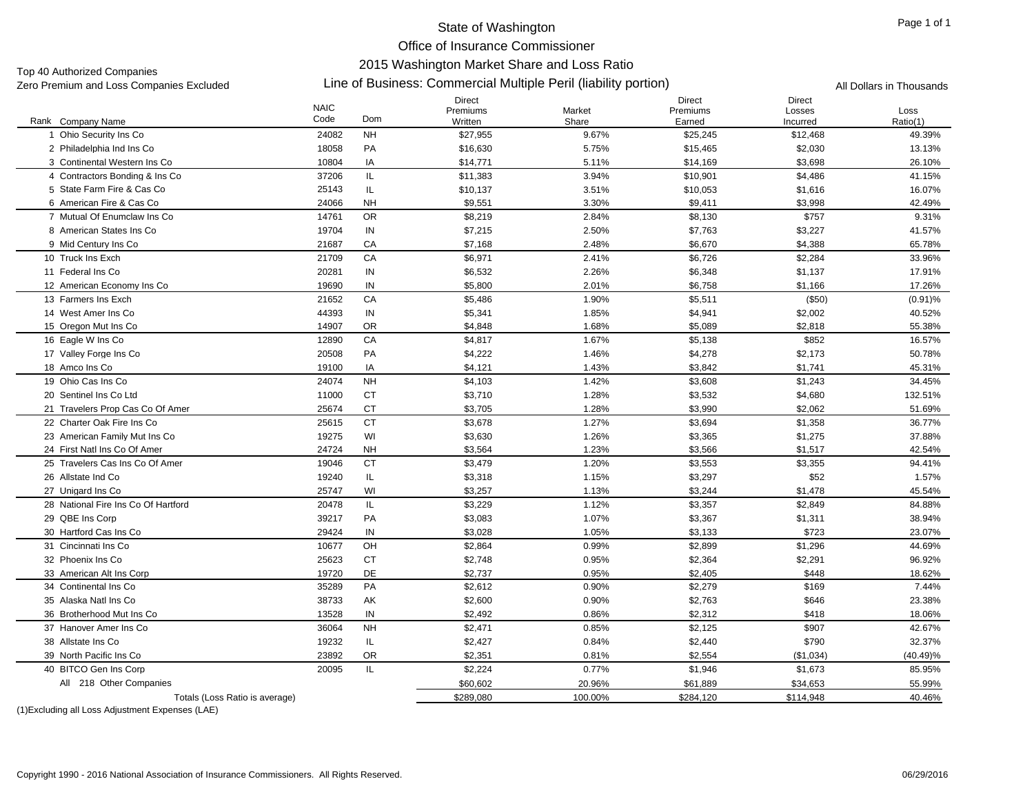# State of Washington

## Office of Insurance Commissioner

## 2015 Washington Market Share and Loss Ratio

## Line of Business: Commercial Multiple Peril (liability portion)

Top 40 Authorized Companies
Zero Premium and Loss Companies Excluded

All Dollars in Thousands

| Rank | Company Name | NAIC Code | Dom | Direct Premiums Written | Market Share | Direct Premiums Earned | Direct Losses Incurred | Loss Ratio(1) |
|---|---|---|---|---|---|---|---|---|
| 1 | Ohio Security Ins Co | 24082 | NH | $27,955 | 9.67% | $25,245 | $12,468 | 49.39% |
| 2 | Philadelphia Ind Ins Co | 18058 | PA | $16,630 | 5.75% | $15,465 | $2,030 | 13.13% |
| 3 | Continental Western Ins Co | 10804 | IA | $14,771 | 5.11% | $14,169 | $3,698 | 26.10% |
| 4 | Contractors Bonding & Ins Co | 37206 | IL | $11,383 | 3.94% | $10,901 | $4,486 | 41.15% |
| 5 | State Farm Fire & Cas Co | 25143 | IL | $10,137 | 3.51% | $10,053 | $1,616 | 16.07% |
| 6 | American Fire & Cas Co | 24066 | NH | $9,551 | 3.30% | $9,411 | $3,998 | 42.49% |
| 7 | Mutual Of Enumclaw Ins Co | 14761 | OR | $8,219 | 2.84% | $8,130 | $757 | 9.31% |
| 8 | American States Ins Co | 19704 | IN | $7,215 | 2.50% | $7,763 | $3,227 | 41.57% |
| 9 | Mid Century Ins Co | 21687 | CA | $7,168 | 2.48% | $6,670 | $4,388 | 65.78% |
| 10 | Truck Ins Exch | 21709 | CA | $6,971 | 2.41% | $6,726 | $2,284 | 33.96% |
| 11 | Federal Ins Co | 20281 | IN | $6,532 | 2.26% | $6,348 | $1,137 | 17.91% |
| 12 | American Economy Ins Co | 19690 | IN | $5,800 | 2.01% | $6,758 | $1,166 | 17.26% |
| 13 | Farmers Ins Exch | 21652 | CA | $5,486 | 1.90% | $5,511 | ($50) | (0.91)% |
| 14 | West Amer Ins Co | 44393 | IN | $5,341 | 1.85% | $4,941 | $2,002 | 40.52% |
| 15 | Oregon Mut Ins Co | 14907 | OR | $4,848 | 1.68% | $5,089 | $2,818 | 55.38% |
| 16 | Eagle W Ins Co | 12890 | CA | $4,817 | 1.67% | $5,138 | $852 | 16.57% |
| 17 | Valley Forge Ins Co | 20508 | PA | $4,222 | 1.46% | $4,278 | $2,173 | 50.78% |
| 18 | Amco Ins Co | 19100 | IA | $4,121 | 1.43% | $3,842 | $1,741 | 45.31% |
| 19 | Ohio Cas Ins Co | 24074 | NH | $4,103 | 1.42% | $3,608 | $1,243 | 34.45% |
| 20 | Sentinel Ins Co Ltd | 11000 | CT | $3,710 | 1.28% | $3,532 | $4,680 | 132.51% |
| 21 | Travelers Prop Cas Co Of Amer | 25674 | CT | $3,705 | 1.28% | $3,990 | $2,062 | 51.69% |
| 22 | Charter Oak Fire Ins Co | 25615 | CT | $3,678 | 1.27% | $3,694 | $1,358 | 36.77% |
| 23 | American Family Mut Ins Co | 19275 | WI | $3,630 | 1.26% | $3,365 | $1,275 | 37.88% |
| 24 | First Natl Ins Co Of Amer | 24724 | NH | $3,564 | 1.23% | $3,566 | $1,517 | 42.54% |
| 25 | Travelers Cas Ins Co Of Amer | 19046 | CT | $3,479 | 1.20% | $3,553 | $3,355 | 94.41% |
| 26 | Allstate Ind Co | 19240 | IL | $3,318 | 1.15% | $3,297 | $52 | 1.57% |
| 27 | Unigard Ins Co | 25747 | WI | $3,257 | 1.13% | $3,244 | $1,478 | 45.54% |
| 28 | National Fire Ins Co Of Hartford | 20478 | IL | $3,229 | 1.12% | $3,357 | $2,849 | 84.88% |
| 29 | QBE Ins Corp | 39217 | PA | $3,083 | 1.07% | $3,367 | $1,311 | 38.94% |
| 30 | Hartford Cas Ins Co | 29424 | IN | $3,028 | 1.05% | $3,133 | $723 | 23.07% |
| 31 | Cincinnati Ins Co | 10677 | OH | $2,864 | 0.99% | $2,899 | $1,296 | 44.69% |
| 32 | Phoenix Ins Co | 25623 | CT | $2,748 | 0.95% | $2,364 | $2,291 | 96.92% |
| 33 | American Alt Ins Corp | 19720 | DE | $2,737 | 0.95% | $2,405 | $448 | 18.62% |
| 34 | Continental Ins Co | 35289 | PA | $2,612 | 0.90% | $2,279 | $169 | 7.44% |
| 35 | Alaska Natl Ins Co | 38733 | AK | $2,600 | 0.90% | $2,763 | $646 | 23.38% |
| 36 | Brotherhood Mut Ins Co | 13528 | IN | $2,492 | 0.86% | $2,312 | $418 | 18.06% |
| 37 | Hanover Amer Ins Co | 36064 | NH | $2,471 | 0.85% | $2,125 | $907 | 42.67% |
| 38 | Allstate Ins Co | 19232 | IL | $2,427 | 0.84% | $2,440 | $790 | 32.37% |
| 39 | North Pacific Ins Co | 23892 | OR | $2,351 | 0.81% | $2,554 | ($1,034) | (40.49)% |
| 40 | BITCO Gen Ins Corp | 20095 | IL | $2,224 | 0.77% | $1,946 | $1,673 | 85.95% |
| | All 218 Other Companies | | | $60,602 | 20.96% | $61,889 | $34,653 | 55.99% |
| | Totals (Loss Ratio is average) | | | $289,080 | 100.00% | $284,120 | $114,948 | 40.46% |

(1)Excluding all Loss Adjustment Expenses (LAE)

Copyright 1990 - 2016 National Association of Insurance Commissioners. All Rights Reserved.

06/29/2016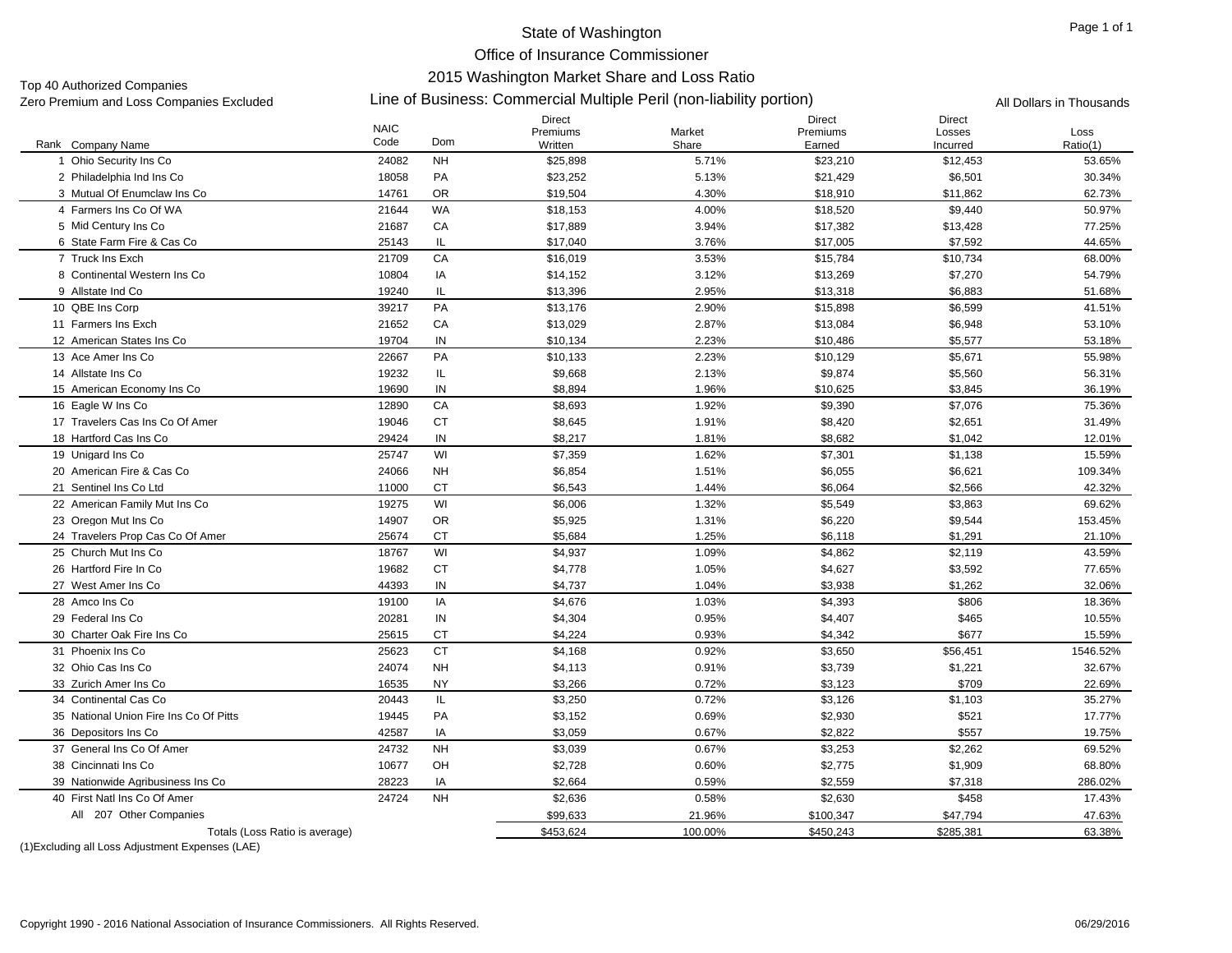# State of Washington

## Office of Insurance Commissioner

## 2015 Washington Market Share and Loss Ratio

Top 40 Authorized Companies

Zero Premium and Loss Companies Excluded

Line of Business: Commercial Multiple Peril (non-liability portion)

All Dollars in Thousands

| Rank | Company Name | NAIC Code | Dom | Direct Premiums Written | Market Share | Direct Premiums Earned | Direct Losses Incurred | Loss Ratio(1) |
|---|---|---|---|---|---|---|---|---|
| 1 | Ohio Security Ins Co | 24082 | NH | $25,898 | 5.71% | $23,210 | $12,453 | 53.65% |
| 2 | Philadelphia Ind Ins Co | 18058 | PA | $23,252 | 5.13% | $21,429 | $6,501 | 30.34% |
| 3 | Mutual Of Enumclaw Ins Co | 14761 | OR | $19,504 | 4.30% | $18,910 | $11,862 | 62.73% |
| 4 | Farmers Ins Co Of WA | 21644 | WA | $18,153 | 4.00% | $18,520 | $9,440 | 50.97% |
| 5 | Mid Century Ins Co | 21687 | CA | $17,889 | 3.94% | $17,382 | $13,428 | 77.25% |
| 6 | State Farm Fire & Cas Co | 25143 | IL | $17,040 | 3.76% | $17,005 | $7,592 | 44.65% |
| 7 | Truck Ins Exch | 21709 | CA | $16,019 | 3.53% | $15,784 | $10,734 | 68.00% |
| 8 | Continental Western Ins Co | 10804 | IA | $14,152 | 3.12% | $13,269 | $7,270 | 54.79% |
| 9 | Allstate Ind Co | 19240 | IL | $13,396 | 2.95% | $13,318 | $6,883 | 51.68% |
| 10 | QBE Ins Corp | 39217 | PA | $13,176 | 2.90% | $15,898 | $6,599 | 41.51% |
| 11 | Farmers Ins Exch | 21652 | CA | $13,029 | 2.87% | $13,084 | $6,948 | 53.10% |
| 12 | American States Ins Co | 19704 | IN | $10,134 | 2.23% | $10,486 | $5,577 | 53.18% |
| 13 | Ace Amer Ins Co | 22667 | PA | $10,133 | 2.23% | $10,129 | $5,671 | 55.98% |
| 14 | Allstate Ins Co | 19232 | IL | $9,668 | 2.13% | $9,874 | $5,560 | 56.31% |
| 15 | American Economy Ins Co | 19690 | IN | $8,894 | 1.96% | $10,625 | $3,845 | 36.19% |
| 16 | Eagle W Ins Co | 12890 | CA | $8,693 | 1.92% | $9,390 | $7,076 | 75.36% |
| 17 | Travelers Cas Ins Co Of Amer | 19046 | CT | $8,645 | 1.91% | $8,420 | $2,651 | 31.49% |
| 18 | Hartford Cas Ins Co | 29424 | IN | $8,217 | 1.81% | $8,682 | $1,042 | 12.01% |
| 19 | Unigard Ins Co | 25747 | WI | $7,359 | 1.62% | $7,301 | $1,138 | 15.59% |
| 20 | American Fire & Cas Co | 24066 | NH | $6,854 | 1.51% | $6,055 | $6,621 | 109.34% |
| 21 | Sentinel Ins Co Ltd | 11000 | CT | $6,543 | 1.44% | $6,064 | $2,566 | 42.32% |
| 22 | American Family Mut Ins Co | 19275 | WI | $6,006 | 1.32% | $5,549 | $3,863 | 69.62% |
| 23 | Oregon Mut Ins Co | 14907 | OR | $5,925 | 1.31% | $6,220 | $9,544 | 153.45% |
| 24 | Travelers Prop Cas Co Of Amer | 25674 | CT | $5,684 | 1.25% | $6,118 | $1,291 | 21.10% |
| 25 | Church Mut Ins Co | 18767 | WI | $4,937 | 1.09% | $4,862 | $2,119 | 43.59% |
| 26 | Hartford Fire In Co | 19682 | CT | $4,778 | 1.05% | $4,627 | $3,592 | 77.65% |
| 27 | West Amer Ins Co | 44393 | IN | $4,737 | 1.04% | $3,938 | $1,262 | 32.06% |
| 28 | Amco Ins Co | 19100 | IA | $4,676 | 1.03% | $4,393 | $806 | 18.36% |
| 29 | Federal Ins Co | 20281 | IN | $4,304 | 0.95% | $4,407 | $465 | 10.55% |
| 30 | Charter Oak Fire Ins Co | 25615 | CT | $4,224 | 0.93% | $4,342 | $677 | 15.59% |
| 31 | Phoenix Ins Co | 25623 | CT | $4,168 | 0.92% | $3,650 | $56,451 | 1546.52% |
| 32 | Ohio Cas Ins Co | 24074 | NH | $4,113 | 0.91% | $3,739 | $1,221 | 32.67% |
| 33 | Zurich Amer Ins Co | 16535 | NY | $3,266 | 0.72% | $3,123 | $709 | 22.69% |
| 34 | Continental Cas Co | 20443 | IL | $3,250 | 0.72% | $3,126 | $1,103 | 35.27% |
| 35 | National Union Fire Ins Co Of Pitts | 19445 | PA | $3,152 | 0.69% | $2,930 | $521 | 17.77% |
| 36 | Depositors Ins Co | 42587 | IA | $3,059 | 0.67% | $2,822 | $557 | 19.75% |
| 37 | General Ins Co Of Amer | 24732 | NH | $3,039 | 0.67% | $3,253 | $2,262 | 69.52% |
| 38 | Cincinnati Ins Co | 10677 | OH | $2,728 | 0.60% | $2,775 | $1,909 | 68.80% |
| 39 | Nationwide Agribusiness Ins Co | 28223 | IA | $2,664 | 0.59% | $2,559 | $7,318 | 286.02% |
| 40 | First Natl Ins Co Of Amer | 24724 | NH | $2,636 | 0.58% | $2,630 | $458 | 17.43% |
| | All 207 Other Companies | | | $99,633 | 21.96% | $100,347 | $47,794 | 47.63% |
| | Totals (Loss Ratio is average) | | | $453,624 | 100.00% | $450,243 | $285,381 | 63.38% |

(1)Excluding all Loss Adjustment Expenses (LAE)

Copyright 1990 - 2016 National Association of Insurance Commissioners. All Rights Reserved.

06/29/2016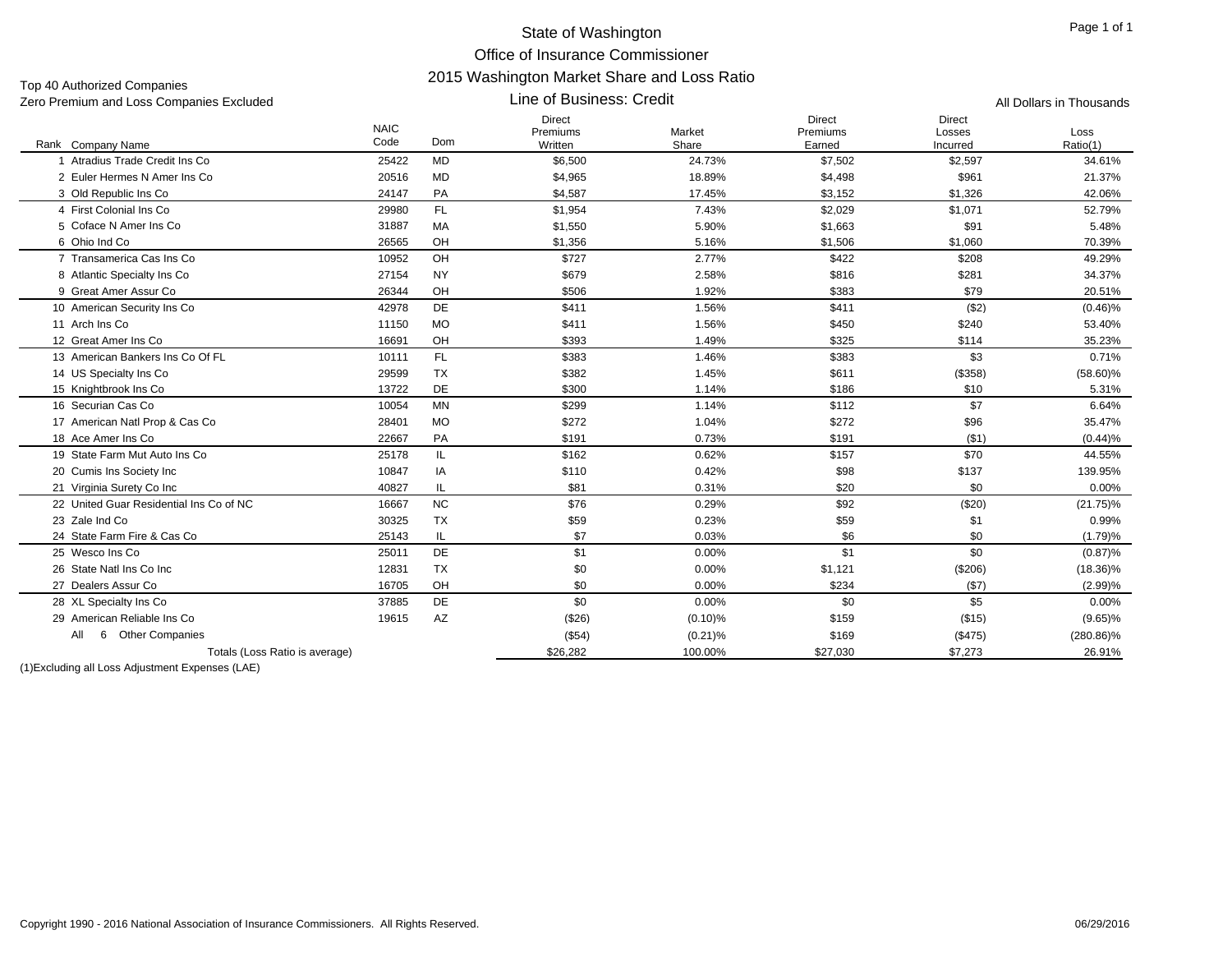# State of Washington
## Office of Insurance Commissioner
## 2015 Washington Market Share and Loss Ratio
### Line of Business: Credit

Top 40 Authorized Companies
Zero Premium and Loss Companies Excluded

All Dollars in Thousands

| Rank | Company Name | NAIC Code | Dom | Direct Premiums Written | Market Share | Direct Premiums Earned | Direct Losses Incurred | Loss Ratio(1) |
|---|---|---|---|---|---|---|---|---|
| 1 | Atradius Trade Credit Ins Co | 25422 | MD | $6,500 | 24.73% | $7,502 | $2,597 | 34.61% |
| 2 | Euler Hermes N Amer Ins Co | 20516 | MD | $4,965 | 18.89% | $4,498 | $961 | 21.37% |
| 3 | Old Republic Ins Co | 24147 | PA | $4,587 | 17.45% | $3,152 | $1,326 | 42.06% |
| 4 | First Colonial Ins Co | 29980 | FL | $1,954 | 7.43% | $2,029 | $1,071 | 52.79% |
| 5 | Coface N Amer Ins Co | 31887 | MA | $1,550 | 5.90% | $1,663 | $91 | 5.48% |
| 6 | Ohio Ind Co | 26565 | OH | $1,356 | 5.16% | $1,506 | $1,060 | 70.39% |
| 7 | Transamerica Cas Ins Co | 10952 | OH | $727 | 2.77% | $422 | $208 | 49.29% |
| 8 | Atlantic Specialty Ins Co | 27154 | NY | $679 | 2.58% | $816 | $281 | 34.37% |
| 9 | Great Amer Assur Co | 26344 | OH | $506 | 1.92% | $383 | $79 | 20.51% |
| 10 | American Security Ins Co | 42978 | DE | $411 | 1.56% | $411 | ($2) | (0.46)% |
| 11 | Arch Ins Co | 11150 | MO | $411 | 1.56% | $450 | $240 | 53.40% |
| 12 | Great Amer Ins Co | 16691 | OH | $393 | 1.49% | $325 | $114 | 35.23% |
| 13 | American Bankers Ins Co Of FL | 10111 | FL | $383 | 1.46% | $383 | $3 | 0.71% |
| 14 | US Specialty Ins Co | 29599 | TX | $382 | 1.45% | $611 | ($358) | (58.60)% |
| 15 | Knightbrook Ins Co | 13722 | DE | $300 | 1.14% | $186 | $10 | 5.31% |
| 16 | Securian Cas Co | 10054 | MN | $299 | 1.14% | $112 | $7 | 6.64% |
| 17 | American Natl Prop & Cas Co | 28401 | MO | $272 | 1.04% | $272 | $96 | 35.47% |
| 18 | Ace Amer Ins Co | 22667 | PA | $191 | 0.73% | $191 | ($1) | (0.44)% |
| 19 | State Farm Mut Auto Ins Co | 25178 | IL | $162 | 0.62% | $157 | $70 | 44.55% |
| 20 | Cumis Ins Society Inc | 10847 | IA | $110 | 0.42% | $98 | $137 | 139.95% |
| 21 | Virginia Surety Co Inc | 40827 | IL | $81 | 0.31% | $20 | $0 | 0.00% |
| 22 | United Guar Residential Ins Co of NC | 16667 | NC | $76 | 0.29% | $92 | ($20) | (21.75)% |
| 23 | Zale Ind Co | 30325 | TX | $59 | 0.23% | $59 | $1 | 0.99% |
| 24 | State Farm Fire & Cas Co | 25143 | IL | $7 | 0.03% | $6 | $0 | (1.79)% |
| 25 | Wesco Ins Co | 25011 | DE | $1 | 0.00% | $1 | $0 | (0.87)% |
| 26 | State Natl Ins Co Inc | 12831 | TX | $0 | 0.00% | $1,121 | ($206) | (18.36)% |
| 27 | Dealers Assur Co | 16705 | OH | $0 | 0.00% | $234 | ($7) | (2.99)% |
| 28 | XL Specialty Ins Co | 37885 | DE | $0 | 0.00% | $0 | $5 | 0.00% |
| 29 | American Reliable Ins Co | 19615 | AZ | ($26) | (0.10)% | $159 | ($15) | (9.65)% |
| All | 6 Other Companies | | | ($54) | (0.21)% | $169 | ($475) | (280.86)% |
| | Totals (Loss Ratio is average) | | | $26,282 | 100.00% | $27,030 | $7,273 | 26.91% |

(1)Excluding all Loss Adjustment Expenses (LAE)

Copyright 1990 - 2016 National Association of Insurance Commissioners. All Rights Reserved.

06/29/2016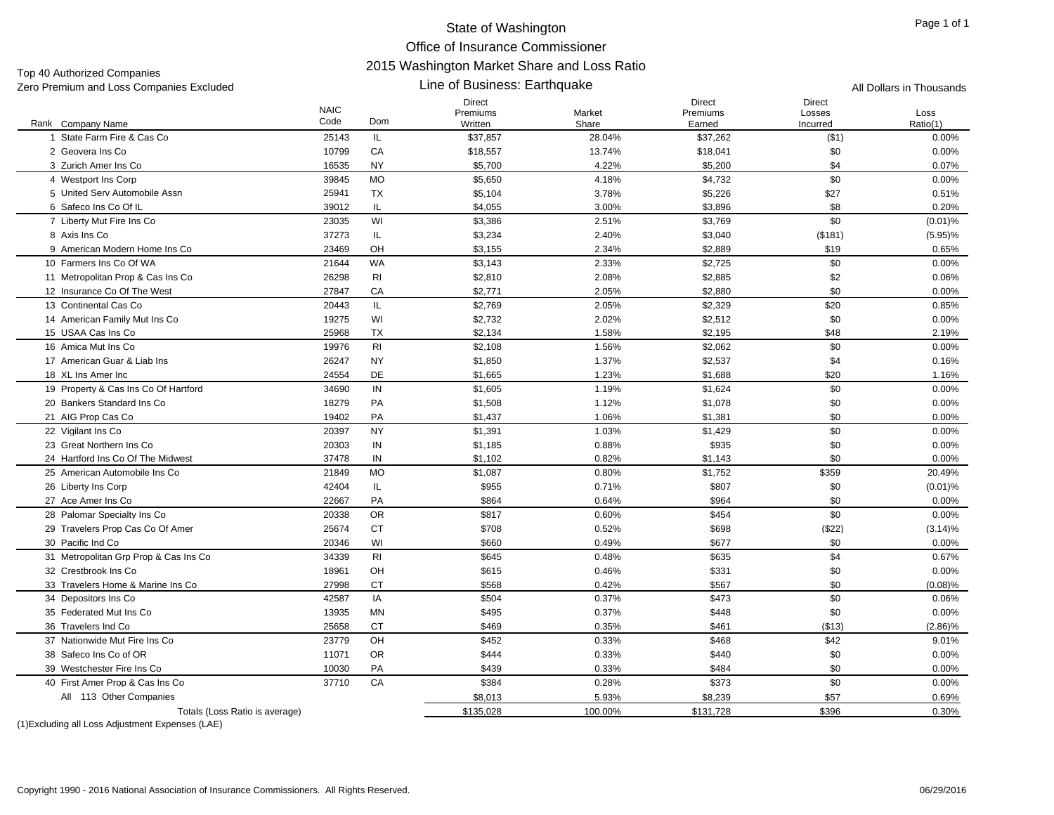# State of Washington
## Office of Insurance Commissioner
## 2015 Washington Market Share and Loss Ratio
## Line of Business: Earthquake

Top 40 Authorized Companies
Zero Premium and Loss Companies Excluded

All Dollars in Thousands

| Rank | Company Name | NAIC Code | Dom | Direct Premiums Written | Market Share | Direct Premiums Earned | Direct Losses Incurred | Loss Ratio(1) |
|---|---|---|---|---|---|---|---|---|
| 1 | State Farm Fire & Cas Co | 25143 | IL | $37,857 | 28.04% | $37,262 | ($1) | 0.00% |
| 2 | Geovera Ins Co | 10799 | CA | $18,557 | 13.74% | $18,041 | $0 | 0.00% |
| 3 | Zurich Amer Ins Co | 16535 | NY | $5,700 | 4.22% | $5,200 | $4 | 0.07% |
| 4 | Westport Ins Corp | 39845 | MO | $5,650 | 4.18% | $4,732 | $0 | 0.00% |
| 5 | United Serv Automobile Assn | 25941 | TX | $5,104 | 3.78% | $5,226 | $27 | 0.51% |
| 6 | Safeco Ins Co Of IL | 39012 | IL | $4,055 | 3.00% | $3,896 | $8 | 0.20% |
| 7 | Liberty Mut Fire Ins Co | 23035 | WI | $3,386 | 2.51% | $3,769 | $0 | (0.01)% |
| 8 | Axis Ins Co | 37273 | IL | $3,234 | 2.40% | $3,040 | ($181) | (5.95)% |
| 9 | American Modern Home Ins Co | 23469 | OH | $3,155 | 2.34% | $2,889 | $19 | 0.65% |
| 10 | Farmers Ins Co Of WA | 21644 | WA | $3,143 | 2.33% | $2,725 | $0 | 0.00% |
| 11 | Metropolitan Prop & Cas Ins Co | 26298 | RI | $2,810 | 2.08% | $2,885 | $2 | 0.06% |
| 12 | Insurance Co Of The West | 27847 | CA | $2,771 | 2.05% | $2,880 | $0 | 0.00% |
| 13 | Continental Cas Co | 20443 | IL | $2,769 | 2.05% | $2,329 | $20 | 0.85% |
| 14 | American Family Mut Ins Co | 19275 | WI | $2,732 | 2.02% | $2,512 | $0 | 0.00% |
| 15 | USAA Cas Ins Co | 25968 | TX | $2,134 | 1.58% | $2,195 | $48 | 2.19% |
| 16 | Amica Mut Ins Co | 19976 | RI | $2,108 | 1.56% | $2,062 | $0 | 0.00% |
| 17 | American Guar & Liab Ins | 26247 | NY | $1,850 | 1.37% | $2,537 | $4 | 0.16% |
| 18 | XL Ins Amer Inc | 24554 | DE | $1,665 | 1.23% | $1,688 | $20 | 1.16% |
| 19 | Property & Cas Ins Co Of Hartford | 34690 | IN | $1,605 | 1.19% | $1,624 | $0 | 0.00% |
| 20 | Bankers Standard Ins Co | 18279 | PA | $1,508 | 1.12% | $1,078 | $0 | 0.00% |
| 21 | AIG Prop Cas Co | 19402 | PA | $1,437 | 1.06% | $1,381 | $0 | 0.00% |
| 22 | Vigilant Ins Co | 20397 | NY | $1,391 | 1.03% | $1,429 | $0 | 0.00% |
| 23 | Great Northern Ins Co | 20303 | IN | $1,185 | 0.88% | $935 | $0 | 0.00% |
| 24 | Hartford Ins Co Of The Midwest | 37478 | IN | $1,102 | 0.82% | $1,143 | $0 | 0.00% |
| 25 | American Automobile Ins Co | 21849 | MO | $1,087 | 0.80% | $1,752 | $359 | 20.49% |
| 26 | Liberty Ins Corp | 42404 | IL | $955 | 0.71% | $807 | $0 | (0.01)% |
| 27 | Ace Amer Ins Co | 22667 | PA | $864 | 0.64% | $964 | $0 | 0.00% |
| 28 | Palomar Specialty Ins Co | 20338 | OR | $817 | 0.60% | $454 | $0 | 0.00% |
| 29 | Travelers Prop Cas Co Of Amer | 25674 | CT | $708 | 0.52% | $698 | ($22) | (3.14)% |
| 30 | Pacific Ind Co | 20346 | WI | $660 | 0.49% | $677 | $0 | 0.00% |
| 31 | Metropolitan Grp Prop & Cas Ins Co | 34339 | RI | $645 | 0.48% | $635 | $4 | 0.67% |
| 32 | Crestbrook Ins Co | 18961 | OH | $615 | 0.46% | $331 | $0 | 0.00% |
| 33 | Travelers Home & Marine Ins Co | 27998 | CT | $568 | 0.42% | $567 | $0 | (0.08)% |
| 34 | Depositors Ins Co | 42587 | IA | $504 | 0.37% | $473 | $0 | 0.06% |
| 35 | Federated Mut Ins Co | 13935 | MN | $495 | 0.37% | $448 | $0 | 0.00% |
| 36 | Travelers Ind Co | 25658 | CT | $469 | 0.35% | $461 | ($13) | (2.86)% |
| 37 | Nationwide Mut Fire Ins Co | 23779 | OH | $452 | 0.33% | $468 | $42 | 9.01% |
| 38 | Safeco Ins Co of OR | 11071 | OR | $444 | 0.33% | $440 | $0 | 0.00% |
| 39 | Westchester Fire Ins Co | 10030 | PA | $439 | 0.33% | $484 | $0 | 0.00% |
| 40 | First Amer Prop & Cas Ins Co | 37710 | CA | $384 | 0.28% | $373 | $0 | 0.00% |
| | All 113 Other Companies | | | $8,013 | 5.93% | $8,239 | $57 | 0.69% |
| | Totals (Loss Ratio is average) | | | $135,028 | 100.00% | $131,728 | $396 | 0.30% |

(1)Excluding all Loss Adjustment Expenses (LAE)

Copyright 1990 - 2016 National Association of Insurance Commissioners. All Rights Reserved.

06/29/2016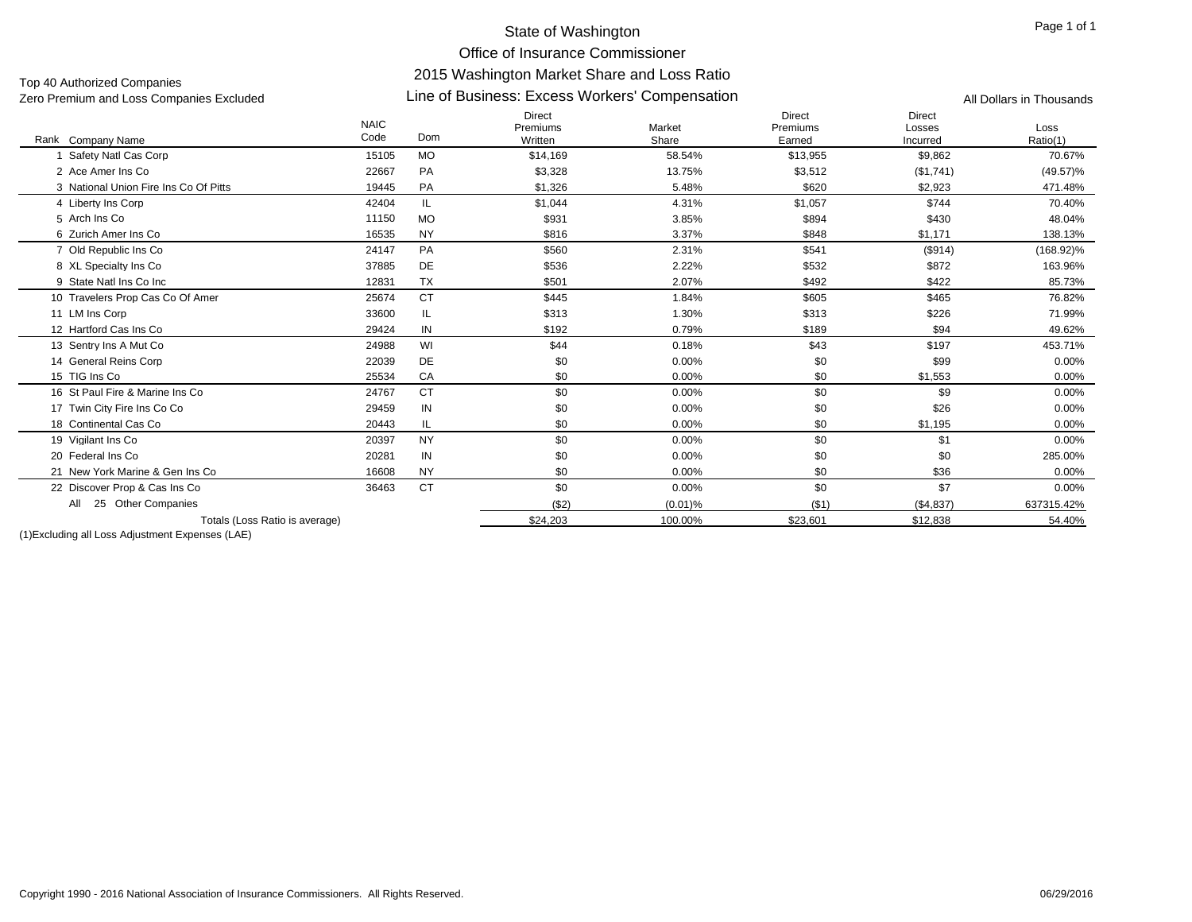# State of Washington
## Office of Insurance Commissioner
## 2015 Washington Market Share and Loss Ratio
## Line of Business: Excess Workers' Compensation

Top 40 Authorized Companies
Zero Premium and Loss Companies Excluded

All Dollars in Thousands

| Rank | Company Name | NAIC Code | Dom | Direct Premiums Written | Market Share | Direct Premiums Earned | Direct Losses Incurred | Loss Ratio(1) |
|---|---|---|---|---|---|---|---|---|
| 1 | Safety Natl Cas Corp | 15105 | MO | $14,169 | 58.54% | $13,955 | $9,862 | 70.67% |
| 2 | Ace Amer Ins Co | 22667 | PA | $3,328 | 13.75% | $3,512 | ($1,741) | (49.57)% |
| 3 | National Union Fire Ins Co Of Pitts | 19445 | PA | $1,326 | 5.48% | $620 | $2,923 | 471.48% |
| 4 | Liberty Ins Corp | 42404 | IL | $1,044 | 4.31% | $1,057 | $744 | 70.40% |
| 5 | Arch Ins Co | 11150 | MO | $931 | 3.85% | $894 | $430 | 48.04% |
| 6 | Zurich Amer Ins Co | 16535 | NY | $816 | 3.37% | $848 | $1,171 | 138.13% |
| 7 | Old Republic Ins Co | 24147 | PA | $560 | 2.31% | $541 | ($914) | (168.92)% |
| 8 | XL Specialty Ins Co | 37885 | DE | $536 | 2.22% | $532 | $872 | 163.96% |
| 9 | State Natl Ins Co Inc | 12831 | TX | $501 | 2.07% | $492 | $422 | 85.73% |
| 10 | Travelers Prop Cas Co Of Amer | 25674 | CT | $445 | 1.84% | $605 | $465 | 76.82% |
| 11 | LM Ins Corp | 33600 | IL | $313 | 1.30% | $313 | $226 | 71.99% |
| 12 | Hartford Cas Ins Co | 29424 | IN | $192 | 0.79% | $189 | $94 | 49.62% |
| 13 | Sentry Ins A Mut Co | 24988 | WI | $44 | 0.18% | $43 | $197 | 453.71% |
| 14 | General Reins Corp | 22039 | DE | $0 | 0.00% | $0 | $99 | 0.00% |
| 15 | TIG Ins Co | 25534 | CA | $0 | 0.00% | $0 | $1,553 | 0.00% |
| 16 | St Paul Fire & Marine Ins Co | 24767 | CT | $0 | 0.00% | $0 | $9 | 0.00% |
| 17 | Twin City Fire Ins Co Co | 29459 | IN | $0 | 0.00% | $0 | $26 | 0.00% |
| 18 | Continental Cas Co | 20443 | IL | $0 | 0.00% | $0 | $1,195 | 0.00% |
| 19 | Vigilant Ins Co | 20397 | NY | $0 | 0.00% | $0 | $1 | 0.00% |
| 20 | Federal Ins Co | 20281 | IN | $0 | 0.00% | $0 | $0 | 285.00% |
| 21 | New York Marine & Gen Ins Co | 16608 | NY | $0 | 0.00% | $0 | $36 | 0.00% |
| 22 | Discover Prop & Cas Ins Co | 36463 | CT | $0 | 0.00% | $0 | $7 | 0.00% |
| | All 25 Other Companies | | | ($2) | (0.01)% | ($1) | ($4,837) | 637315.42% |
| | Totals (Loss Ratio is average) | | | $24,203 | 100.00% | $23,601 | $12,838 | 54.40% |

(1)Excluding all Loss Adjustment Expenses (LAE)

Copyright 1990 - 2016 National Association of Insurance Commissioners. All Rights Reserved.

06/29/2016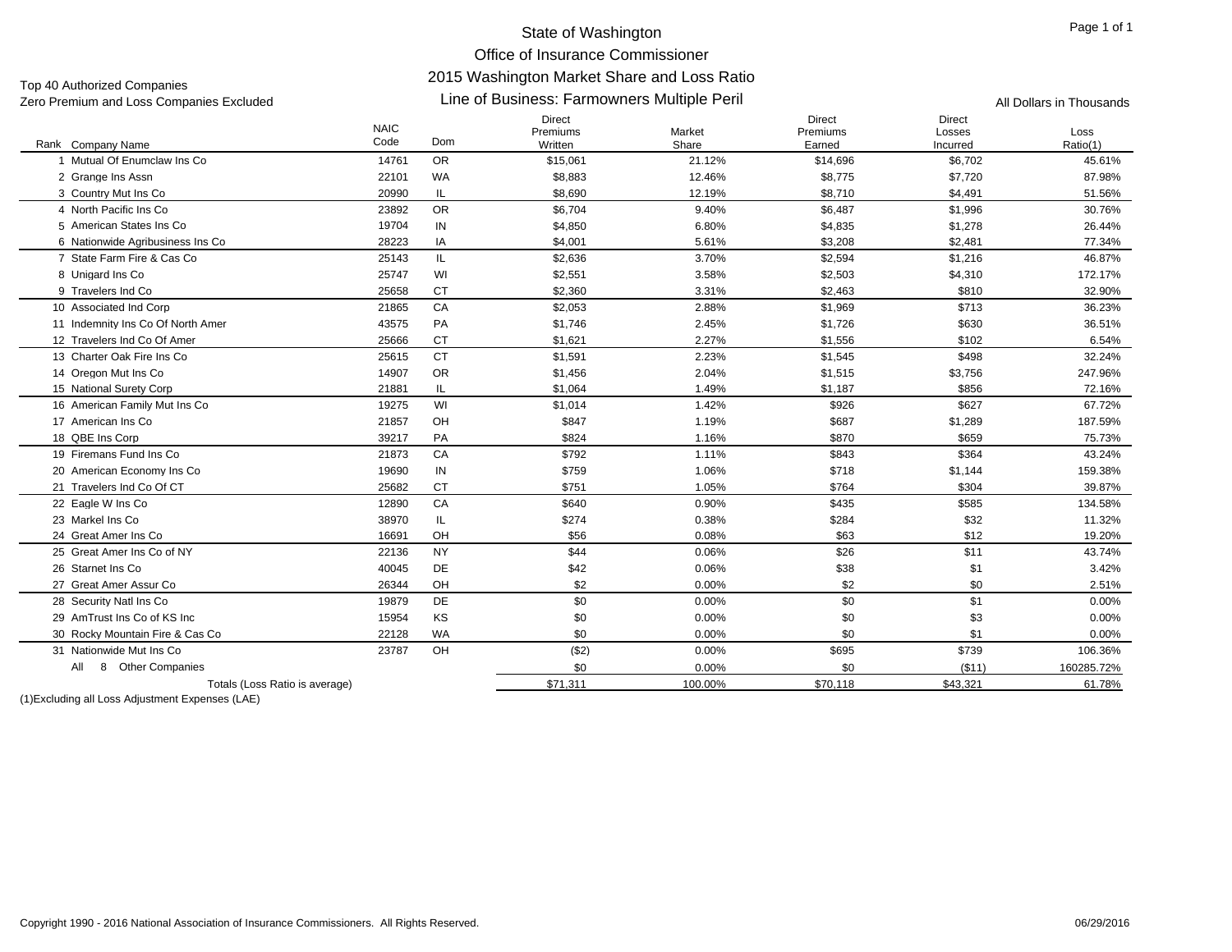# State of Washington

## Office of Insurance Commissioner

## 2015 Washington Market Share and Loss Ratio

## Line of Business: Farmowners Multiple Peril

Top 40 Authorized Companies
Zero Premium and Loss Companies Excluded

All Dollars in Thousands

| Rank | Company Name | NAIC Code | Dom | Direct Premiums Written | Market Share | Direct Premiums Earned | Direct Losses Incurred | Loss Ratio(1) |
|---|---|---|---|---|---|---|---|---|
| 1 | Mutual Of Enumclaw Ins Co | 14761 | OR | $15,061 | 21.12% | $14,696 | $6,702 | 45.61% |
| 2 | Grange Ins Assn | 22101 | WA | $8,883 | 12.46% | $8,775 | $7,720 | 87.98% |
| 3 | Country Mut Ins Co | 20990 | IL | $8,690 | 12.19% | $8,710 | $4,491 | 51.56% |
| 4 | North Pacific Ins Co | 23892 | OR | $6,704 | 9.40% | $6,487 | $1,996 | 30.76% |
| 5 | American States Ins Co | 19704 | IN | $4,850 | 6.80% | $4,835 | $1,278 | 26.44% |
| 6 | Nationwide Agribusiness Ins Co | 28223 | IA | $4,001 | 5.61% | $3,208 | $2,481 | 77.34% |
| 7 | State Farm Fire & Cas Co | 25143 | IL | $2,636 | 3.70% | $2,594 | $1,216 | 46.87% |
| 8 | Unigard Ins Co | 25747 | WI | $2,551 | 3.58% | $2,503 | $4,310 | 172.17% |
| 9 | Travelers Ind Co | 25658 | CT | $2,360 | 3.31% | $2,463 | $810 | 32.90% |
| 10 | Associated Ind Corp | 21865 | CA | $2,053 | 2.88% | $1,969 | $713 | 36.23% |
| 11 | Indemnity Ins Co Of North Amer | 43575 | PA | $1,746 | 2.45% | $1,726 | $630 | 36.51% |
| 12 | Travelers Ind Co Of Amer | 25666 | CT | $1,621 | 2.27% | $1,556 | $102 | 6.54% |
| 13 | Charter Oak Fire Ins Co | 25615 | CT | $1,591 | 2.23% | $1,545 | $498 | 32.24% |
| 14 | Oregon Mut Ins Co | 14907 | OR | $1,456 | 2.04% | $1,515 | $3,756 | 247.96% |
| 15 | National Surety Corp | 21881 | IL | $1,064 | 1.49% | $1,187 | $856 | 72.16% |
| 16 | American Family Mut Ins Co | 19275 | WI | $1,014 | 1.42% | $926 | $627 | 67.72% |
| 17 | American Ins Co | 21857 | OH | $847 | 1.19% | $687 | $1,289 | 187.59% |
| 18 | QBE Ins Corp | 39217 | PA | $824 | 1.16% | $870 | $659 | 75.73% |
| 19 | Firemans Fund Ins Co | 21873 | CA | $792 | 1.11% | $843 | $364 | 43.24% |
| 20 | American Economy Ins Co | 19690 | IN | $759 | 1.06% | $718 | $1,144 | 159.38% |
| 21 | Travelers Ind Co Of CT | 25682 | CT | $751 | 1.05% | $764 | $304 | 39.87% |
| 22 | Eagle W Ins Co | 12890 | CA | $640 | 0.90% | $435 | $585 | 134.58% |
| 23 | Markel Ins Co | 38970 | IL | $274 | 0.38% | $284 | $32 | 11.32% |
| 24 | Great Amer Ins Co | 16691 | OH | $56 | 0.08% | $63 | $12 | 19.20% |
| 25 | Great Amer Ins Co of NY | 22136 | NY | $44 | 0.06% | $26 | $11 | 43.74% |
| 26 | Starnet Ins Co | 40045 | DE | $42 | 0.06% | $38 | $1 | 3.42% |
| 27 | Great Amer Assur Co | 26344 | OH | $2 | 0.00% | $2 | $0 | 2.51% |
| 28 | Security Natl Ins Co | 19879 | DE | $0 | 0.00% | $0 | $1 | 0.00% |
| 29 | AmTrust Ins Co of KS Inc | 15954 | KS | $0 | 0.00% | $0 | $3 | 0.00% |
| 30 | Rocky Mountain Fire & Cas Co | 22128 | WA | $0 | 0.00% | $0 | $1 | 0.00% |
| 31 | Nationwide Mut Ins Co | 23787 | OH | ($2) | 0.00% | $695 | $739 | 106.36% |
| All | 8 Other Companies | | | $0 | 0.00% | $0 | ($11) | 160285.72% |
| | Totals (Loss Ratio is average) | | | $71,311 | 100.00% | $70,118 | $43,321 | 61.78% |

(1)Excluding all Loss Adjustment Expenses (LAE)

Copyright 1990 - 2016 National Association of Insurance Commissioners. All Rights Reserved.

06/29/2016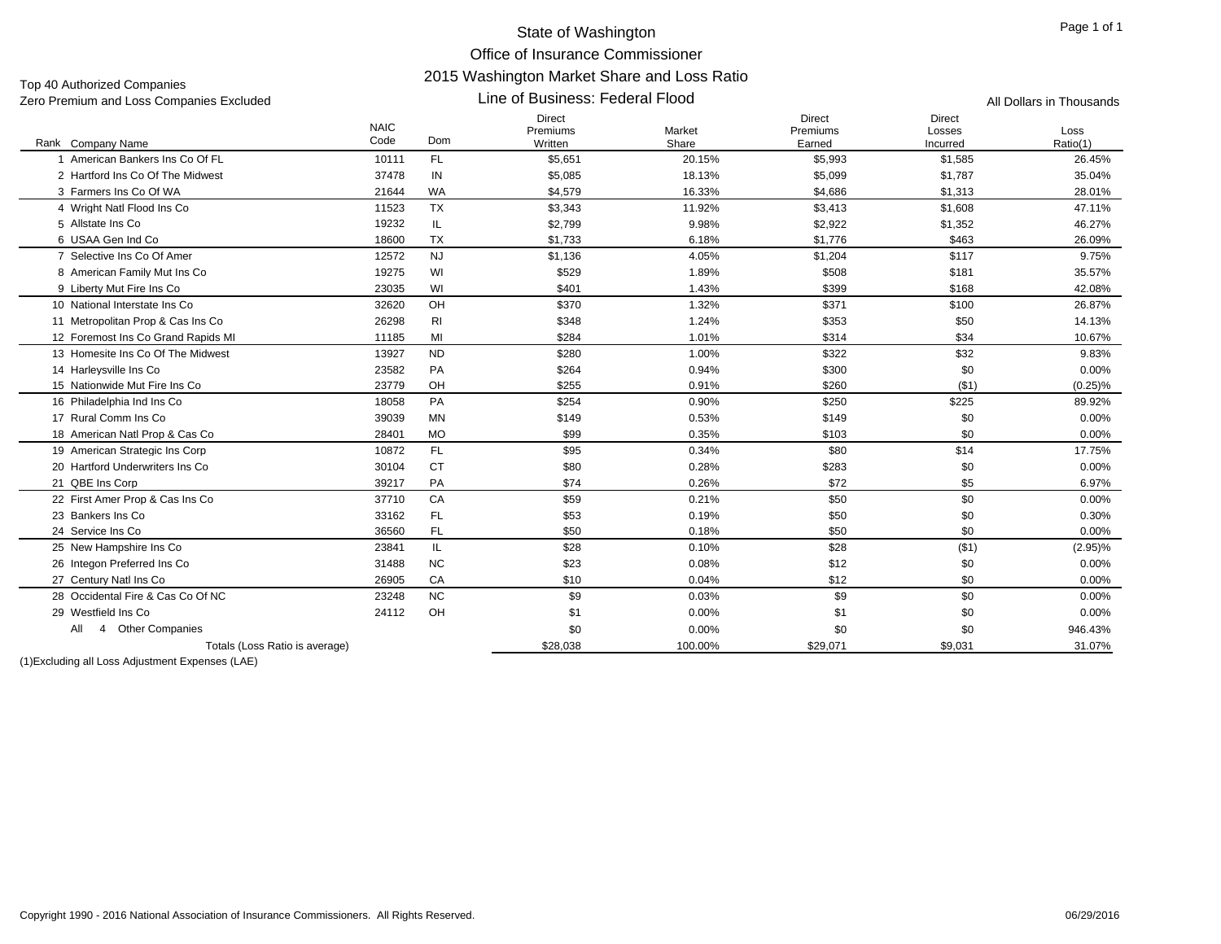# State of Washington
## Office of Insurance Commissioner
## 2015 Washington Market Share and Loss Ratio
## Line of Business: Federal Flood

Top 40 Authorized Companies
Zero Premium and Loss Companies Excluded

All Dollars in Thousands

| Rank | Company Name | NAIC Code | Dom | Direct Premiums Written | Market Share | Direct Premiums Earned | Direct Losses Incurred | Loss Ratio(1) |
|---|---|---|---|---|---|---|---|---|
| 1 | American Bankers Ins Co Of FL | 10111 | FL | $5,651 | 20.15% | $5,993 | $1,585 | 26.45% |
| 2 | Hartford Ins Co Of The Midwest | 37478 | IN | $5,085 | 18.13% | $5,099 | $1,787 | 35.04% |
| 3 | Farmers Ins Co Of WA | 21644 | WA | $4,579 | 16.33% | $4,686 | $1,313 | 28.01% |
| 4 | Wright Natl Flood Ins Co | 11523 | TX | $3,343 | 11.92% | $3,413 | $1,608 | 47.11% |
| 5 | Allstate Ins Co | 19232 | IL | $2,799 | 9.98% | $2,922 | $1,352 | 46.27% |
| 6 | USAA Gen Ind Co | 18600 | TX | $1,733 | 6.18% | $1,776 | $463 | 26.09% |
| 7 | Selective Ins Co Of Amer | 12572 | NJ | $1,136 | 4.05% | $1,204 | $117 | 9.75% |
| 8 | American Family Mut Ins Co | 19275 | WI | $529 | 1.89% | $508 | $181 | 35.57% |
| 9 | Liberty Mut Fire Ins Co | 23035 | WI | $401 | 1.43% | $399 | $168 | 42.08% |
| 10 | National Interstate Ins Co | 32620 | OH | $370 | 1.32% | $371 | $100 | 26.87% |
| 11 | Metropolitan Prop & Cas Ins Co | 26298 | RI | $348 | 1.24% | $353 | $50 | 14.13% |
| 12 | Foremost Ins Co Grand Rapids MI | 11185 | MI | $284 | 1.01% | $314 | $34 | 10.67% |
| 13 | Homesite Ins Co Of The Midwest | 13927 | ND | $280 | 1.00% | $322 | $32 | 9.83% |
| 14 | Harleysville Ins Co | 23582 | PA | $264 | 0.94% | $300 | $0 | 0.00% |
| 15 | Nationwide Mut Fire Ins Co | 23779 | OH | $255 | 0.91% | $260 | ($1) | (0.25)% |
| 16 | Philadelphia Ind Ins Co | 18058 | PA | $254 | 0.90% | $250 | $225 | 89.92% |
| 17 | Rural Comm Ins Co | 39039 | MN | $149 | 0.53% | $149 | $0 | 0.00% |
| 18 | American Natl Prop & Cas Co | 28401 | MO | $99 | 0.35% | $103 | $0 | 0.00% |
| 19 | American Strategic Ins Corp | 10872 | FL | $95 | 0.34% | $80 | $14 | 17.75% |
| 20 | Hartford Underwriters Ins Co | 30104 | CT | $80 | 0.28% | $283 | $0 | 0.00% |
| 21 | QBE Ins Corp | 39217 | PA | $74 | 0.26% | $72 | $5 | 6.97% |
| 22 | First Amer Prop & Cas Ins Co | 37710 | CA | $59 | 0.21% | $50 | $0 | 0.00% |
| 23 | Bankers Ins Co | 33162 | FL | $53 | 0.19% | $50 | $0 | 0.30% |
| 24 | Service Ins Co | 36560 | FL | $50 | 0.18% | $50 | $0 | 0.00% |
| 25 | New Hampshire Ins Co | 23841 | IL | $28 | 0.10% | $28 | ($1) | (2.95)% |
| 26 | Integon Preferred Ins Co | 31488 | NC | $23 | 0.08% | $12 | $0 | 0.00% |
| 27 | Century Natl Ins Co | 26905 | CA | $10 | 0.04% | $12 | $0 | 0.00% |
| 28 | Occidental Fire & Cas Co Of NC | 23248 | NC | $9 | 0.03% | $9 | $0 | 0.00% |
| 29 | Westfield Ins Co | 24112 | OH | $1 | 0.00% | $1 | $0 | 0.00% |
| All | 4 Other Companies | | | $0 | 0.00% | $0 | $0 | 946.43% |
| | Totals (Loss Ratio is average) | | | $28,038 | 100.00% | $29,071 | $9,031 | 31.07% |

(1)Excluding all Loss Adjustment Expenses (LAE)

Copyright 1990 - 2016 National Association of Insurance Commissioners. All Rights Reserved.

06/29/2016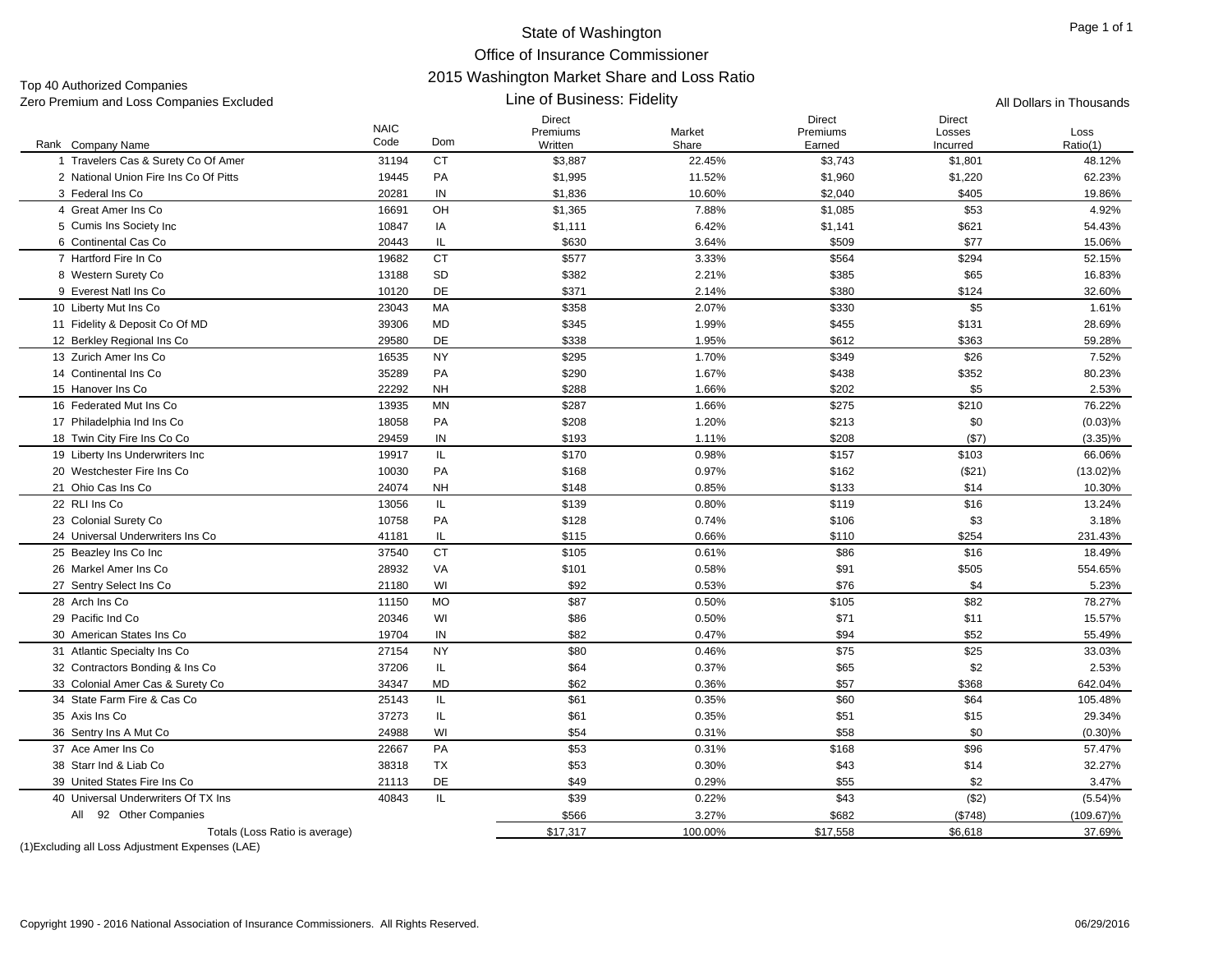# State of Washington
## Office of Insurance Commissioner
## 2015 Washington Market Share and Loss Ratio
### Line of Business: Fidelity

Top 40 Authorized Companies
Zero Premium and Loss Companies Excluded

All Dollars in Thousands

| Rank | Company Name | NAIC Code | Dom | Direct Premiums Written | Market Share | Direct Premiums Earned | Direct Losses Incurred | Loss Ratio(1) |
|---|---|---|---|---|---|---|---|---|
| 1 | Travelers Cas & Surety Co Of Amer | 31194 | CT | $3,887 | 22.45% | $3,743 | $1,801 | 48.12% |
| 2 | National Union Fire Ins Co Of Pitts | 19445 | PA | $1,995 | 11.52% | $1,960 | $1,220 | 62.23% |
| 3 | Federal Ins Co | 20281 | IN | $1,836 | 10.60% | $2,040 | $405 | 19.86% |
| 4 | Great Amer Ins Co | 16691 | OH | $1,365 | 7.88% | $1,085 | $53 | 4.92% |
| 5 | Cumis Ins Society Inc | 10847 | IA | $1,111 | 6.42% | $1,141 | $621 | 54.43% |
| 6 | Continental Cas Co | 20443 | IL | $630 | 3.64% | $509 | $77 | 15.06% |
| 7 | Hartford Fire In Co | 19682 | CT | $577 | 3.33% | $564 | $294 | 52.15% |
| 8 | Western Surety Co | 13188 | SD | $382 | 2.21% | $385 | $65 | 16.83% |
| 9 | Everest Natl Ins Co | 10120 | DE | $371 | 2.14% | $380 | $124 | 32.60% |
| 10 | Liberty Mut Ins Co | 23043 | MA | $358 | 2.07% | $330 | $5 | 1.61% |
| 11 | Fidelity & Deposit Co Of MD | 39306 | MD | $345 | 1.99% | $455 | $131 | 28.69% |
| 12 | Berkley Regional Ins Co | 29580 | DE | $338 | 1.95% | $612 | $363 | 59.28% |
| 13 | Zurich Amer Ins Co | 16535 | NY | $295 | 1.70% | $349 | $26 | 7.52% |
| 14 | Continental Ins Co | 35289 | PA | $290 | 1.67% | $438 | $352 | 80.23% |
| 15 | Hanover Ins Co | 22292 | NH | $288 | 1.66% | $202 | $5 | 2.53% |
| 16 | Federated Mut Ins Co | 13935 | MN | $287 | 1.66% | $275 | $210 | 76.22% |
| 17 | Philadelphia Ind Ins Co | 18058 | PA | $208 | 1.20% | $213 | $0 | (0.03)% |
| 18 | Twin City Fire Ins Co Co | 29459 | IN | $193 | 1.11% | $208 | ($7) | (3.35)% |
| 19 | Liberty Ins Underwriters Inc | 19917 | IL | $170 | 0.98% | $157 | $103 | 66.06% |
| 20 | Westchester Fire Ins Co | 10030 | PA | $168 | 0.97% | $162 | ($21) | (13.02)% |
| 21 | Ohio Cas Ins Co | 24074 | NH | $148 | 0.85% | $133 | $14 | 10.30% |
| 22 | RLI Ins Co | 13056 | IL | $139 | 0.80% | $119 | $16 | 13.24% |
| 23 | Colonial Surety Co | 10758 | PA | $128 | 0.74% | $106 | $3 | 3.18% |
| 24 | Universal Underwriters Ins Co | 41181 | IL | $115 | 0.66% | $110 | $254 | 231.43% |
| 25 | Beazley Ins Co Inc | 37540 | CT | $105 | 0.61% | $86 | $16 | 18.49% |
| 26 | Markel Amer Ins Co | 28932 | VA | $101 | 0.58% | $91 | $505 | 554.65% |
| 27 | Sentry Select Ins Co | 21180 | WI | $92 | 0.53% | $76 | $4 | 5.23% |
| 28 | Arch Ins Co | 11150 | MO | $87 | 0.50% | $105 | $82 | 78.27% |
| 29 | Pacific Ind Co | 20346 | WI | $86 | 0.50% | $71 | $11 | 15.57% |
| 30 | American States Ins Co | 19704 | IN | $82 | 0.47% | $94 | $52 | 55.49% |
| 31 | Atlantic Specialty Ins Co | 27154 | NY | $80 | 0.46% | $75 | $25 | 33.03% |
| 32 | Contractors Bonding & Ins Co | 37206 | IL | $64 | 0.37% | $65 | $2 | 2.53% |
| 33 | Colonial Amer Cas & Surety Co | 34347 | MD | $62 | 0.36% | $57 | $368 | 642.04% |
| 34 | State Farm Fire & Cas Co | 25143 | IL | $61 | 0.35% | $60 | $64 | 105.48% |
| 35 | Axis Ins Co | 37273 | IL | $61 | 0.35% | $51 | $15 | 29.34% |
| 36 | Sentry Ins A Mut Co | 24988 | WI | $54 | 0.31% | $58 | $0 | (0.30)% |
| 37 | Ace Amer Ins Co | 22667 | PA | $53 | 0.31% | $168 | $96 | 57.47% |
| 38 | Starr Ind & Liab Co | 38318 | TX | $53 | 0.30% | $43 | $14 | 32.27% |
| 39 | United States Fire Ins Co | 21113 | DE | $49 | 0.29% | $55 | $2 | 3.47% |
| 40 | Universal Underwriters Of TX Ins | 40843 | IL | $39 | 0.22% | $43 | ($2) | (5.54)% |
| | All 92 Other Companies | | | $566 | 3.27% | $682 | ($748) | (109.67)% |
| | Totals (Loss Ratio is average) | | | $17,317 | 100.00% | $17,558 | $6,618 | 37.69% |

(1)Excluding all Loss Adjustment Expenses (LAE)

Copyright 1990 - 2016 National Association of Insurance Commissioners. All Rights Reserved.

06/29/2016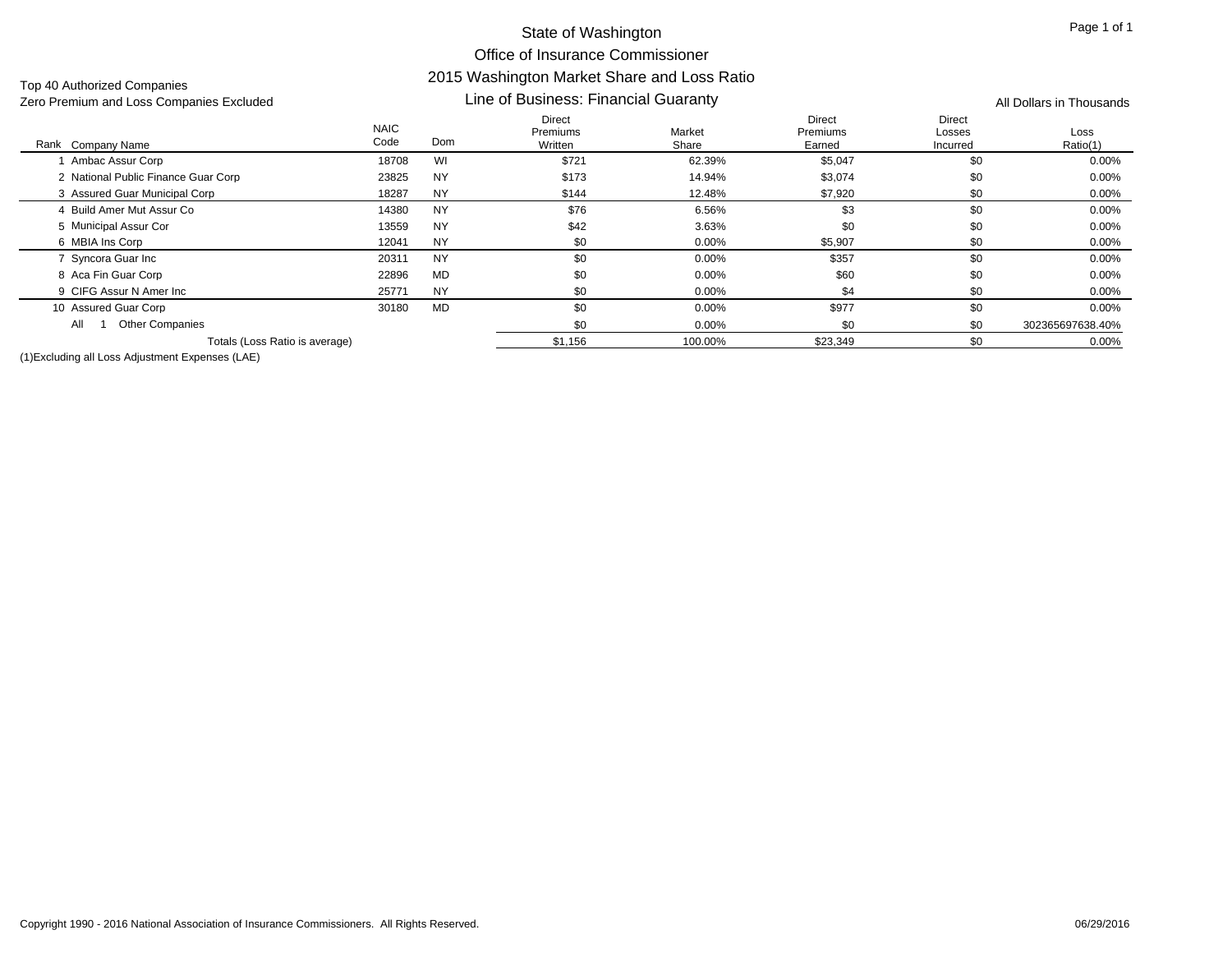# State of Washington
## Office of Insurance Commissioner
## 2015 Washington Market Share and Loss Ratio
### Line of Business: Financial Guaranty

Top 40 Authorized Companies
Zero Premium and Loss Companies Excluded

All Dollars in Thousands

| Rank | Company Name | NAIC Code | Dom | Direct Premiums Written | Market Share | Direct Premiums Earned | Direct Losses Incurred | Loss Ratio(1) |
|---|---|---|---|---|---|---|---|---|
| 1 | Ambac Assur Corp | 18708 | WI | $721 | 62.39% | $5,047 | $0 | 0.00% |
| 2 | National Public Finance Guar Corp | 23825 | NY | $173 | 14.94% | $3,074 | $0 | 0.00% |
| 3 | Assured Guar Municipal Corp | 18287 | NY | $144 | 12.48% | $7,920 | $0 | 0.00% |
| 4 | Build Amer Mut Assur Co | 14380 | NY | $76 | 6.56% | $3 | $0 | 0.00% |
| 5 | Municipal Assur Cor | 13559 | NY | $42 | 3.63% | $0 | $0 | 0.00% |
| 6 | MBIA Ins Corp | 12041 | NY | $0 | 0.00% | $5,907 | $0 | 0.00% |
| 7 | Syncora Guar Inc | 20311 | NY | $0 | 0.00% | $357 | $0 | 0.00% |
| 8 | Aca Fin Guar Corp | 22896 | MD | $0 | 0.00% | $60 | $0 | 0.00% |
| 9 | CIFG Assur N Amer Inc | 25771 | NY | $0 | 0.00% | $4 | $0 | 0.00% |
| 10 | Assured Guar Corp | 30180 | MD | $0 | 0.00% | $977 | $0 | 0.00% |
| All | 1 Other Companies | | | $0 | 0.00% | $0 | $0 | 302365697638.40% |
| | Totals (Loss Ratio is average) | | | $1,156 | 100.00% | $23,349 | $0 | 0.00% |

(1)Excluding all Loss Adjustment Expenses (LAE)

Copyright 1990 - 2016 National Association of Insurance Commissioners. All Rights Reserved. 06/29/2016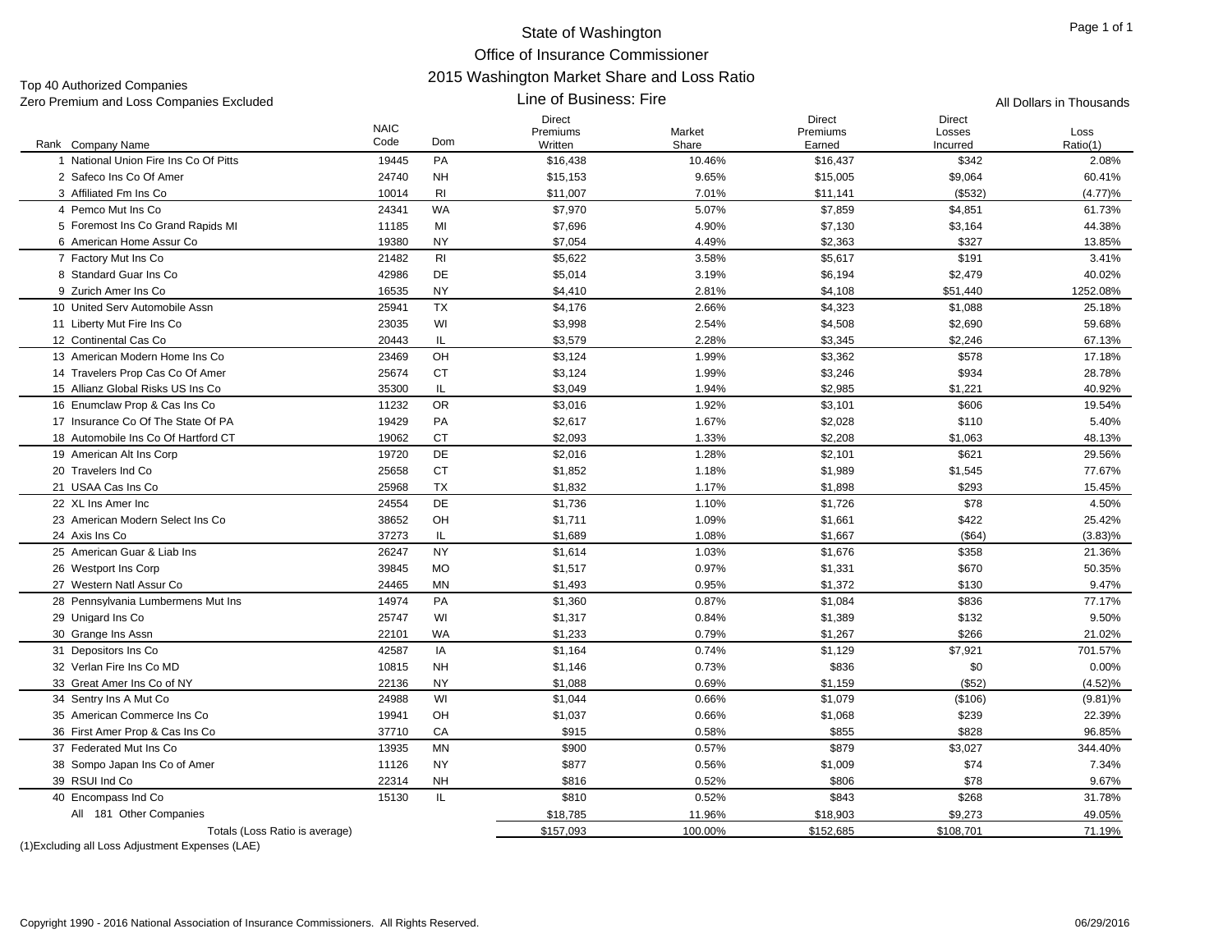# State of Washington

## Office of Insurance Commissioner

## 2015 Washington Market Share and Loss Ratio

### Line of Business: Fire

Top 40 Authorized Companies
Zero Premium and Loss Companies Excluded

All Dollars in Thousands

| Rank | Company Name | NAIC Code | Dom | Direct Premiums Written | Market Share | Direct Premiums Earned | Direct Losses Incurred | Loss Ratio(1) |
|---|---|---|---|---|---|---|---|---|
| 1 | National Union Fire Ins Co Of Pitts | 19445 | PA | $16,438 | 10.46% | $16,437 | $342 | 2.08% |
| 2 | Safeco Ins Co Of Amer | 24740 | NH | $15,153 | 9.65% | $15,005 | $9,064 | 60.41% |
| 3 | Affiliated Fm Ins Co | 10014 | RI | $11,007 | 7.01% | $11,141 | ($532) | (4.77)% |
| 4 | Pemco Mut Ins Co | 24341 | WA | $7,970 | 5.07% | $7,859 | $4,851 | 61.73% |
| 5 | Foremost Ins Co Grand Rapids MI | 11185 | MI | $7,696 | 4.90% | $7,130 | $3,164 | 44.38% |
| 6 | American Home Assur Co | 19380 | NY | $7,054 | 4.49% | $2,363 | $327 | 13.85% |
| 7 | Factory Mut Ins Co | 21482 | RI | $5,622 | 3.58% | $5,617 | $191 | 3.41% |
| 8 | Standard Guar Ins Co | 42986 | DE | $5,014 | 3.19% | $6,194 | $2,479 | 40.02% |
| 9 | Zurich Amer Ins Co | 16535 | NY | $4,410 | 2.81% | $4,108 | $51,440 | 1252.08% |
| 10 | United Serv Automobile Assn | 25941 | TX | $4,176 | 2.66% | $4,323 | $1,088 | 25.18% |
| 11 | Liberty Mut Fire Ins Co | 23035 | WI | $3,998 | 2.54% | $4,508 | $2,690 | 59.68% |
| 12 | Continental Cas Co | 20443 | IL | $3,579 | 2.28% | $3,345 | $2,246 | 67.13% |
| 13 | American Modern Home Ins Co | 23469 | OH | $3,124 | 1.99% | $3,362 | $578 | 17.18% |
| 14 | Travelers Prop Cas Co Of Amer | 25674 | CT | $3,124 | 1.99% | $3,246 | $934 | 28.78% |
| 15 | Allianz Global Risks US Ins Co | 35300 | IL | $3,049 | 1.94% | $2,985 | $1,221 | 40.92% |
| 16 | Enumclaw Prop & Cas Ins Co | 11232 | OR | $3,016 | 1.92% | $3,101 | $606 | 19.54% |
| 17 | Insurance Co Of The State Of PA | 19429 | PA | $2,617 | 1.67% | $2,028 | $110 | 5.40% |
| 18 | Automobile Ins Co Of Hartford CT | 19062 | CT | $2,093 | 1.33% | $2,208 | $1,063 | 48.13% |
| 19 | American Alt Ins Corp | 19720 | DE | $2,016 | 1.28% | $2,101 | $621 | 29.56% |
| 20 | Travelers Ind Co | 25658 | CT | $1,852 | 1.18% | $1,989 | $1,545 | 77.67% |
| 21 | USAA Cas Ins Co | 25968 | TX | $1,832 | 1.17% | $1,898 | $293 | 15.45% |
| 22 | XL Ins Amer Inc | 24554 | DE | $1,736 | 1.10% | $1,726 | $78 | 4.50% |
| 23 | American Modern Select Ins Co | 38652 | OH | $1,711 | 1.09% | $1,661 | $422 | 25.42% |
| 24 | Axis Ins Co | 37273 | IL | $1,689 | 1.08% | $1,667 | ($64) | (3.83)% |
| 25 | American Guar & Liab Ins | 26247 | NY | $1,614 | 1.03% | $1,676 | $358 | 21.36% |
| 26 | Westport Ins Corp | 39845 | MO | $1,517 | 0.97% | $1,331 | $670 | 50.35% |
| 27 | Western Natl Assur Co | 24465 | MN | $1,493 | 0.95% | $1,372 | $130 | 9.47% |
| 28 | Pennsylvania Lumbermens Mut Ins | 14974 | PA | $1,360 | 0.87% | $1,084 | $836 | 77.17% |
| 29 | Unigard Ins Co | 25747 | WI | $1,317 | 0.84% | $1,389 | $132 | 9.50% |
| 30 | Grange Ins Assn | 22101 | WA | $1,233 | 0.79% | $1,267 | $266 | 21.02% |
| 31 | Depositors Ins Co | 42587 | IA | $1,164 | 0.74% | $1,129 | $7,921 | 701.57% |
| 32 | Verlan Fire Ins Co MD | 10815 | NH | $1,146 | 0.73% | $836 | $0 | 0.00% |
| 33 | Great Amer Ins Co of NY | 22136 | NY | $1,088 | 0.69% | $1,159 | ($52) | (4.52)% |
| 34 | Sentry Ins A Mut Co | 24988 | WI | $1,044 | 0.66% | $1,079 | ($106) | (9.81)% |
| 35 | American Commerce Ins Co | 19941 | OH | $1,037 | 0.66% | $1,068 | $239 | 22.39% |
| 36 | First Amer Prop & Cas Ins Co | 37710 | CA | $915 | 0.58% | $855 | $828 | 96.85% |
| 37 | Federated Mut Ins Co | 13935 | MN | $900 | 0.57% | $879 | $3,027 | 344.40% |
| 38 | Sompo Japan Ins Co of Amer | 11126 | NY | $877 | 0.56% | $1,009 | $74 | 7.34% |
| 39 | RSUI Ind Co | 22314 | NH | $816 | 0.52% | $806 | $78 | 9.67% |
| 40 | Encompass Ind Co | 15130 | IL | $810 | 0.52% | $843 | $268 | 31.78% |
| | All 181 Other Companies | | | $18,785 | 11.96% | $18,903 | $9,273 | 49.05% |
| | Totals (Loss Ratio is average) | | | $157,093 | 100.00% | $152,685 | $108,701 | 71.19% |

(1)Excluding all Loss Adjustment Expenses (LAE)

Copyright 1990 - 2016 National Association of Insurance Commissioners. All Rights Reserved.

06/29/2016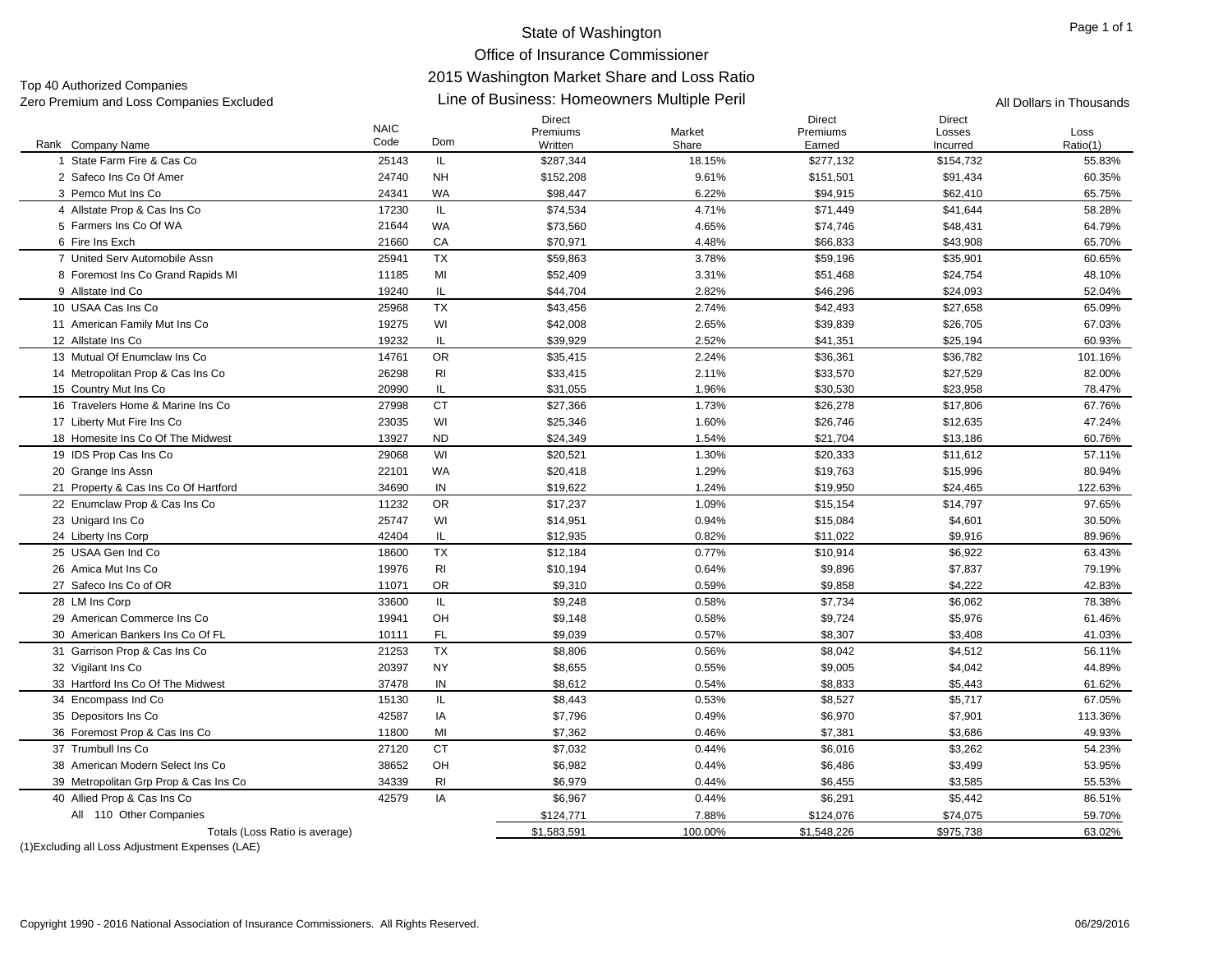# State of Washington
## Office of Insurance Commissioner
## 2015 Washington Market Share and Loss Ratio
## Line of Business: Homeowners Multiple Peril

Top 40 Authorized Companies
Zero Premium and Loss Companies Excluded

All Dollars in Thousands

| Rank | Company Name | NAIC Code | Dom | Direct Premiums Written | Market Share | Direct Premiums Earned | Direct Losses Incurred | Loss Ratio(1) |
|---|---|---|---|---|---|---|---|---|
| 1 | State Farm Fire & Cas Co | 25143 | IL | $287,344 | 18.15% | $277,132 | $154,732 | 55.83% |
| 2 | Safeco Ins Co Of Amer | 24740 | NH | $152,208 | 9.61% | $151,501 | $91,434 | 60.35% |
| 3 | Pemco Mut Ins Co | 24341 | WA | $98,447 | 6.22% | $94,915 | $62,410 | 65.75% |
| 4 | Allstate Prop & Cas Ins Co | 17230 | IL | $74,534 | 4.71% | $71,449 | $41,644 | 58.28% |
| 5 | Farmers Ins Co Of WA | 21644 | WA | $73,560 | 4.65% | $74,746 | $48,431 | 64.79% |
| 6 | Fire Ins Exch | 21660 | CA | $70,971 | 4.48% | $66,833 | $43,908 | 65.70% |
| 7 | United Serv Automobile Assn | 25941 | TX | $59,863 | 3.78% | $59,196 | $35,901 | 60.65% |
| 8 | Foremost Ins Co Grand Rapids MI | 11185 | MI | $52,409 | 3.31% | $51,468 | $24,754 | 48.10% |
| 9 | Allstate Ind Co | 19240 | IL | $44,704 | 2.82% | $46,296 | $24,093 | 52.04% |
| 10 | USAA Cas Ins Co | 25968 | TX | $43,456 | 2.74% | $42,493 | $27,658 | 65.09% |
| 11 | American Family Mut Ins Co | 19275 | WI | $42,008 | 2.65% | $39,839 | $26,705 | 67.03% |
| 12 | Allstate Ins Co | 19232 | IL | $39,929 | 2.52% | $41,351 | $25,194 | 60.93% |
| 13 | Mutual Of Enumclaw Ins Co | 14761 | OR | $35,415 | 2.24% | $36,361 | $36,782 | 101.16% |
| 14 | Metropolitan Prop & Cas Ins Co | 26298 | RI | $33,415 | 2.11% | $33,570 | $27,529 | 82.00% |
| 15 | Country Mut Ins Co | 20990 | IL | $31,055 | 1.96% | $30,530 | $23,958 | 78.47% |
| 16 | Travelers Home & Marine Ins Co | 27998 | CT | $27,366 | 1.73% | $26,278 | $17,806 | 67.76% |
| 17 | Liberty Mut Fire Ins Co | 23035 | WI | $25,346 | 1.60% | $26,746 | $12,635 | 47.24% |
| 18 | Homesite Ins Co Of The Midwest | 13927 | ND | $24,349 | 1.54% | $21,704 | $13,186 | 60.76% |
| 19 | IDS Prop Cas Ins Co | 29068 | WI | $20,521 | 1.30% | $20,333 | $11,612 | 57.11% |
| 20 | Grange Ins Assn | 22101 | WA | $20,418 | 1.29% | $19,763 | $15,996 | 80.94% |
| 21 | Property & Cas Ins Co Of Hartford | 34690 | IN | $19,622 | 1.24% | $19,950 | $24,465 | 122.63% |
| 22 | Enumclaw Prop & Cas Ins Co | 11232 | OR | $17,237 | 1.09% | $15,154 | $14,797 | 97.65% |
| 23 | Unigard Ins Co | 25747 | WI | $14,951 | 0.94% | $15,084 | $4,601 | 30.50% |
| 24 | Liberty Ins Corp | 42404 | IL | $12,935 | 0.82% | $11,022 | $9,916 | 89.96% |
| 25 | USAA Gen Ind Co | 18600 | TX | $12,184 | 0.77% | $10,914 | $6,922 | 63.43% |
| 26 | Amica Mut Ins Co | 19976 | RI | $10,194 | 0.64% | $9,896 | $7,837 | 79.19% |
| 27 | Safeco Ins Co of OR | 11071 | OR | $9,310 | 0.59% | $9,858 | $4,222 | 42.83% |
| 28 | LM Ins Corp | 33600 | IL | $9,248 | 0.58% | $7,734 | $6,062 | 78.38% |
| 29 | American Commerce Ins Co | 19941 | OH | $9,148 | 0.58% | $9,724 | $5,976 | 61.46% |
| 30 | American Bankers Ins Co Of FL | 10111 | FL | $9,039 | 0.57% | $8,307 | $3,408 | 41.03% |
| 31 | Garrison Prop & Cas Ins Co | 21253 | TX | $8,806 | 0.56% | $8,042 | $4,512 | 56.11% |
| 32 | Vigilant Ins Co | 20397 | NY | $8,655 | 0.55% | $9,005 | $4,042 | 44.89% |
| 33 | Hartford Ins Co Of The Midwest | 37478 | IN | $8,612 | 0.54% | $8,833 | $5,443 | 61.62% |
| 34 | Encompass Ind Co | 15130 | IL | $8,443 | 0.53% | $8,527 | $5,717 | 67.05% |
| 35 | Depositors Ins Co | 42587 | IA | $7,796 | 0.49% | $6,970 | $7,901 | 113.36% |
| 36 | Foremost Prop & Cas Ins Co | 11800 | MI | $7,362 | 0.46% | $7,381 | $3,686 | 49.93% |
| 37 | Trumbull Ins Co | 27120 | CT | $7,032 | 0.44% | $6,016 | $3,262 | 54.23% |
| 38 | American Modern Select Ins Co | 38652 | OH | $6,982 | 0.44% | $6,486 | $3,499 | 53.95% |
| 39 | Metropolitan Grp Prop & Cas Ins Co | 34339 | RI | $6,979 | 0.44% | $6,455 | $3,585 | 55.53% |
| 40 | Allied Prop & Cas Ins Co | 42579 | IA | $6,967 | 0.44% | $6,291 | $5,442 | 86.51% |
| | All 110 Other Companies | | | $124,771 | 7.88% | $124,076 | $74,075 | 59.70% |
| | Totals (Loss Ratio is average) | | | $1,583,591 | 100.00% | $1,548,226 | $975,738 | 63.02% |

(1)Excluding all Loss Adjustment Expenses (LAE)

Copyright 1990 - 2016 National Association of Insurance Commissioners. All Rights Reserved. 06/29/2016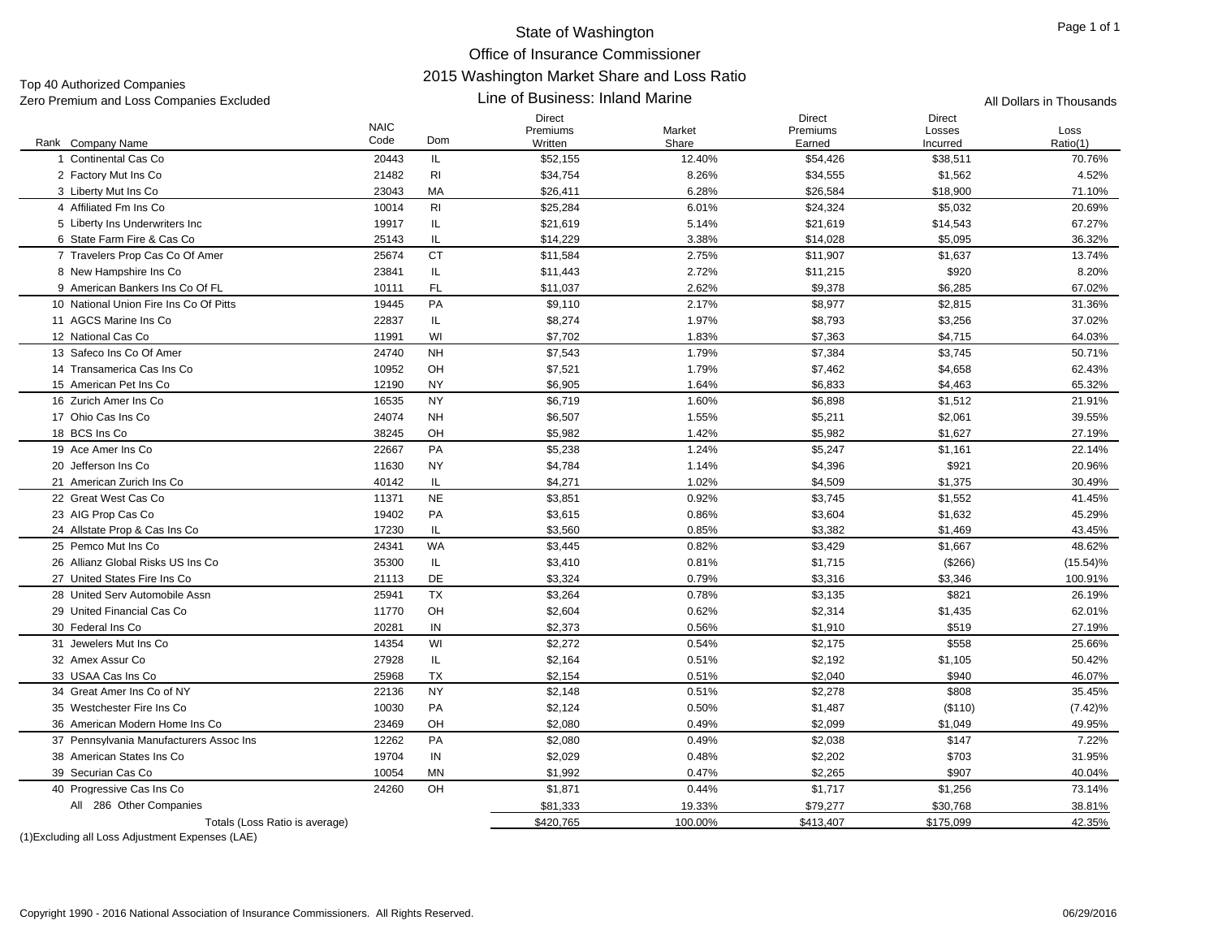# State of Washington
## Office of Insurance Commissioner
## 2015 Washington Market Share and Loss Ratio
### Line of Business: Inland Marine

Top 40 Authorized Companies
Zero Premium and Loss Companies Excluded

All Dollars in Thousands

| Rank | Company Name | NAIC Code | Dom | Direct Premiums Written | Market Share | Direct Premiums Earned | Direct Losses Incurred | Loss Ratio(1) |
|---|---|---|---|---|---|---|---|---|
| 1 | Continental Cas Co | 20443 | IL | $52,155 | 12.40% | $54,426 | $38,511 | 70.76% |
| 2 | Factory Mut Ins Co | 21482 | RI | $34,754 | 8.26% | $34,555 | $1,562 | 4.52% |
| 3 | Liberty Mut Ins Co | 23043 | MA | $26,411 | 6.28% | $26,584 | $18,900 | 71.10% |
| 4 | Affiliated Fm Ins Co | 10014 | RI | $25,284 | 6.01% | $24,324 | $5,032 | 20.69% |
| 5 | Liberty Ins Underwriters Inc | 19917 | IL | $21,619 | 5.14% | $21,619 | $14,543 | 67.27% |
| 6 | State Farm Fire & Cas Co | 25143 | IL | $14,229 | 3.38% | $14,028 | $5,095 | 36.32% |
| 7 | Travelers Prop Cas Co Of Amer | 25674 | CT | $11,584 | 2.75% | $11,907 | $1,637 | 13.74% |
| 8 | New Hampshire Ins Co | 23841 | IL | $11,443 | 2.72% | $11,215 | $920 | 8.20% |
| 9 | American Bankers Ins Co Of FL | 10111 | FL | $11,037 | 2.62% | $9,378 | $6,285 | 67.02% |
| 10 | National Union Fire Ins Co Of Pitts | 19445 | PA | $9,110 | 2.17% | $8,977 | $2,815 | 31.36% |
| 11 | AGCS Marine Ins Co | 22837 | IL | $8,274 | 1.97% | $8,793 | $3,256 | 37.02% |
| 12 | National Cas Co | 11991 | WI | $7,702 | 1.83% | $7,363 | $4,715 | 64.03% |
| 13 | Safeco Ins Co Of Amer | 24740 | NH | $7,543 | 1.79% | $7,384 | $3,745 | 50.71% |
| 14 | Transamerica Cas Ins Co | 10952 | OH | $7,521 | 1.79% | $7,462 | $4,658 | 62.43% |
| 15 | American Pet Ins Co | 12190 | NY | $6,905 | 1.64% | $6,833 | $4,463 | 65.32% |
| 16 | Zurich Amer Ins Co | 16535 | NY | $6,719 | 1.60% | $6,898 | $1,512 | 21.91% |
| 17 | Ohio Cas Ins Co | 24074 | NH | $6,507 | 1.55% | $5,211 | $2,061 | 39.55% |
| 18 | BCS Ins Co | 38245 | OH | $5,982 | 1.42% | $5,982 | $1,627 | 27.19% |
| 19 | Ace Amer Ins Co | 22667 | PA | $5,238 | 1.24% | $5,247 | $1,161 | 22.14% |
| 20 | Jefferson Ins Co | 11630 | NY | $4,784 | 1.14% | $4,396 | $921 | 20.96% |
| 21 | American Zurich Ins Co | 40142 | IL | $4,271 | 1.02% | $4,509 | $1,375 | 30.49% |
| 22 | Great West Cas Co | 11371 | NE | $3,851 | 0.92% | $3,745 | $1,552 | 41.45% |
| 23 | AIG Prop Cas Co | 19402 | PA | $3,615 | 0.86% | $3,604 | $1,632 | 45.29% |
| 24 | Allstate Prop & Cas Ins Co | 17230 | IL | $3,560 | 0.85% | $3,382 | $1,469 | 43.45% |
| 25 | Pemco Mut Ins Co | 24341 | WA | $3,445 | 0.82% | $3,429 | $1,667 | 48.62% |
| 26 | Allianz Global Risks US Ins Co | 35300 | IL | $3,410 | 0.81% | $1,715 | ($266) | (15.54)% |
| 27 | United States Fire Ins Co | 21113 | DE | $3,324 | 0.79% | $3,316 | $3,346 | 100.91% |
| 28 | United Serv Automobile Assn | 25941 | TX | $3,264 | 0.78% | $3,135 | $821 | 26.19% |
| 29 | United Financial Cas Co | 11770 | OH | $2,604 | 0.62% | $2,314 | $1,435 | 62.01% |
| 30 | Federal Ins Co | 20281 | IN | $2,373 | 0.56% | $1,910 | $519 | 27.19% |
| 31 | Jewelers Mut Ins Co | 14354 | WI | $2,272 | 0.54% | $2,175 | $558 | 25.66% |
| 32 | Amex Assur Co | 27928 | IL | $2,164 | 0.51% | $2,192 | $1,105 | 50.42% |
| 33 | USAA Cas Ins Co | 25968 | TX | $2,154 | 0.51% | $2,040 | $940 | 46.07% |
| 34 | Great Amer Ins Co of NY | 22136 | NY | $2,148 | 0.51% | $2,278 | $808 | 35.45% |
| 35 | Westchester Fire Ins Co | 10030 | PA | $2,124 | 0.50% | $1,487 | ($110) | (7.42)% |
| 36 | American Modern Home Ins Co | 23469 | OH | $2,080 | 0.49% | $2,099 | $1,049 | 49.95% |
| 37 | Pennsylvania Manufacturers Assoc Ins | 12262 | PA | $2,080 | 0.49% | $2,038 | $147 | 7.22% |
| 38 | American States Ins Co | 19704 | IN | $2,029 | 0.48% | $2,202 | $703 | 31.95% |
| 39 | Securian Cas Co | 10054 | MN | $1,992 | 0.47% | $2,265 | $907 | 40.04% |
| 40 | Progressive Cas Ins Co | 24260 | OH | $1,871 | 0.44% | $1,717 | $1,256 | 73.14% |
| | All 286 Other Companies | | | $81,333 | 19.33% | $79,277 | $30,768 | 38.81% |
| | Totals (Loss Ratio is average) | | | $420,765 | 100.00% | $413,407 | $175,099 | 42.35% |

(1)Excluding all Loss Adjustment Expenses (LAE)

Copyright 1990 - 2016 National Association of Insurance Commissioners. All Rights Reserved. 06/29/2016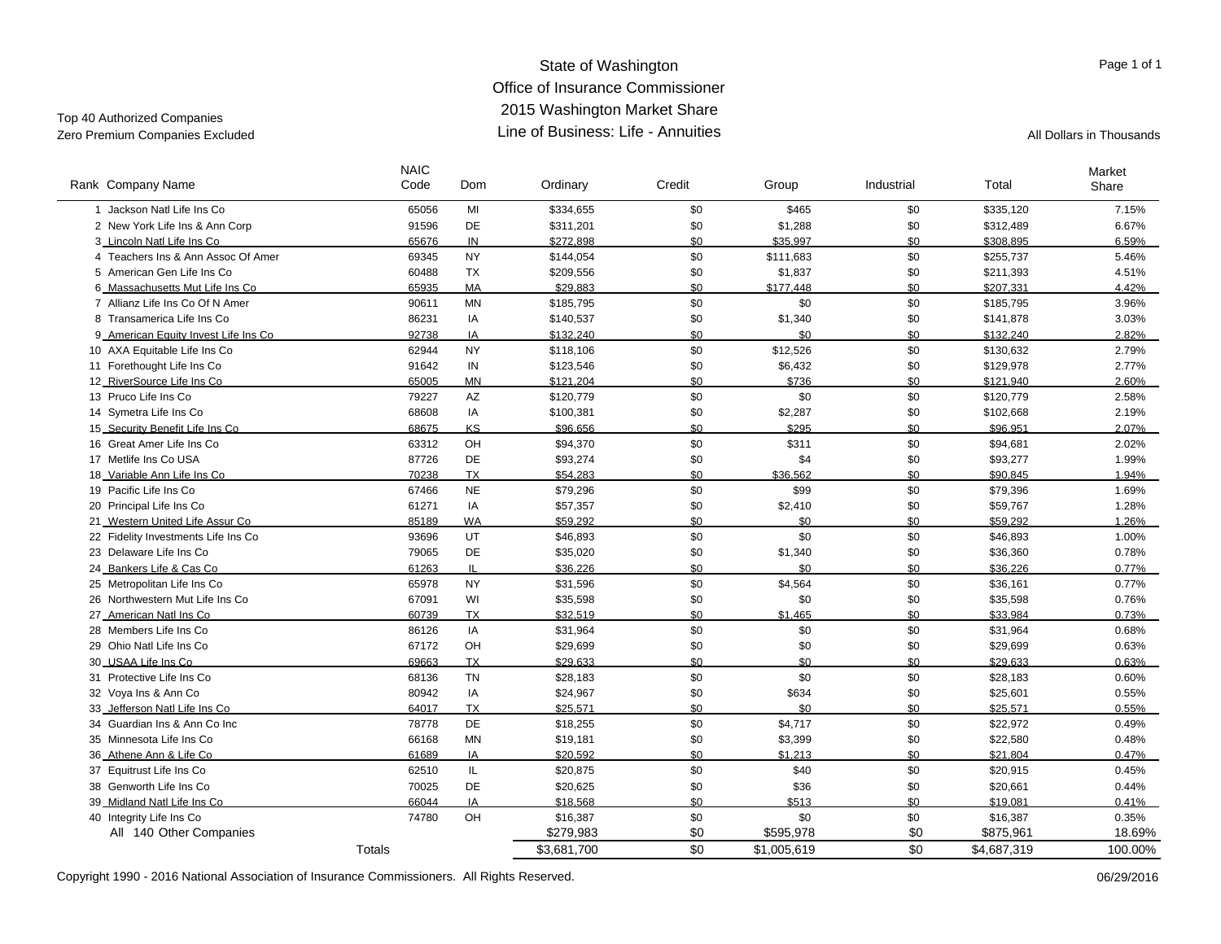# State of Washington
## Office of Insurance Commissioner
## 2015 Washington Market Share
## Line of Business: Life - Annuities

Top 40 Authorized Companies
Zero Premium Companies Excluded

All Dollars in Thousands

| Rank | Company Name | NAIC Code | Dom | Ordinary | Credit | Group | Industrial | Total | Market Share |
|---|---|---|---|---|---|---|---|---|---|
| 1 | Jackson Natl Life Ins Co | 65056 | MI | $334,655 | $0 | $465 | $0 | $335,120 | 7.15% |
| 2 | New York Life Ins & Ann Corp | 91596 | DE | $311,201 | $0 | $1,288 | $0 | $312,489 | 6.67% |
| 3 | Lincoln Natl Life Ins Co | 65676 | IN | $272,898 | $0 | $35,997 | $0 | $308,895 | 6.59% |
| 4 | Teachers Ins & Ann Assoc Of Amer | 69345 | NY | $144,054 | $0 | $111,683 | $0 | $255,737 | 5.46% |
| 5 | American Gen Life Ins Co | 60488 | TX | $209,556 | $0 | $1,837 | $0 | $211,393 | 4.51% |
| 6 | Massachusetts Mut Life Ins Co | 65935 | MA | $29,883 | $0 | $177,448 | $0 | $207,331 | 4.42% |
| 7 | Allianz Life Ins Co Of N Amer | 90611 | MN | $185,795 | $0 | $0 | $0 | $185,795 | 3.96% |
| 8 | Transamerica Life Ins Co | 86231 | IA | $140,537 | $0 | $1,340 | $0 | $141,878 | 3.03% |
| 9 | American Equity Invest Life Ins Co | 92738 | IA | $132,240 | $0 | $0 | $0 | $132,240 | 2.82% |
| 10 | AXA Equitable Life Ins Co | 62944 | NY | $118,106 | $0 | $12,526 | $0 | $130,632 | 2.79% |
| 11 | Forethought Life Ins Co | 91642 | IN | $123,546 | $0 | $6,432 | $0 | $129,978 | 2.77% |
| 12 | RiverSource Life Ins Co | 65005 | MN | $121,204 | $0 | $736 | $0 | $121,940 | 2.60% |
| 13 | Pruco Life Ins Co | 79227 | AZ | $120,779 | $0 | $0 | $0 | $120,779 | 2.58% |
| 14 | Symetra Life Ins Co | 68608 | IA | $100,381 | $0 | $2,287 | $0 | $102,668 | 2.19% |
| 15 | Security Benefit Life Ins Co | 68675 | KS | $96,656 | $0 | $295 | $0 | $96,951 | 2.07% |
| 16 | Great Amer Life Ins Co | 63312 | OH | $94,370 | $0 | $311 | $0 | $94,681 | 2.02% |
| 17 | Metlife Ins Co USA | 87726 | DE | $93,274 | $0 | $4 | $0 | $93,277 | 1.99% |
| 18 | Variable Ann Life Ins Co | 70238 | TX | $54,283 | $0 | $36,562 | $0 | $90,845 | 1.94% |
| 19 | Pacific Life Ins Co | 67466 | NE | $79,296 | $0 | $99 | $0 | $79,396 | 1.69% |
| 20 | Principal Life Ins Co | 61271 | IA | $57,357 | $0 | $2,410 | $0 | $59,767 | 1.28% |
| 21 | Western United Life Assur Co | 85189 | WA | $59,292 | $0 | $0 | $0 | $59,292 | 1.26% |
| 22 | Fidelity Investments Life Ins Co | 93696 | UT | $46,893 | $0 | $0 | $0 | $46,893 | 1.00% |
| 23 | Delaware Life Ins Co | 79065 | DE | $35,020 | $0 | $1,340 | $0 | $36,360 | 0.78% |
| 24 | Bankers Life & Cas Co | 61263 | IL | $36,226 | $0 | $0 | $0 | $36,226 | 0.77% |
| 25 | Metropolitan Life Ins Co | 65978 | NY | $31,596 | $0 | $4,564 | $0 | $36,161 | 0.77% |
| 26 | Northwestern Mut Life Ins Co | 67091 | WI | $35,598 | $0 | $0 | $0 | $35,598 | 0.76% |
| 27 | American Natl Ins Co | 60739 | TX | $32,519 | $0 | $1,465 | $0 | $33,984 | 0.73% |
| 28 | Members Life Ins Co | 86126 | IA | $31,964 | $0 | $0 | $0 | $31,964 | 0.68% |
| 29 | Ohio Natl Life Ins Co | 67172 | OH | $29,699 | $0 | $0 | $0 | $29,699 | 0.63% |
| 30 | USAA Life Ins Co | 69663 | TX | $29,633 | $0 | $0 | $0 | $29,633 | 0.63% |
| 31 | Protective Life Ins Co | 68136 | TN | $28,183 | $0 | $0 | $0 | $28,183 | 0.60% |
| 32 | Voya Ins & Ann Co | 80942 | IA | $24,967 | $0 | $634 | $0 | $25,601 | 0.55% |
| 33 | Jefferson Natl Life Ins Co | 64017 | TX | $25,571 | $0 | $0 | $0 | $25,571 | 0.55% |
| 34 | Guardian Ins & Ann Co Inc | 78778 | DE | $18,255 | $0 | $4,717 | $0 | $22,972 | 0.49% |
| 35 | Minnesota Life Ins Co | 66168 | MN | $19,181 | $0 | $3,399 | $0 | $22,580 | 0.48% |
| 36 | Athene Ann & Life Co | 61689 | IA | $20,592 | $0 | $1,213 | $0 | $21,804 | 0.47% |
| 37 | Equitrust Life Ins Co | 62510 | IL | $20,875 | $0 | $40 | $0 | $20,915 | 0.45% |
| 38 | Genworth Life Ins Co | 70025 | DE | $20,625 | $0 | $36 | $0 | $20,661 | 0.44% |
| 39 | Midland Natl Life Ins Co | 66044 | IA | $18,568 | $0 | $513 | $0 | $19,081 | 0.41% |
| 40 | Integrity Life Ins Co | 74780 | OH | $16,387 | $0 | $0 | $0 | $16,387 | 0.35% |
| | All 140 Other Companies | | | $279,983 | $0 | $595,978 | $0 | $875,961 | 18.69% |
| | Totals | | | $3,681,700 | $0 | $1,005,619 | $0 | $4,687,319 | 100.00% |

Copyright 1990 - 2016 National Association of Insurance Commissioners. All Rights Reserved. 06/29/2016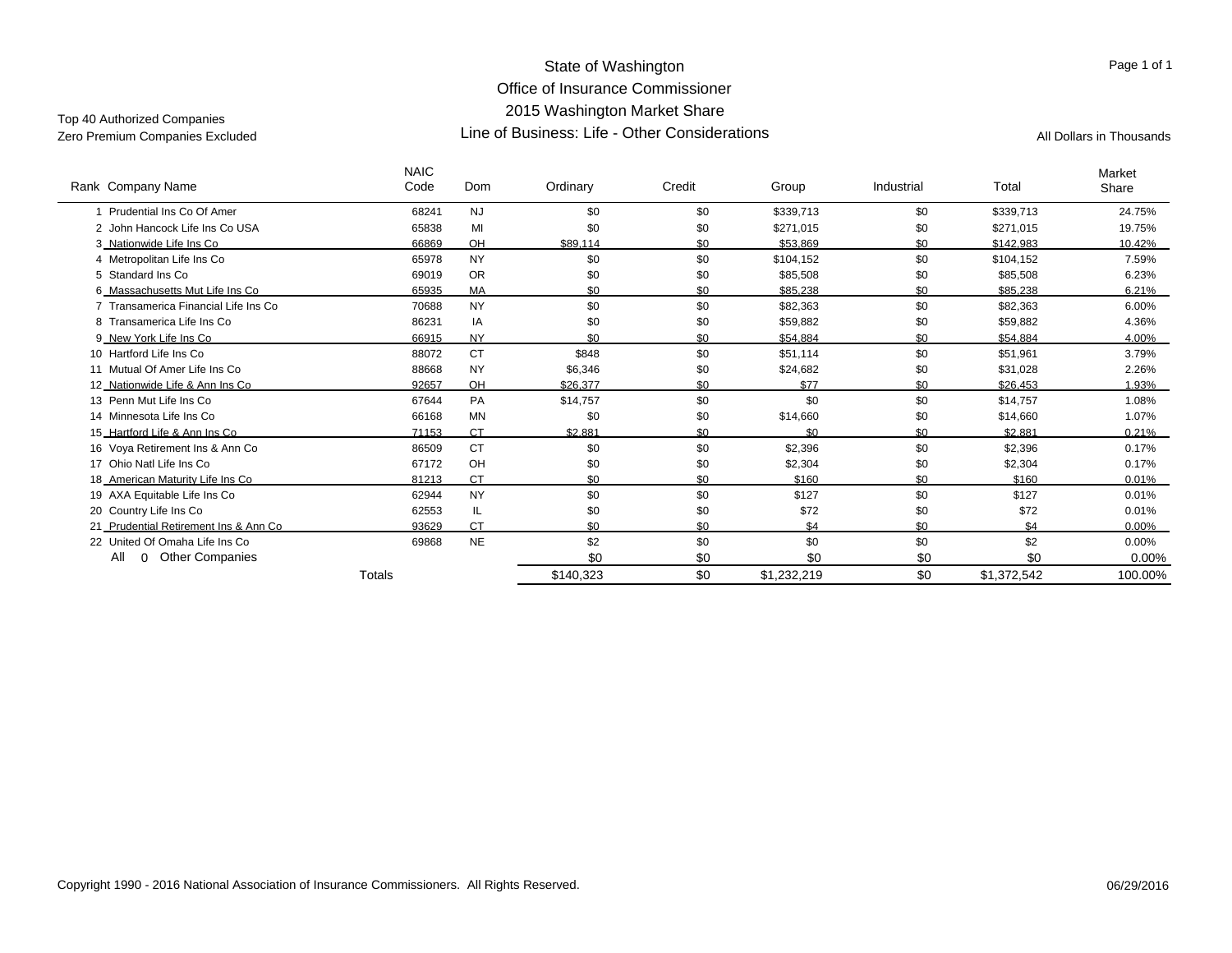# State of Washington
## Office of Insurance Commissioner
## 2015 Washington Market Share
## Line of Business: Life - Other Considerations

Top 40 Authorized Companies
Zero Premium Companies Excluded

All Dollars in Thousands

| Rank | Company Name | NAIC Code | Dom | Ordinary | Credit | Group | Industrial | Total | Market Share |
|---|---|---|---|---|---|---|---|---|---|
| 1 | Prudential Ins Co Of Amer | 68241 | NJ | $0 | $0 | $339,713 | $0 | $339,713 | 24.75% |
| 2 | John Hancock Life Ins Co USA | 65838 | MI | $0 | $0 | $271,015 | $0 | $271,015 | 19.75% |
| 3 | Nationwide Life Ins Co | 66869 | OH | $89,114 | $0 | $53,869 | $0 | $142,983 | 10.42% |
| 4 | Metropolitan Life Ins Co | 65978 | NY | $0 | $0 | $104,152 | $0 | $104,152 | 7.59% |
| 5 | Standard Ins Co | 69019 | OR | $0 | $0 | $85,508 | $0 | $85,508 | 6.23% |
| 6 | Massachusetts Mut Life Ins Co | 65935 | MA | $0 | $0 | $85,238 | $0 | $85,238 | 6.21% |
| 7 | Transamerica Financial Life Ins Co | 70688 | NY | $0 | $0 | $82,363 | $0 | $82,363 | 6.00% |
| 8 | Transamerica Life Ins Co | 86231 | IA | $0 | $0 | $59,882 | $0 | $59,882 | 4.36% |
| 9 | New York Life Ins Co | 66915 | NY | $0 | $0 | $54,884 | $0 | $54,884 | 4.00% |
| 10 | Hartford Life Ins Co | 88072 | CT | $848 | $0 | $51,114 | $0 | $51,961 | 3.79% |
| 11 | Mutual Of Amer Life Ins Co | 88668 | NY | $6,346 | $0 | $24,682 | $0 | $31,028 | 2.26% |
| 12 | Nationwide Life & Ann Ins Co | 92657 | OH | $26,377 | $0 | $77 | $0 | $26,453 | 1.93% |
| 13 | Penn Mut Life Ins Co | 67644 | PA | $14,757 | $0 | $0 | $0 | $14,757 | 1.08% |
| 14 | Minnesota Life Ins Co | 66168 | MN | $0 | $0 | $14,660 | $0 | $14,660 | 1.07% |
| 15 | Hartford Life & Ann Ins Co | 71153 | CT | $2,881 | $0 | $0 | $0 | $2,881 | 0.21% |
| 16 | Voya Retirement Ins & Ann Co | 86509 | CT | $0 | $0 | $2,396 | $0 | $2,396 | 0.17% |
| 17 | Ohio Natl Life Ins Co | 67172 | OH | $0 | $0 | $2,304 | $0 | $2,304 | 0.17% |
| 18 | American Maturity Life Ins Co | 81213 | CT | $0 | $0 | $160 | $0 | $160 | 0.01% |
| 19 | AXA Equitable Life Ins Co | 62944 | NY | $0 | $0 | $127 | $0 | $127 | 0.01% |
| 20 | Country Life Ins Co | 62553 | IL | $0 | $0 | $72 | $0 | $72 | 0.01% |
| 21 | Prudential Retirement Ins & Ann Co | 93629 | CT | $0 | $0 | $4 | $0 | $4 | 0.00% |
| 22 | United Of Omaha Life Ins Co | 69868 | NE | $2 | $0 | $0 | $0 | $2 | 0.00% |
| All | 0 Other Companies | | | $0 | $0 | $0 | $0 | $0 | 0.00% |
| | Totals | | | $140,323 | $0 | $1,232,219 | $0 | $1,372,542 | 100.00% |

Copyright 1990 - 2016 National Association of Insurance Commissioners. All Rights Reserved.

06/29/2016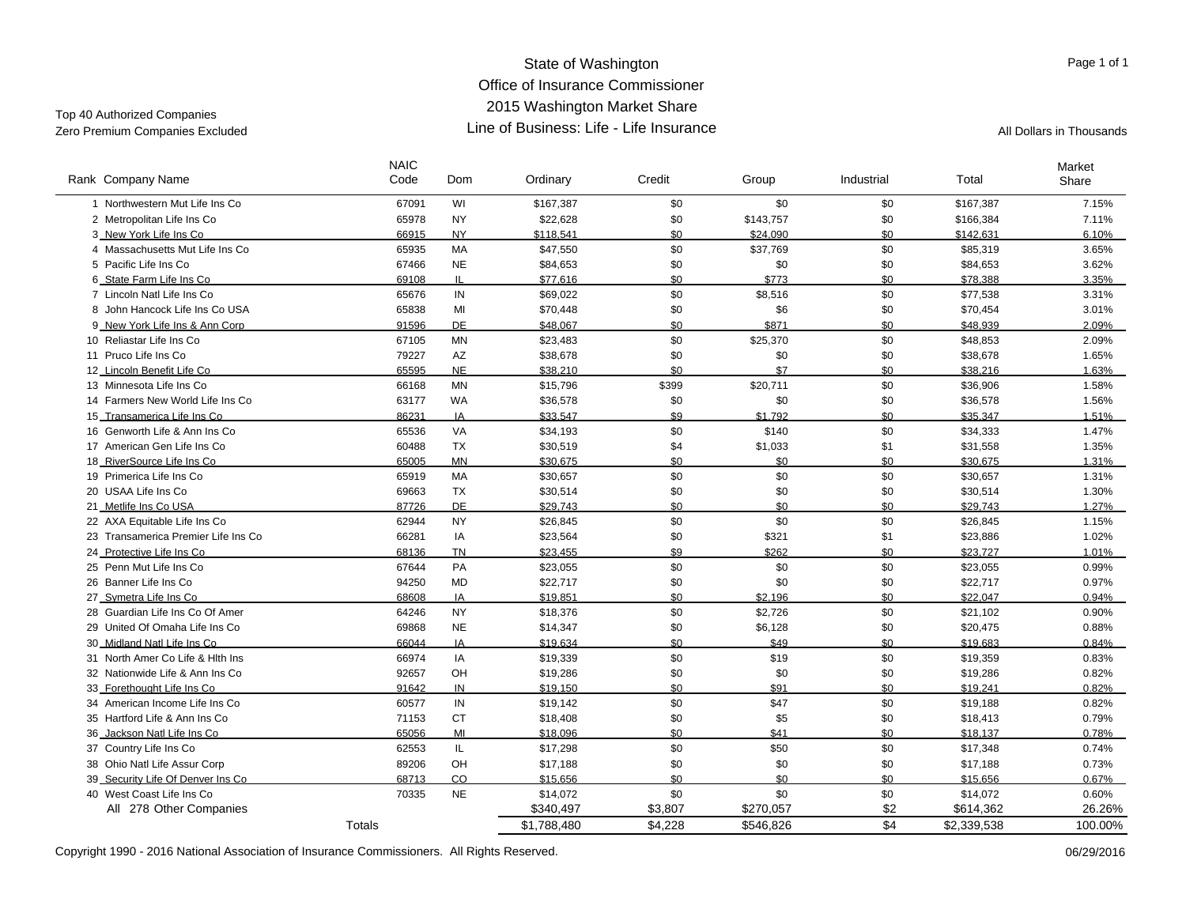# State of Washington
## Office of Insurance Commissioner
## 2015 Washington Market Share
## Line of Business: Life - Life Insurance

Top 40 Authorized Companies
Zero Premium Companies Excluded

All Dollars in Thousands

| Rank | Company Name | NAIC Code | Dom | Ordinary | Credit | Group | Industrial | Total | Market Share |
|---|---|---|---|---|---|---|---|---|---|
| 1 | Northwestern Mut Life Ins Co | 67091 | WI | $167,387 | $0 | $0 | $0 | $167,387 | 7.15% |
| 2 | Metropolitan Life Ins Co | 65978 | NY | $22,628 | $0 | $143,757 | $0 | $166,384 | 7.11% |
| 3 | New York Life Ins Co | 66915 | NY | $118,541 | $0 | $24,090 | $0 | $142,631 | 6.10% |
| 4 | Massachusetts Mut Life Ins Co | 65935 | MA | $47,550 | $0 | $37,769 | $0 | $85,319 | 3.65% |
| 5 | Pacific Life Ins Co | 67466 | NE | $84,653 | $0 | $0 | $0 | $84,653 | 3.62% |
| 6 | State Farm Life Ins Co | 69108 | IL | $77,616 | $0 | $773 | $0 | $78,388 | 3.35% |
| 7 | Lincoln Natl Life Ins Co | 65676 | IN | $69,022 | $0 | $8,516 | $0 | $77,538 | 3.31% |
| 8 | John Hancock Life Ins Co USA | 65838 | MI | $70,448 | $0 | $6 | $0 | $70,454 | 3.01% |
| 9 | New York Life Ins & Ann Corp | 91596 | DE | $48,067 | $0 | $871 | $0 | $48,939 | 2.09% |
| 10 | Reliastar Life Ins Co | 67105 | MN | $23,483 | $0 | $25,370 | $0 | $48,853 | 2.09% |
| 11 | Pruco Life Ins Co | 79227 | AZ | $38,678 | $0 | $0 | $0 | $38,678 | 1.65% |
| 12 | Lincoln Benefit Life Co | 65595 | NE | $38,210 | $0 | $7 | $0 | $38,216 | 1.63% |
| 13 | Minnesota Life Ins Co | 66168 | MN | $15,796 | $399 | $20,711 | $0 | $36,906 | 1.58% |
| 14 | Farmers New World Life Ins Co | 63177 | WA | $36,578 | $0 | $0 | $0 | $36,578 | 1.56% |
| 15 | Transamerica Life Ins Co | 86231 | IA | $33,547 | $9 | $1,792 | $0 | $35,347 | 1.51% |
| 16 | Genworth Life & Ann Ins Co | 65536 | VA | $34,193 | $0 | $140 | $0 | $34,333 | 1.47% |
| 17 | American Gen Life Ins Co | 60488 | TX | $30,519 | $4 | $1,033 | $1 | $31,558 | 1.35% |
| 18 | RiverSource Life Ins Co | 65005 | MN | $30,675 | $0 | $0 | $0 | $30,675 | 1.31% |
| 19 | Primerica Life Ins Co | 65919 | MA | $30,657 | $0 | $0 | $0 | $30,657 | 1.31% |
| 20 | USAA Life Ins Co | 69663 | TX | $30,514 | $0 | $0 | $0 | $30,514 | 1.30% |
| 21 | Metlife Ins Co USA | 87726 | DE | $29,743 | $0 | $0 | $0 | $29,743 | 1.27% |
| 22 | AXA Equitable Life Ins Co | 62944 | NY | $26,845 | $0 | $0 | $0 | $26,845 | 1.15% |
| 23 | Transamerica Premier Life Ins Co | 66281 | IA | $23,564 | $0 | $321 | $1 | $23,886 | 1.02% |
| 24 | Protective Life Ins Co | 68136 | TN | $23,455 | $9 | $262 | $0 | $23,727 | 1.01% |
| 25 | Penn Mut Life Ins Co | 67644 | PA | $23,055 | $0 | $0 | $0 | $23,055 | 0.99% |
| 26 | Banner Life Ins Co | 94250 | MD | $22,717 | $0 | $0 | $0 | $22,717 | 0.97% |
| 27 | Symetra Life Ins Co | 68608 | IA | $19,851 | $0 | $2,196 | $0 | $22,047 | 0.94% |
| 28 | Guardian Life Ins Co Of Amer | 64246 | NY | $18,376 | $0 | $2,726 | $0 | $21,102 | 0.90% |
| 29 | United Of Omaha Life Ins Co | 69868 | NE | $14,347 | $0 | $6,128 | $0 | $20,475 | 0.88% |
| 30 | Midland Natl Life Ins Co | 66044 | IA | $19,634 | $0 | $49 | $0 | $19,683 | 0.84% |
| 31 | North Amer Co Life & Hlth Ins | 66974 | IA | $19,339 | $0 | $19 | $0 | $19,359 | 0.83% |
| 32 | Nationwide Life & Ann Ins Co | 92657 | OH | $19,286 | $0 | $0 | $0 | $19,286 | 0.82% |
| 33 | Forethought Life Ins Co | 91642 | IN | $19,150 | $0 | $91 | $0 | $19,241 | 0.82% |
| 34 | American Income Life Ins Co | 60577 | IN | $19,142 | $0 | $47 | $0 | $19,188 | 0.82% |
| 35 | Hartford Life & Ann Ins Co | 71153 | CT | $18,408 | $0 | $5 | $0 | $18,413 | 0.79% |
| 36 | Jackson Natl Life Ins Co | 65056 | MI | $18,096 | $0 | $41 | $0 | $18,137 | 0.78% |
| 37 | Country Life Ins Co | 62553 | IL | $17,298 | $0 | $50 | $0 | $17,348 | 0.74% |
| 38 | Ohio Natl Life Assur Corp | 89206 | OH | $17,188 | $0 | $0 | $0 | $17,188 | 0.73% |
| 39 | Security Life Of Denver Ins Co | 68713 | CO | $15,656 | $0 | $0 | $0 | $15,656 | 0.67% |
| 40 | West Coast Life Ins Co | 70335 | NE | $14,072 | $0 | $0 | $0 | $14,072 | 0.60% |
| | All 278 Other Companies | | | $340,497 | $3,807 | $270,057 | $2 | $614,362 | 26.26% |
| | Totals | | | $1,788,480 | $4,228 | $546,826 | $4 | $2,339,538 | 100.00% |

Copyright 1990 - 2016 National Association of Insurance Commissioners. All Rights Reserved.

06/29/2016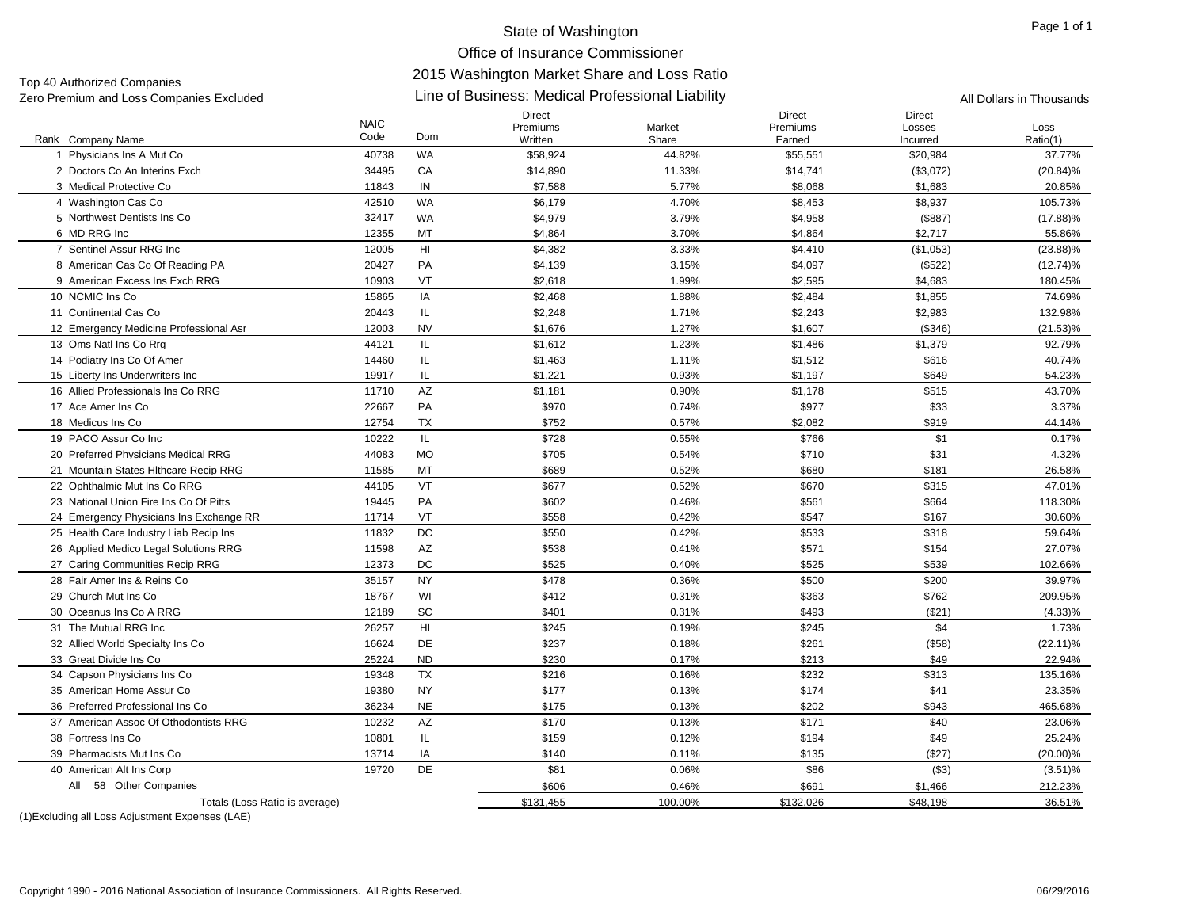# State of Washington
## Office of Insurance Commissioner
## 2015 Washington Market Share and Loss Ratio
## Line of Business: Medical Professional Liability

Top 40 Authorized Companies
Zero Premium and Loss Companies Excluded

All Dollars in Thousands

| Rank | Company Name | NAIC Code | Dom | Direct Premiums Written | Market Share | Direct Premiums Earned | Direct Losses Incurred | Loss Ratio(1) |
|---|---|---|---|---|---|---|---|---|
| 1 | Physicians Ins A Mut Co | 40738 | WA | $58,924 | 44.82% | $55,551 | $20,984 | 37.77% |
| 2 | Doctors Co An Interins Exch | 34495 | CA | $14,890 | 11.33% | $14,741 | ($3,072) | (20.84)% |
| 3 | Medical Protective Co | 11843 | IN | $7,588 | 5.77% | $8,068 | $1,683 | 20.85% |
| 4 | Washington Cas Co | 42510 | WA | $6,179 | 4.70% | $8,453 | $8,937 | 105.73% |
| 5 | Northwest Dentists Ins Co | 32417 | WA | $4,979 | 3.79% | $4,958 | ($887) | (17.88)% |
| 6 | MD RRG Inc | 12355 | MT | $4,864 | 3.70% | $4,864 | $2,717 | 55.86% |
| 7 | Sentinel Assur RRG Inc | 12005 | HI | $4,382 | 3.33% | $4,410 | ($1,053) | (23.88)% |
| 8 | American Cas Co Of Reading PA | 20427 | PA | $4,139 | 3.15% | $4,097 | ($522) | (12.74)% |
| 9 | American Excess Ins Exch RRG | 10903 | VT | $2,618 | 1.99% | $2,595 | $4,683 | 180.45% |
| 10 | NCMIC Ins Co | 15865 | IA | $2,468 | 1.88% | $2,484 | $1,855 | 74.69% |
| 11 | Continental Cas Co | 20443 | IL | $2,248 | 1.71% | $2,243 | $2,983 | 132.98% |
| 12 | Emergency Medicine Professional Asr | 12003 | NV | $1,676 | 1.27% | $1,607 | ($346) | (21.53)% |
| 13 | Oms Natl Ins Co Rrg | 44121 | IL | $1,612 | 1.23% | $1,486 | $1,379 | 92.79% |
| 14 | Podiatry Ins Co Of Amer | 14460 | IL | $1,463 | 1.11% | $1,512 | $616 | 40.74% |
| 15 | Liberty Ins Underwriters Inc | 19917 | IL | $1,221 | 0.93% | $1,197 | $649 | 54.23% |
| 16 | Allied Professionals Ins Co RRG | 11710 | AZ | $1,181 | 0.90% | $1,178 | $515 | 43.70% |
| 17 | Ace Amer Ins Co | 22667 | PA | $970 | 0.74% | $977 | $33 | 3.37% |
| 18 | Medicus Ins Co | 12754 | TX | $752 | 0.57% | $2,082 | $919 | 44.14% |
| 19 | PACO Assur Co Inc | 10222 | IL | $728 | 0.55% | $766 | $1 | 0.17% |
| 20 | Preferred Physicians Medical RRG | 44083 | MO | $705 | 0.54% | $710 | $31 | 4.32% |
| 21 | Mountain States Hlthcare Recip RRG | 11585 | MT | $689 | 0.52% | $680 | $181 | 26.58% |
| 22 | Ophthalmic Mut Ins Co RRG | 44105 | VT | $677 | 0.52% | $670 | $315 | 47.01% |
| 23 | National Union Fire Ins Co Of Pitts | 19445 | PA | $602 | 0.46% | $561 | $664 | 118.30% |
| 24 | Emergency Physicians Ins Exchange RR | 11714 | VT | $558 | 0.42% | $547 | $167 | 30.60% |
| 25 | Health Care Industry Liab Recip Ins | 11832 | DC | $550 | 0.42% | $533 | $318 | 59.64% |
| 26 | Applied Medico Legal Solutions RRG | 11598 | AZ | $538 | 0.41% | $571 | $154 | 27.07% |
| 27 | Caring Communities Recip RRG | 12373 | DC | $525 | 0.40% | $525 | $539 | 102.66% |
| 28 | Fair Amer Ins & Reins Co | 35157 | NY | $478 | 0.36% | $500 | $200 | 39.97% |
| 29 | Church Mut Ins Co | 18767 | WI | $412 | 0.31% | $363 | $762 | 209.95% |
| 30 | Oceanus Ins Co A RRG | 12189 | SC | $401 | 0.31% | $493 | ($21) | (4.33)% |
| 31 | The Mutual RRG Inc | 26257 | HI | $245 | 0.19% | $245 | $4 | 1.73% |
| 32 | Allied World Specialty Ins Co | 16624 | DE | $237 | 0.18% | $261 | ($58) | (22.11)% |
| 33 | Great Divide Ins Co | 25224 | ND | $230 | 0.17% | $213 | $49 | 22.94% |
| 34 | Capson Physicians Ins Co | 19348 | TX | $216 | 0.16% | $232 | $313 | 135.16% |
| 35 | American Home Assur Co | 19380 | NY | $177 | 0.13% | $174 | $41 | 23.35% |
| 36 | Preferred Professional Ins Co | 36234 | NE | $175 | 0.13% | $202 | $943 | 465.68% |
| 37 | American Assoc Of Othodontists RRG | 10232 | AZ | $170 | 0.13% | $171 | $40 | 23.06% |
| 38 | Fortress Ins Co | 10801 | IL | $159 | 0.12% | $194 | $49 | 25.24% |
| 39 | Pharmacists Mut Ins Co | 13714 | IA | $140 | 0.11% | $135 | ($27) | (20.00)% |
| 40 | American Alt Ins Corp | 19720 | DE | $81 | 0.06% | $86 | ($3) | (3.51)% |
| | All 58 Other Companies | | | $606 | 0.46% | $691 | $1,466 | 212.23% |
| | Totals (Loss Ratio is average) | | | $131,455 | 100.00% | $132,026 | $48,198 | 36.51% |

(1)Excluding all Loss Adjustment Expenses (LAE)

Copyright 1990 - 2016 National Association of Insurance Commissioners. All Rights Reserved.

06/29/2016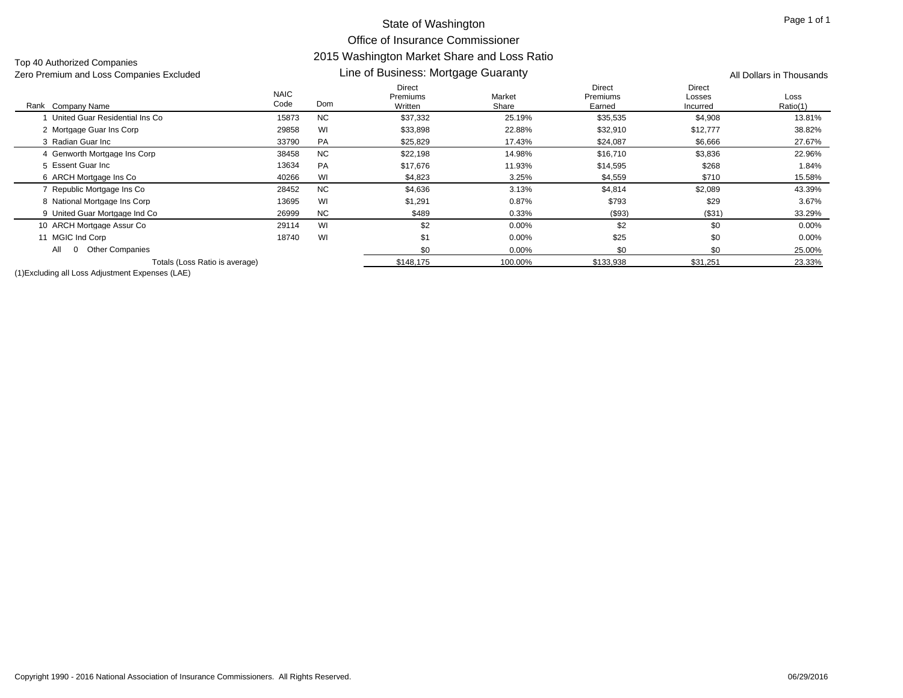# State of Washington

## Office of Insurance Commissioner

## 2015 Washington Market Share and Loss Ratio

### Line of Business: Mortgage Guaranty

Top 40 Authorized Companies
Zero Premium and Loss Companies Excluded

All Dollars in Thousands

| Rank | Company Name | NAIC Code | Dom | Direct Premiums Written | Market Share | Direct Premiums Earned | Direct Losses Incurred | Loss Ratio(1) |
|---|---|---|---|---|---|---|---|---|
| 1 | United Guar Residential Ins Co | 15873 | NC | $37,332 | 25.19% | $35,535 | $4,908 | 13.81% |
| 2 | Mortgage Guar Ins Corp | 29858 | WI | $33,898 | 22.88% | $32,910 | $12,777 | 38.82% |
| 3 | Radian Guar Inc | 33790 | PA | $25,829 | 17.43% | $24,087 | $6,666 | 27.67% |
| 4 | Genworth Mortgage Ins Corp | 38458 | NC | $22,198 | 14.98% | $16,710 | $3,836 | 22.96% |
| 5 | Essent Guar Inc | 13634 | PA | $17,676 | 11.93% | $14,595 | $268 | 1.84% |
| 6 | ARCH Mortgage Ins Co | 40266 | WI | $4,823 | 3.25% | $4,559 | $710 | 15.58% |
| 7 | Republic Mortgage Ins Co | 28452 | NC | $4,636 | 3.13% | $4,814 | $2,089 | 43.39% |
| 8 | National Mortgage Ins Corp | 13695 | WI | $1,291 | 0.87% | $793 | $29 | 3.67% |
| 9 | United Guar Mortgage Ind Co | 26999 | NC | $489 | 0.33% | ($93) | ($31) | 33.29% |
| 10 | ARCH Mortgage Assur Co | 29114 | WI | $2 | 0.00% | $2 | $0 | 0.00% |
| 11 | MGIC Ind Corp | 18740 | WI | $1 | 0.00% | $25 | $0 | 0.00% |
| All | 0 Other Companies | | | $0 | 0.00% | $0 | $0 | 25.00% |
| | Totals (Loss Ratio is average) | | | $148,175 | 100.00% | $133,938 | $31,251 | 23.33% |

(1)Excluding all Loss Adjustment Expenses (LAE)

Copyright 1990 - 2016 National Association of Insurance Commissioners. All Rights Reserved. 06/29/2016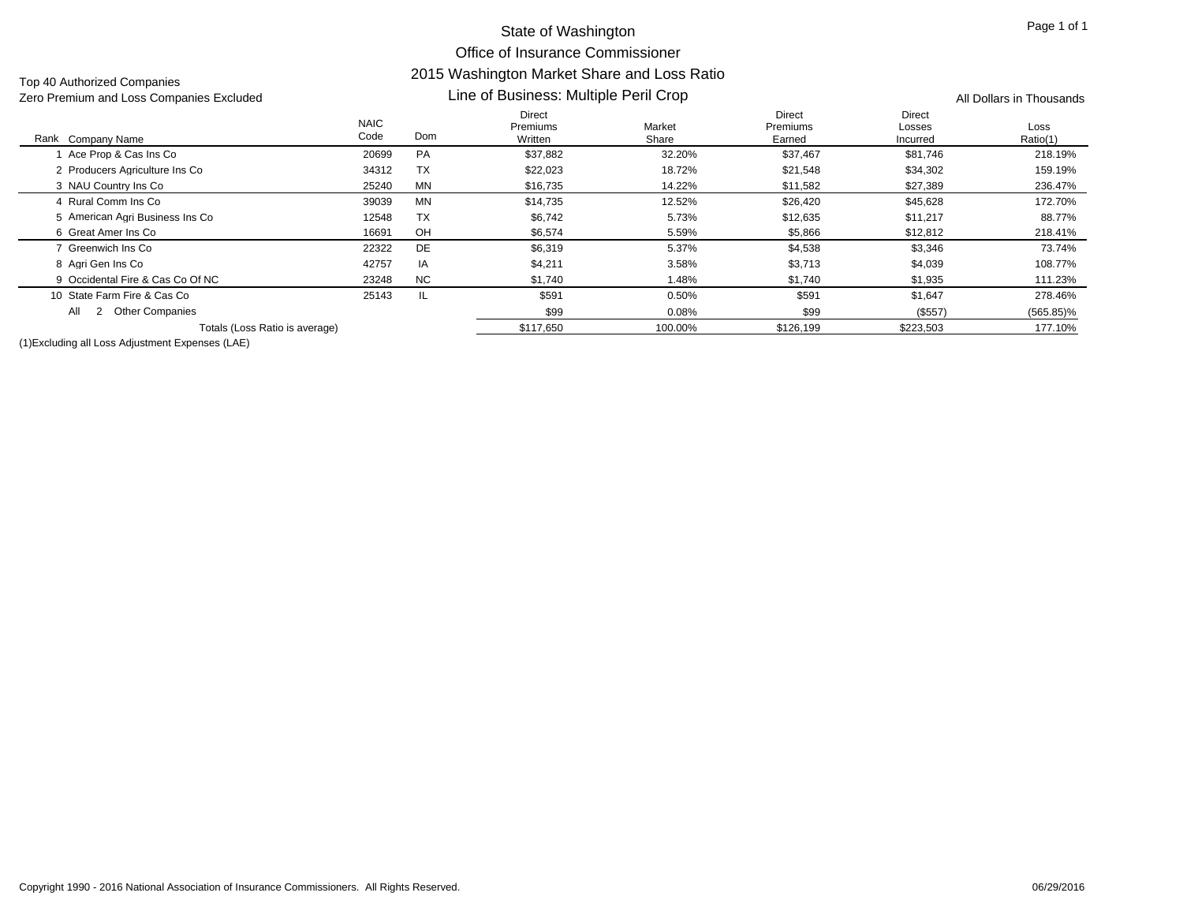# State of Washington
## Office of Insurance Commissioner
## 2015 Washington Market Share and Loss Ratio
### Line of Business: Multiple Peril Crop

Top 40 Authorized Companies
Zero Premium and Loss Companies Excluded

All Dollars in Thousands

| Rank | Company Name | NAIC Code | Dom | Direct Premiums Written | Market Share | Direct Premiums Earned | Direct Losses Incurred | Loss Ratio(1) |
|---|---|---|---|---|---|---|---|---|
| 1 | Ace Prop & Cas Ins Co | 20699 | PA | $37,882 | 32.20% | $37,467 | $81,746 | 218.19% |
| 2 | Producers Agriculture Ins Co | 34312 | TX | $22,023 | 18.72% | $21,548 | $34,302 | 159.19% |
| 3 | NAU Country Ins Co | 25240 | MN | $16,735 | 14.22% | $11,582 | $27,389 | 236.47% |
| 4 | Rural Comm Ins Co | 39039 | MN | $14,735 | 12.52% | $26,420 | $45,628 | 172.70% |
| 5 | American Agri Business Ins Co | 12548 | TX | $6,742 | 5.73% | $12,635 | $11,217 | 88.77% |
| 6 | Great Amer Ins Co | 16691 | OH | $6,574 | 5.59% | $5,866 | $12,812 | 218.41% |
| 7 | Greenwich Ins Co | 22322 | DE | $6,319 | 5.37% | $4,538 | $3,346 | 73.74% |
| 8 | Agri Gen Ins Co | 42757 | IA | $4,211 | 3.58% | $3,713 | $4,039 | 108.77% |
| 9 | Occidental Fire & Cas Co Of NC | 23248 | NC | $1,740 | 1.48% | $1,740 | $1,935 | 111.23% |
| 10 | State Farm Fire & Cas Co | 25143 | IL | $591 | 0.50% | $591 | $1,647 | 278.46% |
| | All 2 Other Companies | | | $99 | 0.08% | $99 | ($557) | (565.85)% |
| | Totals (Loss Ratio is average) | | | $117,650 | 100.00% | $126,199 | $223,503 | 177.10% |

(1)Excluding all Loss Adjustment Expenses (LAE)

Copyright 1990 - 2016 National Association of Insurance Commissioners. All Rights Reserved.

06/29/2016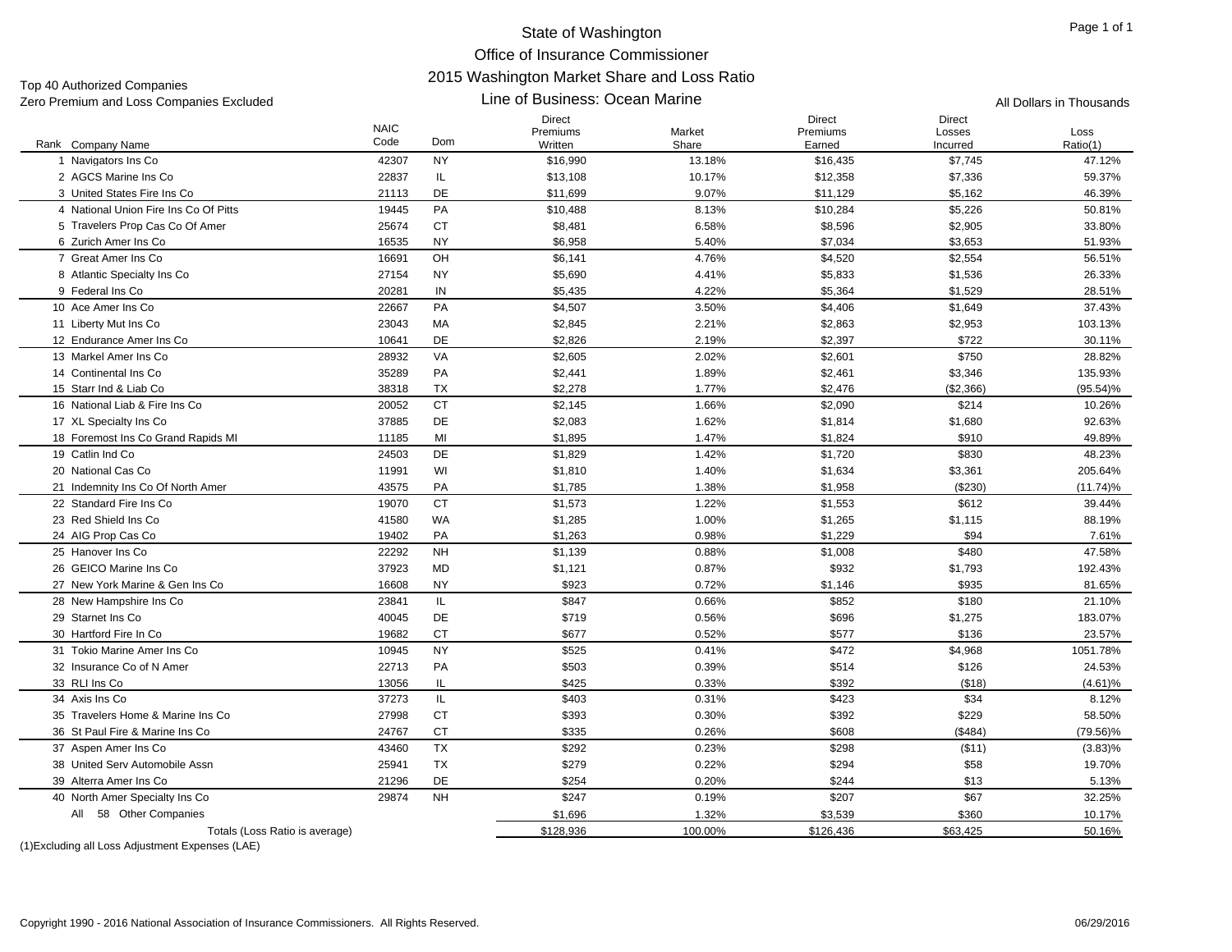# State of Washington
## Office of Insurance Commissioner
## 2015 Washington Market Share and Loss Ratio
### Line of Business: Ocean Marine

Top 40 Authorized Companies
Zero Premium and Loss Companies Excluded

All Dollars in Thousands

| Rank | Company Name | NAIC Code | Dom | Direct Premiums Written | Market Share | Direct Premiums Earned | Direct Losses Incurred | Loss Ratio(1) |
|---|---|---|---|---|---|---|---|---|
| 1 | Navigators Ins Co | 42307 | NY | $16,990 | 13.18% | $16,435 | $7,745 | 47.12% |
| 2 | AGCS Marine Ins Co | 22837 | IL | $13,108 | 10.17% | $12,358 | $7,336 | 59.37% |
| 3 | United States Fire Ins Co | 21113 | DE | $11,699 | 9.07% | $11,129 | $5,162 | 46.39% |
| 4 | National Union Fire Ins Co Of Pitts | 19445 | PA | $10,488 | 8.13% | $10,284 | $5,226 | 50.81% |
| 5 | Travelers Prop Cas Co Of Amer | 25674 | CT | $8,481 | 6.58% | $8,596 | $2,905 | 33.80% |
| 6 | Zurich Amer Ins Co | 16535 | NY | $6,958 | 5.40% | $7,034 | $3,653 | 51.93% |
| 7 | Great Amer Ins Co | 16691 | OH | $6,141 | 4.76% | $4,520 | $2,554 | 56.51% |
| 8 | Atlantic Specialty Ins Co | 27154 | NY | $5,690 | 4.41% | $5,833 | $1,536 | 26.33% |
| 9 | Federal Ins Co | 20281 | IN | $5,435 | 4.22% | $5,364 | $1,529 | 28.51% |
| 10 | Ace Amer Ins Co | 22667 | PA | $4,507 | 3.50% | $4,406 | $1,649 | 37.43% |
| 11 | Liberty Mut Ins Co | 23043 | MA | $2,845 | 2.21% | $2,863 | $2,953 | 103.13% |
| 12 | Endurance Amer Ins Co | 10641 | DE | $2,826 | 2.19% | $2,397 | $722 | 30.11% |
| 13 | Markel Amer Ins Co | 28932 | VA | $2,605 | 2.02% | $2,601 | $750 | 28.82% |
| 14 | Continental Ins Co | 35289 | PA | $2,441 | 1.89% | $2,461 | $3,346 | 135.93% |
| 15 | Starr Ind & Liab Co | 38318 | TX | $2,278 | 1.77% | $2,476 | ($2,366) | (95.54)% |
| 16 | National Liab & Fire Ins Co | 20052 | CT | $2,145 | 1.66% | $2,090 | $214 | 10.26% |
| 17 | XL Specialty Ins Co | 37885 | DE | $2,083 | 1.62% | $1,814 | $1,680 | 92.63% |
| 18 | Foremost Ins Co Grand Rapids MI | 11185 | MI | $1,895 | 1.47% | $1,824 | $910 | 49.89% |
| 19 | Catlin Ind Co | 24503 | DE | $1,829 | 1.42% | $1,720 | $830 | 48.23% |
| 20 | National Cas Co | 11991 | WI | $1,810 | 1.40% | $1,634 | $3,361 | 205.64% |
| 21 | Indemnity Ins Co Of North Amer | 43575 | PA | $1,785 | 1.38% | $1,958 | ($230) | (11.74)% |
| 22 | Standard Fire Ins Co | 19070 | CT | $1,573 | 1.22% | $1,553 | $612 | 39.44% |
| 23 | Red Shield Ins Co | 41580 | WA | $1,285 | 1.00% | $1,265 | $1,115 | 88.19% |
| 24 | AIG Prop Cas Co | 19402 | PA | $1,263 | 0.98% | $1,229 | $94 | 7.61% |
| 25 | Hanover Ins Co | 22292 | NH | $1,139 | 0.88% | $1,008 | $480 | 47.58% |
| 26 | GEICO Marine Ins Co | 37923 | MD | $1,121 | 0.87% | $932 | $1,793 | 192.43% |
| 27 | New York Marine & Gen Ins Co | 16608 | NY | $923 | 0.72% | $1,146 | $935 | 81.65% |
| 28 | New Hampshire Ins Co | 23841 | IL | $847 | 0.66% | $852 | $180 | 21.10% |
| 29 | Starnet Ins Co | 40045 | DE | $719 | 0.56% | $696 | $1,275 | 183.07% |
| 30 | Hartford Fire In Co | 19682 | CT | $677 | 0.52% | $577 | $136 | 23.57% |
| 31 | Tokio Marine Amer Ins Co | 10945 | NY | $525 | 0.41% | $472 | $4,968 | 1051.78% |
| 32 | Insurance Co of N Amer | 22713 | PA | $503 | 0.39% | $514 | $126 | 24.53% |
| 33 | RLI Ins Co | 13056 | IL | $425 | 0.33% | $392 | ($18) | (4.61)% |
| 34 | Axis Ins Co | 37273 | IL | $403 | 0.31% | $423 | $34 | 8.12% |
| 35 | Travelers Home & Marine Ins Co | 27998 | CT | $393 | 0.30% | $392 | $229 | 58.50% |
| 36 | St Paul Fire & Marine Ins Co | 24767 | CT | $335 | 0.26% | $608 | ($484) | (79.56)% |
| 37 | Aspen Amer Ins Co | 43460 | TX | $292 | 0.23% | $298 | ($11) | (3.83)% |
| 38 | United Serv Automobile Assn | 25941 | TX | $279 | 0.22% | $294 | $58 | 19.70% |
| 39 | Alterra Amer Ins Co | 21296 | DE | $254 | 0.20% | $244 | $13 | 5.13% |
| 40 | North Amer Specialty Ins Co | 29874 | NH | $247 | 0.19% | $207 | $67 | 32.25% |
| | All 58 Other Companies | | | $1,696 | 1.32% | $3,539 | $360 | 10.17% |
| | Totals (Loss Ratio is average) | | | $128,936 | 100.00% | $126,436 | $63,425 | 50.16% |

(1)Excluding all Loss Adjustment Expenses (LAE)

Copyright 1990 - 2016 National Association of Insurance Commissioners. All Rights Reserved.

06/29/2016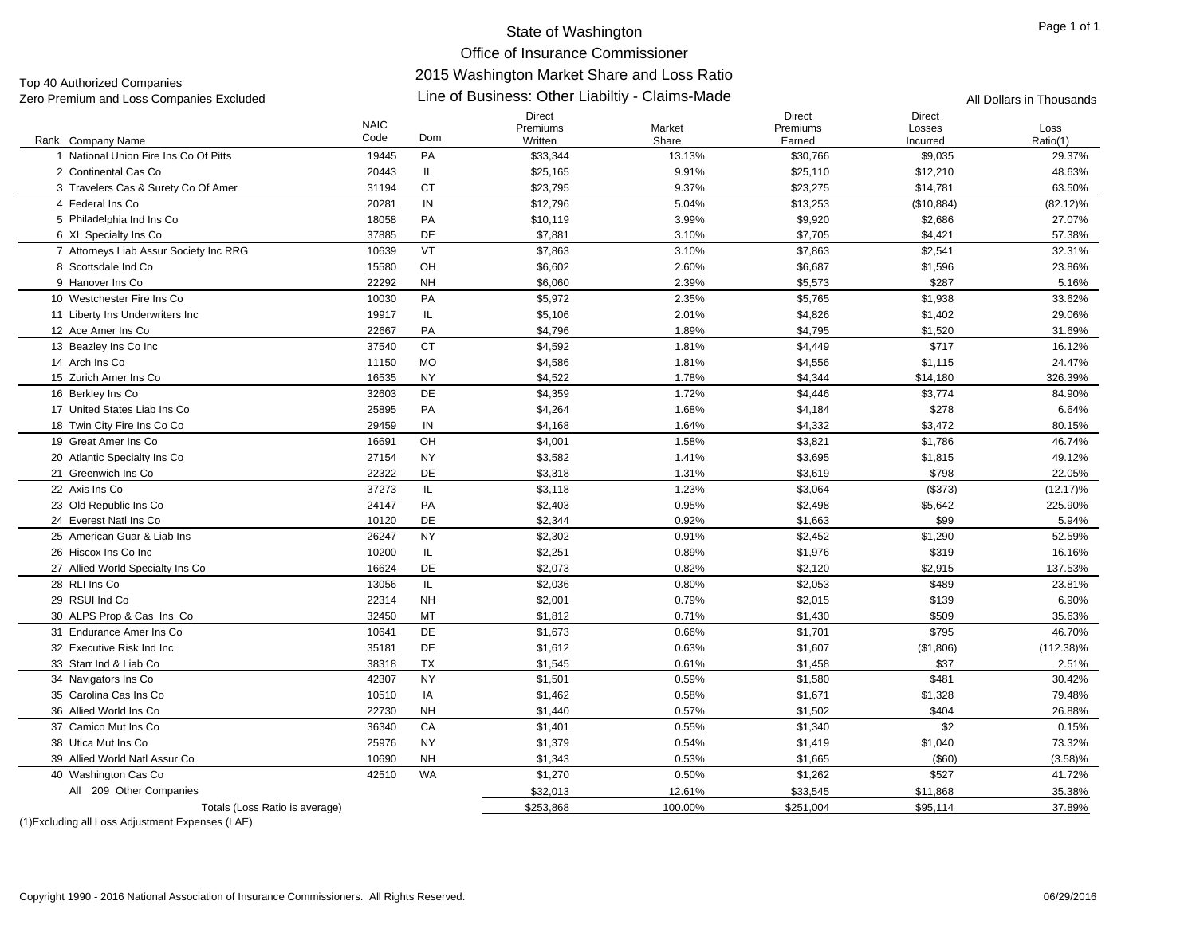# State of Washington

## Office of Insurance Commissioner

## 2015 Washington Market Share and Loss Ratio

## Line of Business: Other Liabiltiy - Claims-Made

Top 40 Authorized Companies
Zero Premium and Loss Companies Excluded

All Dollars in Thousands

| Rank | Company Name | NAIC Code | Dom | Direct Premiums Written | Market Share | Direct Premiums Earned | Direct Losses Incurred | Loss Ratio(1) |
|---|---|---|---|---|---|---|---|---|
| 1 | National Union Fire Ins Co Of Pitts | 19445 | PA | $33,344 | 13.13% | $30,766 | $9,035 | 29.37% |
| 2 | Continental Cas Co | 20443 | IL | $25,165 | 9.91% | $25,110 | $12,210 | 48.63% |
| 3 | Travelers Cas & Surety Co Of Amer | 31194 | CT | $23,795 | 9.37% | $23,275 | $14,781 | 63.50% |
| 4 | Federal Ins Co | 20281 | IN | $12,796 | 5.04% | $13,253 | ($10,884) | (82.12)% |
| 5 | Philadelphia Ind Ins Co | 18058 | PA | $10,119 | 3.99% | $9,920 | $2,686 | 27.07% |
| 6 | XL Specialty Ins Co | 37885 | DE | $7,881 | 3.10% | $7,705 | $4,421 | 57.38% |
| 7 | Attorneys Liab Assur Society Inc RRG | 10639 | VT | $7,863 | 3.10% | $7,863 | $2,541 | 32.31% |
| 8 | Scottsdale Ind Co | 15580 | OH | $6,602 | 2.60% | $6,687 | $1,596 | 23.86% |
| 9 | Hanover Ins Co | 22292 | NH | $6,060 | 2.39% | $5,573 | $287 | 5.16% |
| 10 | Westchester Fire Ins Co | 10030 | PA | $5,972 | 2.35% | $5,765 | $1,938 | 33.62% |
| 11 | Liberty Ins Underwriters Inc | 19917 | IL | $5,106 | 2.01% | $4,826 | $1,402 | 29.06% |
| 12 | Ace Amer Ins Co | 22667 | PA | $4,796 | 1.89% | $4,795 | $1,520 | 31.69% |
| 13 | Beazley Ins Co Inc | 37540 | CT | $4,592 | 1.81% | $4,449 | $717 | 16.12% |
| 14 | Arch Ins Co | 11150 | MO | $4,586 | 1.81% | $4,556 | $1,115 | 24.47% |
| 15 | Zurich Amer Ins Co | 16535 | NY | $4,522 | 1.78% | $4,344 | $14,180 | 326.39% |
| 16 | Berkley Ins Co | 32603 | DE | $4,359 | 1.72% | $4,446 | $3,774 | 84.90% |
| 17 | United States Liab Ins Co | 25895 | PA | $4,264 | 1.68% | $4,184 | $278 | 6.64% |
| 18 | Twin City Fire Ins Co Co | 29459 | IN | $4,168 | 1.64% | $4,332 | $3,472 | 80.15% |
| 19 | Great Amer Ins Co | 16691 | OH | $4,001 | 1.58% | $3,821 | $1,786 | 46.74% |
| 20 | Atlantic Specialty Ins Co | 27154 | NY | $3,582 | 1.41% | $3,695 | $1,815 | 49.12% |
| 21 | Greenwich Ins Co | 22322 | DE | $3,318 | 1.31% | $3,619 | $798 | 22.05% |
| 22 | Axis Ins Co | 37273 | IL | $3,118 | 1.23% | $3,064 | ($373) | (12.17)% |
| 23 | Old Republic Ins Co | 24147 | PA | $2,403 | 0.95% | $2,498 | $5,642 | 225.90% |
| 24 | Everest Natl Ins Co | 10120 | DE | $2,344 | 0.92% | $1,663 | $99 | 5.94% |
| 25 | American Guar & Liab Ins | 26247 | NY | $2,302 | 0.91% | $2,452 | $1,290 | 52.59% |
| 26 | Hiscox Ins Co Inc | 10200 | IL | $2,251 | 0.89% | $1,976 | $319 | 16.16% |
| 27 | Allied World Specialty Ins Co | 16624 | DE | $2,073 | 0.82% | $2,120 | $2,915 | 137.53% |
| 28 | RLI Ins Co | 13056 | IL | $2,036 | 0.80% | $2,053 | $489 | 23.81% |
| 29 | RSUI Ind Co | 22314 | NH | $2,001 | 0.79% | $2,015 | $139 | 6.90% |
| 30 | ALPS Prop & Cas Ins Co | 32450 | MT | $1,812 | 0.71% | $1,430 | $509 | 35.63% |
| 31 | Endurance Amer Ins Co | 10641 | DE | $1,673 | 0.66% | $1,701 | $795 | 46.70% |
| 32 | Executive Risk Ind Inc | 35181 | DE | $1,612 | 0.63% | $1,607 | ($1,806) | (112.38)% |
| 33 | Starr Ind & Liab Co | 38318 | TX | $1,545 | 0.61% | $1,458 | $37 | 2.51% |
| 34 | Navigators Ins Co | 42307 | NY | $1,501 | 0.59% | $1,580 | $481 | 30.42% |
| 35 | Carolina Cas Ins Co | 10510 | IA | $1,462 | 0.58% | $1,671 | $1,328 | 79.48% |
| 36 | Allied World Ins Co | 22730 | NH | $1,440 | 0.57% | $1,502 | $404 | 26.88% |
| 37 | Camico Mut Ins Co | 36340 | CA | $1,401 | 0.55% | $1,340 | $2 | 0.15% |
| 38 | Utica Mut Ins Co | 25976 | NY | $1,379 | 0.54% | $1,419 | $1,040 | 73.32% |
| 39 | Allied World Natl Assur Co | 10690 | NH | $1,343 | 0.53% | $1,665 | ($60) | (3.58)% |
| 40 | Washington Cas Co | 42510 | WA | $1,270 | 0.50% | $1,262 | $527 | 41.72% |
| | All 209 Other Companies | | | $32,013 | 12.61% | $33,545 | $11,868 | 35.38% |
| | Totals (Loss Ratio is average) | | | $253,868 | 100.00% | $251,004 | $95,114 | 37.89% |

(1)Excluding all Loss Adjustment Expenses (LAE)

Copyright 1990 - 2016 National Association of Insurance Commissioners. All Rights Reserved.

06/29/2016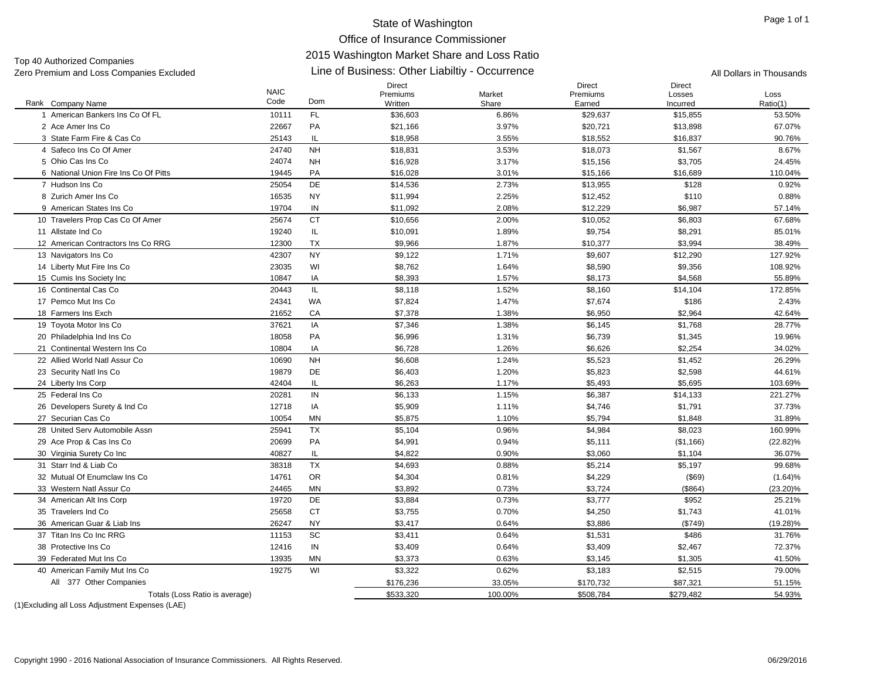# State of Washington
## Office of Insurance Commissioner
## 2015 Washington Market Share and Loss Ratio
## Line of Business: Other Liabiltiy - Occurrence

Top 40 Authorized Companies
Zero Premium and Loss Companies Excluded

All Dollars in Thousands

| Rank | Company Name | NAIC Code | Dom | Direct Premiums Written | Market Share | Direct Premiums Earned | Direct Losses Incurred | Loss Ratio(1) |
|---|---|---|---|---|---|---|---|---|
| 1 | American Bankers Ins Co Of FL | 10111 | FL | $36,603 | 6.86% | $29,637 | $15,855 | 53.50% |
| 2 | Ace Amer Ins Co | 22667 | PA | $21,166 | 3.97% | $20,721 | $13,898 | 67.07% |
| 3 | State Farm Fire & Cas Co | 25143 | IL | $18,958 | 3.55% | $18,552 | $16,837 | 90.76% |
| 4 | Safeco Ins Co Of Amer | 24740 | NH | $18,831 | 3.53% | $18,073 | $1,567 | 8.67% |
| 5 | Ohio Cas Ins Co | 24074 | NH | $16,928 | 3.17% | $15,156 | $3,705 | 24.45% |
| 6 | National Union Fire Ins Co Of Pitts | 19445 | PA | $16,028 | 3.01% | $15,166 | $16,689 | 110.04% |
| 7 | Hudson Ins Co | 25054 | DE | $14,536 | 2.73% | $13,955 | $128 | 0.92% |
| 8 | Zurich Amer Ins Co | 16535 | NY | $11,994 | 2.25% | $12,452 | $110 | 0.88% |
| 9 | American States Ins Co | 19704 | IN | $11,092 | 2.08% | $12,229 | $6,987 | 57.14% |
| 10 | Travelers Prop Cas Co Of Amer | 25674 | CT | $10,656 | 2.00% | $10,052 | $6,803 | 67.68% |
| 11 | Allstate Ind Co | 19240 | IL | $10,091 | 1.89% | $9,754 | $8,291 | 85.01% |
| 12 | American Contractors Ins Co RRG | 12300 | TX | $9,966 | 1.87% | $10,377 | $3,994 | 38.49% |
| 13 | Navigators Ins Co | 42307 | NY | $9,122 | 1.71% | $9,607 | $12,290 | 127.92% |
| 14 | Liberty Mut Fire Ins Co | 23035 | WI | $8,762 | 1.64% | $8,590 | $9,356 | 108.92% |
| 15 | Cumis Ins Society Inc | 10847 | IA | $8,393 | 1.57% | $8,173 | $4,568 | 55.89% |
| 16 | Continental Cas Co | 20443 | IL | $8,118 | 1.52% | $8,160 | $14,104 | 172.85% |
| 17 | Pemco Mut Ins Co | 24341 | WA | $7,824 | 1.47% | $7,674 | $186 | 2.43% |
| 18 | Farmers Ins Exch | 21652 | CA | $7,378 | 1.38% | $6,950 | $2,964 | 42.64% |
| 19 | Toyota Motor Ins Co | 37621 | IA | $7,346 | 1.38% | $6,145 | $1,768 | 28.77% |
| 20 | Philadelphia Ind Ins Co | 18058 | PA | $6,996 | 1.31% | $6,739 | $1,345 | 19.96% |
| 21 | Continental Western Ins Co | 10804 | IA | $6,728 | 1.26% | $6,626 | $2,254 | 34.02% |
| 22 | Allied World Natl Assur Co | 10690 | NH | $6,608 | 1.24% | $5,523 | $1,452 | 26.29% |
| 23 | Security Natl Ins Co | 19879 | DE | $6,403 | 1.20% | $5,823 | $2,598 | 44.61% |
| 24 | Liberty Ins Corp | 42404 | IL | $6,263 | 1.17% | $5,493 | $5,695 | 103.69% |
| 25 | Federal Ins Co | 20281 | IN | $6,133 | 1.15% | $6,387 | $14,133 | 221.27% |
| 26 | Developers Surety & Ind Co | 12718 | IA | $5,909 | 1.11% | $4,746 | $1,791 | 37.73% |
| 27 | Securian Cas Co | 10054 | MN | $5,875 | 1.10% | $5,794 | $1,848 | 31.89% |
| 28 | United Serv Automobile Assn | 25941 | TX | $5,104 | 0.96% | $4,984 | $8,023 | 160.99% |
| 29 | Ace Prop & Cas Ins Co | 20699 | PA | $4,991 | 0.94% | $5,111 | ($1,166) | (22.82)% |
| 30 | Virginia Surety Co Inc | 40827 | IL | $4,822 | 0.90% | $3,060 | $1,104 | 36.07% |
| 31 | Starr Ind & Liab Co | 38318 | TX | $4,693 | 0.88% | $5,214 | $5,197 | 99.68% |
| 32 | Mutual Of Enumclaw Ins Co | 14761 | OR | $4,304 | 0.81% | $4,229 | ($69) | (1.64)% |
| 33 | Western Natl Assur Co | 24465 | MN | $3,892 | 0.73% | $3,724 | ($864) | (23.20)% |
| 34 | American Alt Ins Corp | 19720 | DE | $3,884 | 0.73% | $3,777 | $952 | 25.21% |
| 35 | Travelers Ind Co | 25658 | CT | $3,755 | 0.70% | $4,250 | $1,743 | 41.01% |
| 36 | American Guar & Liab Ins | 26247 | NY | $3,417 | 0.64% | $3,886 | ($749) | (19.28)% |
| 37 | Titan Ins Co Inc RRG | 11153 | SC | $3,411 | 0.64% | $1,531 | $486 | 31.76% |
| 38 | Protective Ins Co | 12416 | IN | $3,409 | 0.64% | $3,409 | $2,467 | 72.37% |
| 39 | Federated Mut Ins Co | 13935 | MN | $3,373 | 0.63% | $3,145 | $1,305 | 41.50% |
| 40 | American Family Mut Ins Co | 19275 | WI | $3,322 | 0.62% | $3,183 | $2,515 | 79.00% |
| | All 377 Other Companies | | | $176,236 | 33.05% | $170,732 | $87,321 | 51.15% |
| | Totals (Loss Ratio is average) | | | $533,320 | 100.00% | $508,784 | $279,482 | 54.93% |

(1)Excluding all Loss Adjustment Expenses (LAE)

Copyright 1990 - 2016 National Association of Insurance Commissioners. All Rights Reserved. 06/29/2016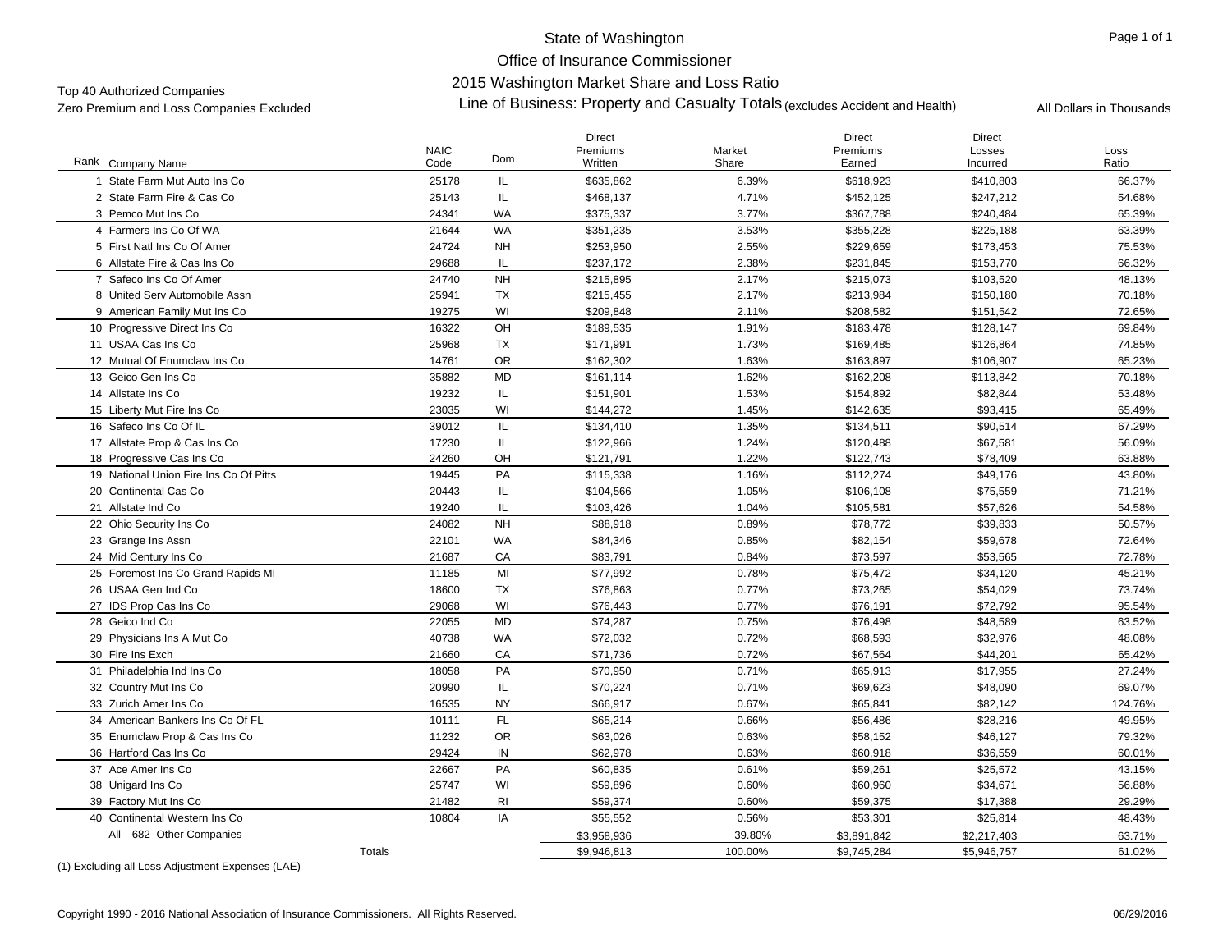State of Washington

Office of Insurance Commissioner

2015 Washington Market Share and Loss Ratio

Line of Business: Property and Casualty Totals (excludes Accident and Health)

Top 40 Authorized Companies

Zero Premium and Loss Companies Excluded

All Dollars in Thousands

| Rank | Company Name | NAIC Code | Dom | Direct Premiums Written | Market Share | Direct Premiums Earned | Direct Losses Incurred | Loss Ratio |
|---|---|---|---|---|---|---|---|---|
| 1 | State Farm Mut Auto Ins Co | 25178 | IL | $635,862 | 6.39% | $618,923 | $410,803 | 66.37% |
| 2 | State Farm Fire & Cas Co | 25143 | IL | $468,137 | 4.71% | $452,125 | $247,212 | 54.68% |
| 3 | Pemco Mut Ins Co | 24341 | WA | $375,337 | 3.77% | $367,788 | $240,484 | 65.39% |
| 4 | Farmers Ins Co Of WA | 21644 | WA | $351,235 | 3.53% | $355,228 | $225,188 | 63.39% |
| 5 | First Natl Ins Co Of Amer | 24724 | NH | $253,950 | 2.55% | $229,659 | $173,453 | 75.53% |
| 6 | Allstate Fire & Cas Ins Co | 29688 | IL | $237,172 | 2.38% | $231,845 | $153,770 | 66.32% |
| 7 | Safeco Ins Co Of Amer | 24740 | NH | $215,895 | 2.17% | $215,073 | $103,520 | 48.13% |
| 8 | United Serv Automobile Assn | 25941 | TX | $215,455 | 2.17% | $213,984 | $150,180 | 70.18% |
| 9 | American Family Mut Ins Co | 19275 | WI | $209,848 | 2.11% | $208,582 | $151,542 | 72.65% |
| 10 | Progressive Direct Ins Co | 16322 | OH | $189,535 | 1.91% | $183,478 | $128,147 | 69.84% |
| 11 | USAA Cas Ins Co | 25968 | TX | $171,991 | 1.73% | $169,485 | $126,864 | 74.85% |
| 12 | Mutual Of Enumclaw Ins Co | 14761 | OR | $162,302 | 1.63% | $163,897 | $106,907 | 65.23% |
| 13 | Geico Gen Ins Co | 35882 | MD | $161,114 | 1.62% | $162,208 | $113,842 | 70.18% |
| 14 | Allstate Ins Co | 19232 | IL | $151,901 | 1.53% | $154,892 | $82,844 | 53.48% |
| 15 | Liberty Mut Fire Ins Co | 23035 | WI | $144,272 | 1.45% | $142,635 | $93,415 | 65.49% |
| 16 | Safeco Ins Co Of IL | 39012 | IL | $134,410 | 1.35% | $134,511 | $90,514 | 67.29% |
| 17 | Allstate Prop & Cas Ins Co | 17230 | IL | $122,966 | 1.24% | $120,488 | $67,581 | 56.09% |
| 18 | Progressive Cas Ins Co | 24260 | OH | $121,791 | 1.22% | $122,743 | $78,409 | 63.88% |
| 19 | National Union Fire Ins Co Of Pitts | 19445 | PA | $115,338 | 1.16% | $112,274 | $49,176 | 43.80% |
| 20 | Continental Cas Co | 20443 | IL | $104,566 | 1.05% | $106,108 | $75,559 | 71.21% |
| 21 | Allstate Ind Co | 19240 | IL | $103,426 | 1.04% | $105,581 | $57,626 | 54.58% |
| 22 | Ohio Security Ins Co | 24082 | NH | $88,918 | 0.89% | $78,772 | $39,833 | 50.57% |
| 23 | Grange Ins Assn | 22101 | WA | $84,346 | 0.85% | $82,154 | $59,678 | 72.64% |
| 24 | Mid Century Ins Co | 21687 | CA | $83,791 | 0.84% | $73,597 | $53,565 | 72.78% |
| 25 | Foremost Ins Co Grand Rapids MI | 11185 | MI | $77,992 | 0.78% | $75,472 | $34,120 | 45.21% |
| 26 | USAA Gen Ind Co | 18600 | TX | $76,863 | 0.77% | $73,265 | $54,029 | 73.74% |
| 27 | IDS Prop Cas Ins Co | 29068 | WI | $76,443 | 0.77% | $76,191 | $72,792 | 95.54% |
| 28 | Geico Ind Co | 22055 | MD | $74,287 | 0.75% | $76,498 | $48,589 | 63.52% |
| 29 | Physicians Ins A Mut Co | 40738 | WA | $72,032 | 0.72% | $68,593 | $32,976 | 48.08% |
| 30 | Fire Ins Exch | 21660 | CA | $71,736 | 0.72% | $67,564 | $44,201 | 65.42% |
| 31 | Philadelphia Ind Ins Co | 18058 | PA | $70,950 | 0.71% | $65,913 | $17,955 | 27.24% |
| 32 | Country Mut Ins Co | 20990 | IL | $70,224 | 0.71% | $69,623 | $48,090 | 69.07% |
| 33 | Zurich Amer Ins Co | 16535 | NY | $66,917 | 0.67% | $65,841 | $82,142 | 124.76% |
| 34 | American Bankers Ins Co Of FL | 10111 | FL | $65,214 | 0.66% | $56,486 | $28,216 | 49.95% |
| 35 | Enumclaw Prop & Cas Ins Co | 11232 | OR | $63,026 | 0.63% | $58,152 | $46,127 | 79.32% |
| 36 | Hartford Cas Ins Co | 29424 | IN | $62,978 | 0.63% | $60,918 | $36,559 | 60.01% |
| 37 | Ace Amer Ins Co | 22667 | PA | $60,835 | 0.61% | $59,261 | $25,572 | 43.15% |
| 38 | Unigard Ins Co | 25747 | WI | $59,896 | 0.60% | $60,960 | $34,671 | 56.88% |
| 39 | Factory Mut Ins Co | 21482 | RI | $59,374 | 0.60% | $59,375 | $17,388 | 29.29% |
| 40 | Continental Western Ins Co | 10804 | IA | $55,552 | 0.56% | $53,301 | $25,814 | 48.43% |
| All | 682 Other Companies | | | $3,958,936 | 39.80% | $3,891,842 | $2,217,403 | 63.71% |
| | Totals | | | $9,946,813 | 100.00% | $9,745,284 | $5,946,757 | 61.02% |

(1) Excluding all Loss Adjustment Expenses (LAE)

Copyright 1990 - 2016 National Association of Insurance Commissioners. All Rights Reserved.

06/29/2016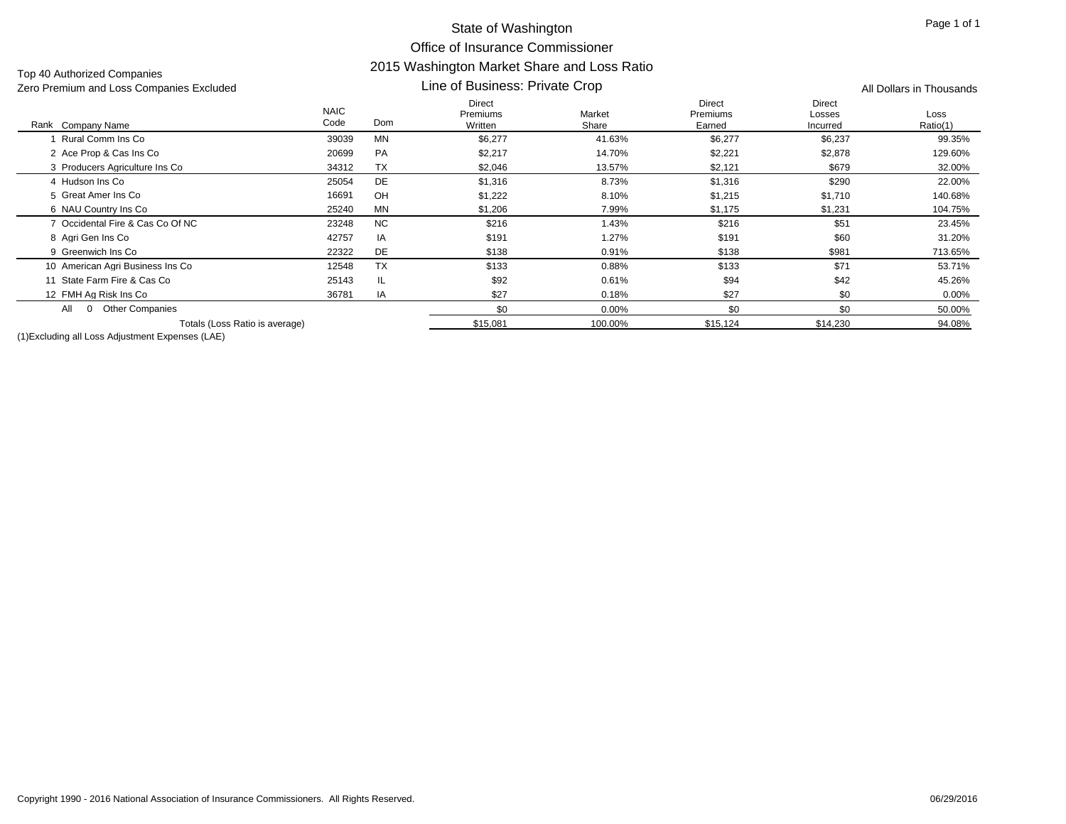# State of Washington
## Office of Insurance Commissioner
## 2015 Washington Market Share and Loss Ratio
### Line of Business: Private Crop

Top 40 Authorized Companies
Zero Premium and Loss Companies Excluded

All Dollars in Thousands

| Rank | Company Name | NAIC Code | Dom | Direct Premiums Written | Market Share | Direct Premiums Earned | Direct Losses Incurred | Loss Ratio(1) |
|---|---|---|---|---|---|---|---|---|
| 1 | Rural Comm Ins Co | 39039 | MN | $6,277 | 41.63% | $6,277 | $6,237 | 99.35% |
| 2 | Ace Prop & Cas Ins Co | 20699 | PA | $2,217 | 14.70% | $2,221 | $2,878 | 129.60% |
| 3 | Producers Agriculture Ins Co | 34312 | TX | $2,046 | 13.57% | $2,121 | $679 | 32.00% |
| 4 | Hudson Ins Co | 25054 | DE | $1,316 | 8.73% | $1,316 | $290 | 22.00% |
| 5 | Great Amer Ins Co | 16691 | OH | $1,222 | 8.10% | $1,215 | $1,710 | 140.68% |
| 6 | NAU Country Ins Co | 25240 | MN | $1,206 | 7.99% | $1,175 | $1,231 | 104.75% |
| 7 | Occidental Fire & Cas Co Of NC | 23248 | NC | $216 | 1.43% | $216 | $51 | 23.45% |
| 8 | Agri Gen Ins Co | 42757 | IA | $191 | 1.27% | $191 | $60 | 31.20% |
| 9 | Greenwich Ins Co | 22322 | DE | $138 | 0.91% | $138 | $981 | 713.65% |
| 10 | American Agri Business Ins Co | 12548 | TX | $133 | 0.88% | $133 | $71 | 53.71% |
| 11 | State Farm Fire & Cas Co | 25143 | IL | $92 | 0.61% | $94 | $42 | 45.26% |
| 12 | FMH Ag Risk Ins Co | 36781 | IA | $27 | 0.18% | $27 | $0 | 0.00% |
| All | 0 Other Companies | | | $0 | 0.00% | $0 | $0 | 50.00% |
| | Totals (Loss Ratio is average) | | | $15,081 | 100.00% | $15,124 | $14,230 | 94.08% |

(1)Excluding all Loss Adjustment Expenses (LAE)

Copyright 1990 - 2016 National Association of Insurance Commissioners. All Rights Reserved.

06/29/2016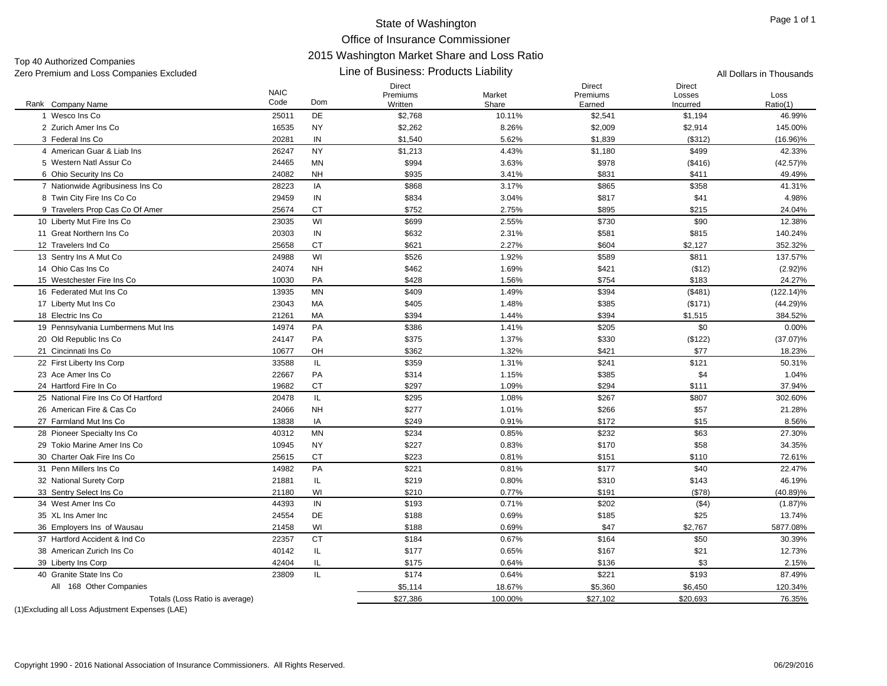# State of Washington
## Office of Insurance Commissioner
## 2015 Washington Market Share and Loss Ratio
## Line of Business: Products Liability

Top 40 Authorized Companies
Zero Premium and Loss Companies Excluded

All Dollars in Thousands

| Rank | Company Name | NAIC Code | Dom | Direct Premiums Written | Market Share | Direct Premiums Earned | Direct Losses Incurred | Loss Ratio(1) |
|---|---|---|---|---|---|---|---|---|
| 1 | Wesco Ins Co | 25011 | DE | $2,768 | 10.11% | $2,541 | $1,194 | 46.99% |
| 2 | Zurich Amer Ins Co | 16535 | NY | $2,262 | 8.26% | $2,009 | $2,914 | 145.00% |
| 3 | Federal Ins Co | 20281 | IN | $1,540 | 5.62% | $1,839 | ($312) | (16.96)% |
| 4 | American Guar & Liab Ins | 26247 | NY | $1,213 | 4.43% | $1,180 | $499 | 42.33% |
| 5 | Western Natl Assur Co | 24465 | MN | $994 | 3.63% | $978 | ($416) | (42.57)% |
| 6 | Ohio Security Ins Co | 24082 | NH | $935 | 3.41% | $831 | $411 | 49.49% |
| 7 | Nationwide Agribusiness Ins Co | 28223 | IA | $868 | 3.17% | $865 | $358 | 41.31% |
| 8 | Twin City Fire Ins Co Co | 29459 | IN | $834 | 3.04% | $817 | $41 | 4.98% |
| 9 | Travelers Prop Cas Co Of Amer | 25674 | CT | $752 | 2.75% | $895 | $215 | 24.04% |
| 10 | Liberty Mut Fire Ins Co | 23035 | WI | $699 | 2.55% | $730 | $90 | 12.38% |
| 11 | Great Northern Ins Co | 20303 | IN | $632 | 2.31% | $581 | $815 | 140.24% |
| 12 | Travelers Ind Co | 25658 | CT | $621 | 2.27% | $604 | $2,127 | 352.32% |
| 13 | Sentry Ins A Mut Co | 24988 | WI | $526 | 1.92% | $589 | $811 | 137.57% |
| 14 | Ohio Cas Ins Co | 24074 | NH | $462 | 1.69% | $421 | ($12) | (2.92)% |
| 15 | Westchester Fire Ins Co | 10030 | PA | $428 | 1.56% | $754 | $183 | 24.27% |
| 16 | Federated Mut Ins Co | 13935 | MN | $409 | 1.49% | $394 | ($481) | (122.14)% |
| 17 | Liberty Mut Ins Co | 23043 | MA | $405 | 1.48% | $385 | ($171) | (44.29)% |
| 18 | Electric Ins Co | 21261 | MA | $394 | 1.44% | $394 | $1,515 | 384.52% |
| 19 | Pennsylvania Lumbermens Mut Ins | 14974 | PA | $386 | 1.41% | $205 | $0 | 0.00% |
| 20 | Old Republic Ins Co | 24147 | PA | $375 | 1.37% | $330 | ($122) | (37.07)% |
| 21 | Cincinnati Ins Co | 10677 | OH | $362 | 1.32% | $421 | $77 | 18.23% |
| 22 | First Liberty Ins Corp | 33588 | IL | $359 | 1.31% | $241 | $121 | 50.31% |
| 23 | Ace Amer Ins Co | 22667 | PA | $314 | 1.15% | $385 | $4 | 1.04% |
| 24 | Hartford Fire In Co | 19682 | CT | $297 | 1.09% | $294 | $111 | 37.94% |
| 25 | National Fire Ins Co Of Hartford | 20478 | IL | $295 | 1.08% | $267 | $807 | 302.60% |
| 26 | American Fire & Cas Co | 24066 | NH | $277 | 1.01% | $266 | $57 | 21.28% |
| 27 | Farmland Mut Ins Co | 13838 | IA | $249 | 0.91% | $172 | $15 | 8.56% |
| 28 | Pioneer Specialty Ins Co | 40312 | MN | $234 | 0.85% | $232 | $63 | 27.30% |
| 29 | Tokio Marine Amer Ins Co | 10945 | NY | $227 | 0.83% | $170 | $58 | 34.35% |
| 30 | Charter Oak Fire Ins Co | 25615 | CT | $223 | 0.81% | $151 | $110 | 72.61% |
| 31 | Penn Millers Ins Co | 14982 | PA | $221 | 0.81% | $177 | $40 | 22.47% |
| 32 | National Surety Corp | 21881 | IL | $219 | 0.80% | $310 | $143 | 46.19% |
| 33 | Sentry Select Ins Co | 21180 | WI | $210 | 0.77% | $191 | ($78) | (40.89)% |
| 34 | West Amer Ins Co | 44393 | IN | $193 | 0.71% | $202 | ($4) | (1.87)% |
| 35 | XL Ins Amer Inc | 24554 | DE | $188 | 0.69% | $185 | $25 | 13.74% |
| 36 | Employers Ins of Wausau | 21458 | WI | $188 | 0.69% | $47 | $2,767 | 5877.08% |
| 37 | Hartford Accident & Ind Co | 22357 | CT | $184 | 0.67% | $164 | $50 | 30.39% |
| 38 | American Zurich Ins Co | 40142 | IL | $177 | 0.65% | $167 | $21 | 12.73% |
| 39 | Liberty Ins Corp | 42404 | IL | $175 | 0.64% | $136 | $3 | 2.15% |
| 40 | Granite State Ins Co | 23809 | IL | $174 | 0.64% | $221 | $193 | 87.49% |
| | All 168 Other Companies | | | $5,114 | 18.67% | $5,360 | $6,450 | 120.34% |
| | Totals (Loss Ratio is average) | | | $27,386 | 100.00% | $27,102 | $20,693 | 76.35% |

(1)Excluding all Loss Adjustment Expenses (LAE)

Copyright 1990 - 2016 National Association of Insurance Commissioners. All Rights Reserved.

06/29/2016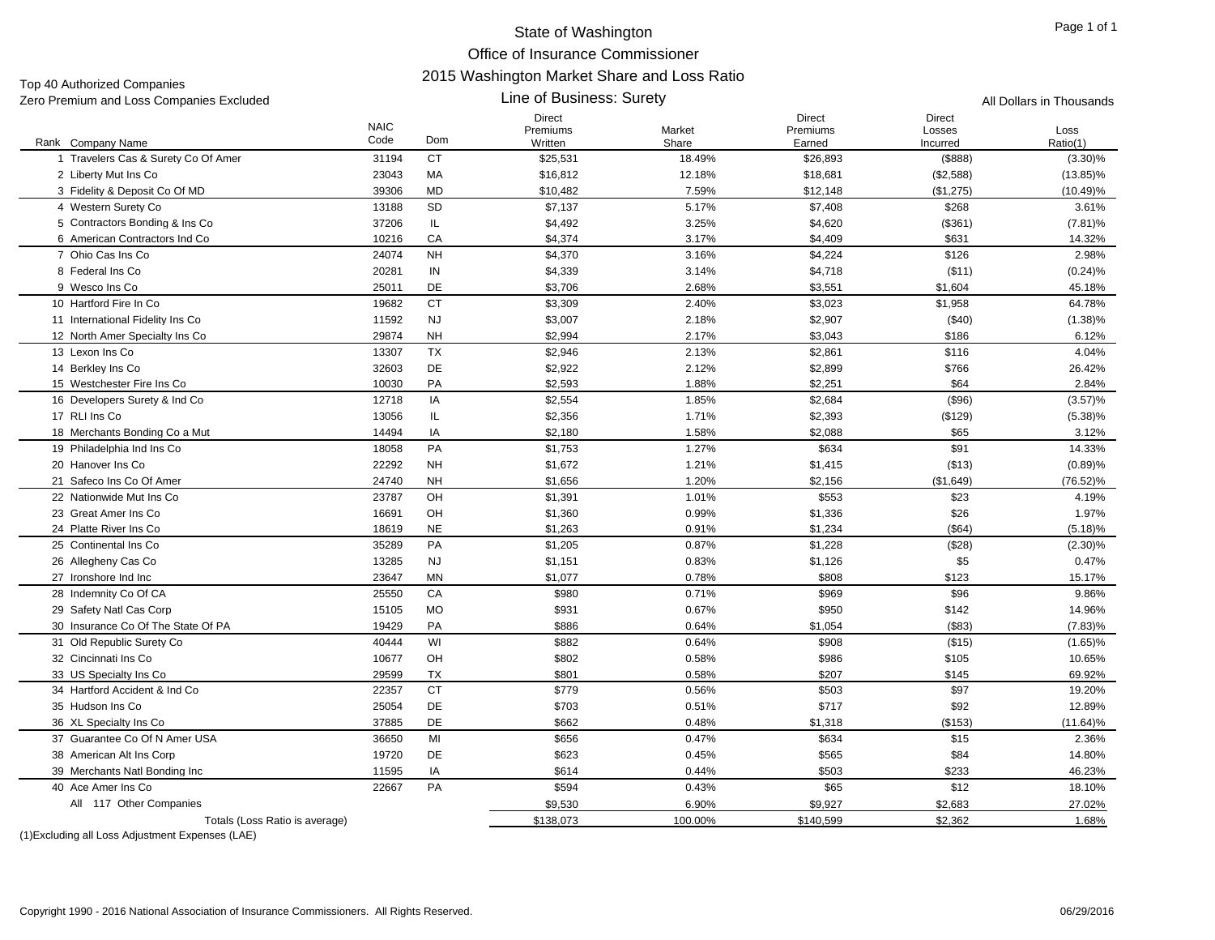# State of Washington
## Office of Insurance Commissioner
## 2015 Washington Market Share and Loss Ratio
### Line of Business: Surety

Top 40 Authorized Companies
Zero Premium and Loss Companies Excluded

All Dollars in Thousands

| Rank | Company Name | NAIC Code | Dom | Direct Premiums Written | Market Share | Direct Premiums Earned | Direct Losses Incurred | Loss Ratio(1) |
|---|---|---|---|---|---|---|---|---|
| 1 | Travelers Cas & Surety Co Of Amer | 31194 | CT | $25,531 | 18.49% | $26,893 | ($888) | (3.30)% |
| 2 | Liberty Mut Ins Co | 23043 | MA | $16,812 | 12.18% | $18,681 | ($2,588) | (13.85)% |
| 3 | Fidelity & Deposit Co Of MD | 39306 | MD | $10,482 | 7.59% | $12,148 | ($1,275) | (10.49)% |
| 4 | Western Surety Co | 13188 | SD | $7,137 | 5.17% | $7,408 | $268 | 3.61% |
| 5 | Contractors Bonding & Ins Co | 37206 | IL | $4,492 | 3.25% | $4,620 | ($361) | (7.81)% |
| 6 | American Contractors Ind Co | 10216 | CA | $4,374 | 3.17% | $4,409 | $631 | 14.32% |
| 7 | Ohio Cas Ins Co | 24074 | NH | $4,370 | 3.16% | $4,224 | $126 | 2.98% |
| 8 | Federal Ins Co | 20281 | IN | $4,339 | 3.14% | $4,718 | ($11) | (0.24)% |
| 9 | Wesco Ins Co | 25011 | DE | $3,706 | 2.68% | $3,551 | $1,604 | 45.18% |
| 10 | Hartford Fire In Co | 19682 | CT | $3,309 | 2.40% | $3,023 | $1,958 | 64.78% |
| 11 | International Fidelity Ins Co | 11592 | NJ | $3,007 | 2.18% | $2,907 | ($40) | (1.38)% |
| 12 | North Amer Specialty Ins Co | 29874 | NH | $2,994 | 2.17% | $3,043 | $186 | 6.12% |
| 13 | Lexon Ins Co | 13307 | TX | $2,946 | 2.13% | $2,861 | $116 | 4.04% |
| 14 | Berkley Ins Co | 32603 | DE | $2,922 | 2.12% | $2,899 | $766 | 26.42% |
| 15 | Westchester Fire Ins Co | 10030 | PA | $2,593 | 1.88% | $2,251 | $64 | 2.84% |
| 16 | Developers Surety & Ind Co | 12718 | IA | $2,554 | 1.85% | $2,684 | ($96) | (3.57)% |
| 17 | RLI Ins Co | 13056 | IL | $2,356 | 1.71% | $2,393 | ($129) | (5.38)% |
| 18 | Merchants Bonding Co a Mut | 14494 | IA | $2,180 | 1.58% | $2,088 | $65 | 3.12% |
| 19 | Philadelphia Ind Ins Co | 18058 | PA | $1,753 | 1.27% | $634 | $91 | 14.33% |
| 20 | Hanover Ins Co | 22292 | NH | $1,672 | 1.21% | $1,415 | ($13) | (0.89)% |
| 21 | Safeco Ins Co Of Amer | 24740 | NH | $1,656 | 1.20% | $2,156 | ($1,649) | (76.52)% |
| 22 | Nationwide Mut Ins Co | 23787 | OH | $1,391 | 1.01% | $553 | $23 | 4.19% |
| 23 | Great Amer Ins Co | 16691 | OH | $1,360 | 0.99% | $1,336 | $26 | 1.97% |
| 24 | Platte River Ins Co | 18619 | NE | $1,263 | 0.91% | $1,234 | ($64) | (5.18)% |
| 25 | Continental Ins Co | 35289 | PA | $1,205 | 0.87% | $1,228 | ($28) | (2.30)% |
| 26 | Allegheny Cas Co | 13285 | NJ | $1,151 | 0.83% | $1,126 | $5 | 0.47% |
| 27 | Ironshore Ind Inc | 23647 | MN | $1,077 | 0.78% | $808 | $123 | 15.17% |
| 28 | Indemnity Co Of CA | 25550 | CA | $980 | 0.71% | $969 | $96 | 9.86% |
| 29 | Safety Natl Cas Corp | 15105 | MO | $931 | 0.67% | $950 | $142 | 14.96% |
| 30 | Insurance Co Of The State Of PA | 19429 | PA | $886 | 0.64% | $1,054 | ($83) | (7.83)% |
| 31 | Old Republic Surety Co | 40444 | WI | $882 | 0.64% | $908 | ($15) | (1.65)% |
| 32 | Cincinnati Ins Co | 10677 | OH | $802 | 0.58% | $986 | $105 | 10.65% |
| 33 | US Specialty Ins Co | 29599 | TX | $801 | 0.58% | $207 | $145 | 69.92% |
| 34 | Hartford Accident & Ind Co | 22357 | CT | $779 | 0.56% | $503 | $97 | 19.20% |
| 35 | Hudson Ins Co | 25054 | DE | $703 | 0.51% | $717 | $92 | 12.89% |
| 36 | XL Specialty Ins Co | 37885 | DE | $662 | 0.48% | $1,318 | ($153) | (11.64)% |
| 37 | Guarantee Co Of N Amer USA | 36650 | MI | $656 | 0.47% | $634 | $15 | 2.36% |
| 38 | American Alt Ins Corp | 19720 | DE | $623 | 0.45% | $565 | $84 | 14.80% |
| 39 | Merchants Natl Bonding Inc | 11595 | IA | $614 | 0.44% | $503 | $233 | 46.23% |
| 40 | Ace Amer Ins Co | 22667 | PA | $594 | 0.43% | $65 | $12 | 18.10% |
| | All 117 Other Companies | | | $9,530 | 6.90% | $9,927 | $2,683 | 27.02% |
| | Totals (Loss Ratio is average) | | | $138,073 | 100.00% | $140,599 | $2,362 | 1.68% |

(1)Excluding all Loss Adjustment Expenses (LAE)

Copyright 1990 - 2016 National Association of Insurance Commissioners. All Rights Reserved.

06/29/2016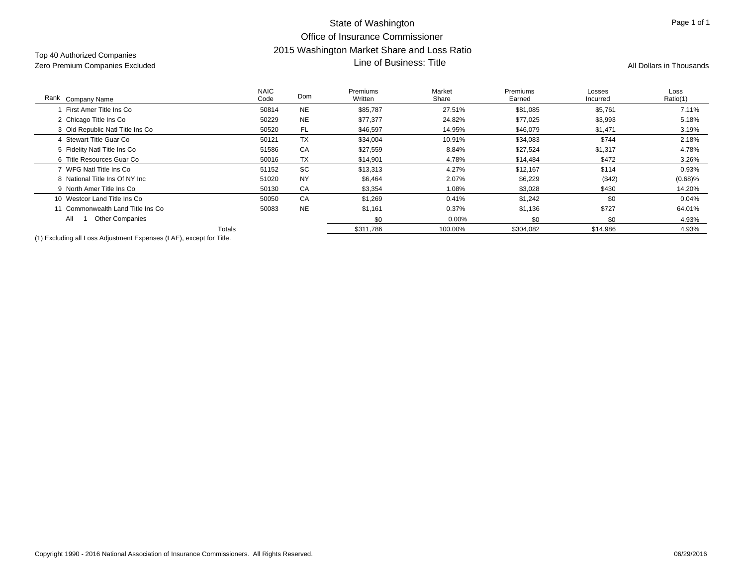# State of Washington
## Office of Insurance Commissioner
## 2015 Washington Market Share and Loss Ratio
## Line of Business: Title

Top 40 Authorized Companies
Zero Premium Companies Excluded

All Dollars in Thousands

| Rank | Company Name | NAIC Code | Dom | Premiums Written | Market Share | Premiums Earned | Losses Incurred | Loss Ratio(1) |
|---|---|---|---|---|---|---|---|---|
| 1 | First Amer Title Ins Co | 50814 | NE | $85,787 | 27.51% | $81,085 | $5,761 | 7.11% |
| 2 | Chicago Title Ins Co | 50229 | NE | $77,377 | 24.82% | $77,025 | $3,993 | 5.18% |
| 3 | Old Republic Natl Title Ins Co | 50520 | FL | $46,597 | 14.95% | $46,079 | $1,471 | 3.19% |
| 4 | Stewart Title Guar Co | 50121 | TX | $34,004 | 10.91% | $34,083 | $744 | 2.18% |
| 5 | Fidelity Natl Title Ins Co | 51586 | CA | $27,559 | 8.84% | $27,524 | $1,317 | 4.78% |
| 6 | Title Resources Guar Co | 50016 | TX | $14,901 | 4.78% | $14,484 | $472 | 3.26% |
| 7 | WFG Natl Title Ins Co | 51152 | SC | $13,313 | 4.27% | $12,167 | $114 | 0.93% |
| 8 | National Title Ins Of NY Inc | 51020 | NY | $6,464 | 2.07% | $6,229 | ($42) | (0.68)% |
| 9 | North Amer Title Ins Co | 50130 | CA | $3,354 | 1.08% | $3,028 | $430 | 14.20% |
| 10 | Westcor Land Title Ins Co | 50050 | CA | $1,269 | 0.41% | $1,242 | $0 | 0.04% |
| 11 | Commonwealth Land Title Ins Co | 50083 | NE | $1,161 | 0.37% | $1,136 | $727 | 64.01% |
| All 1 | Other Companies | | | $0 | 0.00% | $0 | $0 | 4.93% |
| | Totals | | | $311,786 | 100.00% | $304,082 | $14,986 | 4.93% |

(1) Excluding all Loss Adjustment Expenses (LAE), except for Title.

Copyright 1990 - 2016 National Association of Insurance Commissioners. All Rights Reserved. 06/29/2016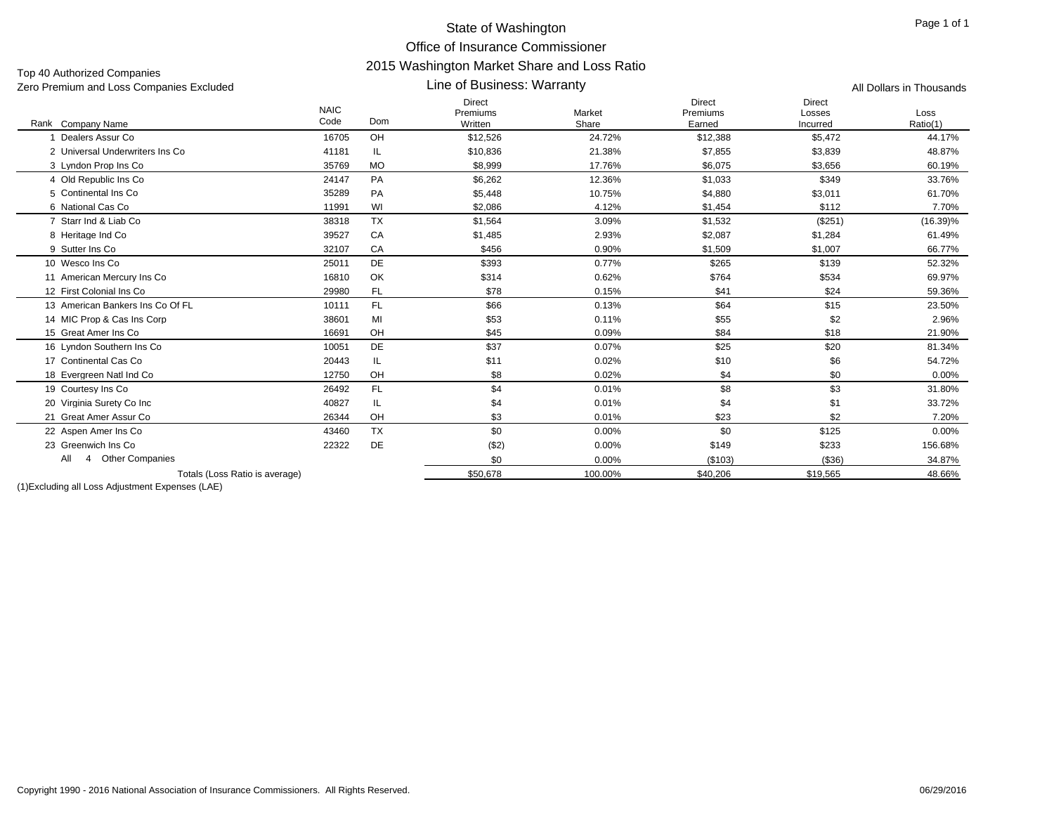State of Washington

Office of Insurance Commissioner

2015 Washington Market Share and Loss Ratio

Line of Business: Warranty

Top 40 Authorized Companies

Zero Premium and Loss Companies Excluded

All Dollars in Thousands

| Rank | Company Name | NAIC Code | Dom | Direct Premiums Written | Market Share | Direct Premiums Earned | Direct Losses Incurred | Loss Ratio(1) |
|---|---|---|---|---|---|---|---|---|
| 1 | Dealers Assur Co | 16705 | OH | $12,526 | 24.72% | $12,388 | $5,472 | 44.17% |
| 2 | Universal Underwriters Ins Co | 41181 | IL | $10,836 | 21.38% | $7,855 | $3,839 | 48.87% |
| 3 | Lyndon Prop Ins Co | 35769 | MO | $8,999 | 17.76% | $6,075 | $3,656 | 60.19% |
| 4 | Old Republic Ins Co | 24147 | PA | $6,262 | 12.36% | $1,033 | $349 | 33.76% |
| 5 | Continental Ins Co | 35289 | PA | $5,448 | 10.75% | $4,880 | $3,011 | 61.70% |
| 6 | National Cas Co | 11991 | WI | $2,086 | 4.12% | $1,454 | $112 | 7.70% |
| 7 | Starr Ind & Liab Co | 38318 | TX | $1,564 | 3.09% | $1,532 | ($251) | (16.39)% |
| 8 | Heritage Ind Co | 39527 | CA | $1,485 | 2.93% | $2,087 | $1,284 | 61.49% |
| 9 | Sutter Ins Co | 32107 | CA | $456 | 0.90% | $1,509 | $1,007 | 66.77% |
| 10 | Wesco Ins Co | 25011 | DE | $393 | 0.77% | $265 | $139 | 52.32% |
| 11 | American Mercury Ins Co | 16810 | OK | $314 | 0.62% | $764 | $534 | 69.97% |
| 12 | First Colonial Ins Co | 29980 | FL | $78 | 0.15% | $41 | $24 | 59.36% |
| 13 | American Bankers Ins Co Of FL | 10111 | FL | $66 | 0.13% | $64 | $15 | 23.50% |
| 14 | MIC Prop & Cas Ins Corp | 38601 | MI | $53 | 0.11% | $55 | $2 | 2.96% |
| 15 | Great Amer Ins Co | 16691 | OH | $45 | 0.09% | $84 | $18 | 21.90% |
| 16 | Lyndon Southern Ins Co | 10051 | DE | $37 | 0.07% | $25 | $20 | 81.34% |
| 17 | Continental Cas Co | 20443 | IL | $11 | 0.02% | $10 | $6 | 54.72% |
| 18 | Evergreen Natl Ind Co | 12750 | OH | $8 | 0.02% | $4 | $0 | 0.00% |
| 19 | Courtesy Ins Co | 26492 | FL | $4 | 0.01% | $8 | $3 | 31.80% |
| 20 | Virginia Surety Co Inc | 40827 | IL | $4 | 0.01% | $4 | $1 | 33.72% |
| 21 | Great Amer Assur Co | 26344 | OH | $3 | 0.01% | $23 | $2 | 7.20% |
| 22 | Aspen Amer Ins Co | 43460 | TX | $0 | 0.00% | $0 | $125 | 0.00% |
| 23 | Greenwich Ins Co | 22322 | DE | ($2) | 0.00% | $149 | $233 | 156.68% |
| All | 4 Other Companies | | | $0 | 0.00% | ($103) | ($36) | 34.87% |
| | Totals (Loss Ratio is average) | | | $50,678 | 100.00% | $40,206 | $19,565 | 48.66% |

(1)Excluding all Loss Adjustment Expenses (LAE)

Copyright 1990 - 2016 National Association of Insurance Commissioners. All Rights Reserved.

06/29/2016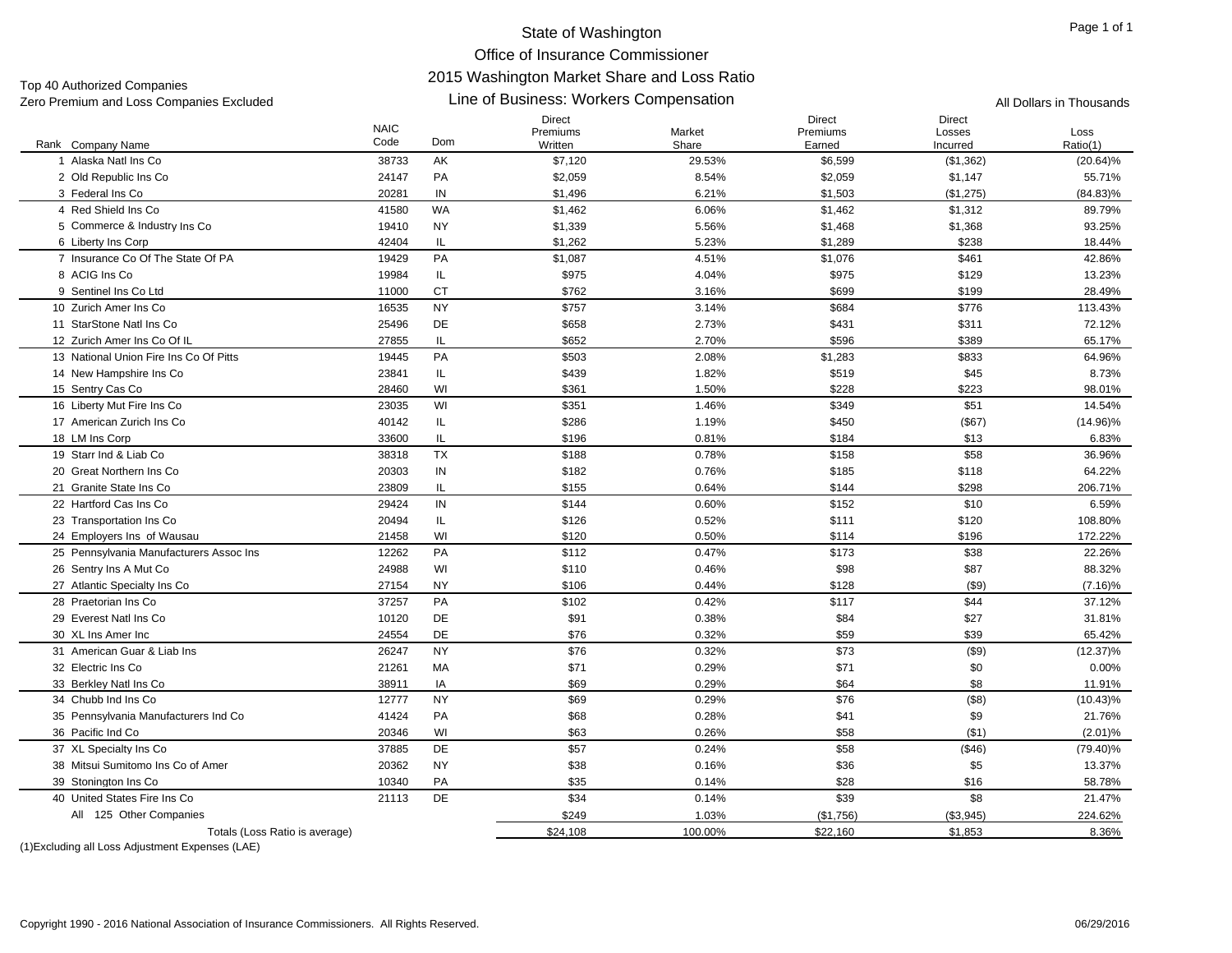# State of Washington
## Office of Insurance Commissioner
## 2015 Washington Market Share and Loss Ratio
## Line of Business: Workers Compensation

Top 40 Authorized Companies
Zero Premium and Loss Companies Excluded

All Dollars in Thousands

| Rank | Company Name | NAIC Code | Dom | Direct Premiums Written | Market Share | Direct Premiums Earned | Direct Losses Incurred | Loss Ratio(1) |
|---|---|---|---|---|---|---|---|---|
| 1 | Alaska Natl Ins Co | 38733 | AK | $7,120 | 29.53% | $6,599 | ($1,362) | (20.64)% |
| 2 | Old Republic Ins Co | 24147 | PA | $2,059 | 8.54% | $2,059 | $1,147 | 55.71% |
| 3 | Federal Ins Co | 20281 | IN | $1,496 | 6.21% | $1,503 | ($1,275) | (84.83)% |
| 4 | Red Shield Ins Co | 41580 | WA | $1,462 | 6.06% | $1,462 | $1,312 | 89.79% |
| 5 | Commerce & Industry Ins Co | 19410 | NY | $1,339 | 5.56% | $1,468 | $1,368 | 93.25% |
| 6 | Liberty Ins Corp | 42404 | IL | $1,262 | 5.23% | $1,289 | $238 | 18.44% |
| 7 | Insurance Co Of The State Of PA | 19429 | PA | $1,087 | 4.51% | $1,076 | $461 | 42.86% |
| 8 | ACIG Ins Co | 19984 | IL | $975 | 4.04% | $975 | $129 | 13.23% |
| 9 | Sentinel Ins Co Ltd | 11000 | CT | $762 | 3.16% | $699 | $199 | 28.49% |
| 10 | Zurich Amer Ins Co | 16535 | NY | $757 | 3.14% | $684 | $776 | 113.43% |
| 11 | StarStone Natl Ins Co | 25496 | DE | $658 | 2.73% | $431 | $311 | 72.12% |
| 12 | Zurich Amer Ins Co Of IL | 27855 | IL | $652 | 2.70% | $596 | $389 | 65.17% |
| 13 | National Union Fire Ins Co Of Pitts | 19445 | PA | $503 | 2.08% | $1,283 | $833 | 64.96% |
| 14 | New Hampshire Ins Co | 23841 | IL | $439 | 1.82% | $519 | $45 | 8.73% |
| 15 | Sentry Cas Co | 28460 | WI | $361 | 1.50% | $228 | $223 | 98.01% |
| 16 | Liberty Mut Fire Ins Co | 23035 | WI | $351 | 1.46% | $349 | $51 | 14.54% |
| 17 | American Zurich Ins Co | 40142 | IL | $286 | 1.19% | $450 | ($67) | (14.96)% |
| 18 | LM Ins Corp | 33600 | IL | $196 | 0.81% | $184 | $13 | 6.83% |
| 19 | Starr Ind & Liab Co | 38318 | TX | $188 | 0.78% | $158 | $58 | 36.96% |
| 20 | Great Northern Ins Co | 20303 | IN | $182 | 0.76% | $185 | $118 | 64.22% |
| 21 | Granite State Ins Co | 23809 | IL | $155 | 0.64% | $144 | $298 | 206.71% |
| 22 | Hartford Cas Ins Co | 29424 | IN | $144 | 0.60% | $152 | $10 | 6.59% |
| 23 | Transportation Ins Co | 20494 | IL | $126 | 0.52% | $111 | $120 | 108.80% |
| 24 | Employers Ins of Wausau | 21458 | WI | $120 | 0.50% | $114 | $196 | 172.22% |
| 25 | Pennsylvania Manufacturers Assoc Ins | 12262 | PA | $112 | 0.47% | $173 | $38 | 22.26% |
| 26 | Sentry Ins A Mut Co | 24988 | WI | $110 | 0.46% | $98 | $87 | 88.32% |
| 27 | Atlantic Specialty Ins Co | 27154 | NY | $106 | 0.44% | $128 | ($9) | (7.16)% |
| 28 | Praetorian Ins Co | 37257 | PA | $102 | 0.42% | $117 | $44 | 37.12% |
| 29 | Everest Natl Ins Co | 10120 | DE | $91 | 0.38% | $84 | $27 | 31.81% |
| 30 | XL Ins Amer Inc | 24554 | DE | $76 | 0.32% | $59 | $39 | 65.42% |
| 31 | American Guar & Liab Ins | 26247 | NY | $76 | 0.32% | $73 | ($9) | (12.37)% |
| 32 | Electric Ins Co | 21261 | MA | $71 | 0.29% | $71 | $0 | 0.00% |
| 33 | Berkley Natl Ins Co | 38911 | IA | $69 | 0.29% | $64 | $8 | 11.91% |
| 34 | Chubb Ind Ins Co | 12777 | NY | $69 | 0.29% | $76 | ($8) | (10.43)% |
| 35 | Pennsylvania Manufacturers Ind Co | 41424 | PA | $68 | 0.28% | $41 | $9 | 21.76% |
| 36 | Pacific Ind Co | 20346 | WI | $63 | 0.26% | $58 | ($1) | (2.01)% |
| 37 | XL Specialty Ins Co | 37885 | DE | $57 | 0.24% | $58 | ($46) | (79.40)% |
| 38 | Mitsui Sumitomo Ins Co of Amer | 20362 | NY | $38 | 0.16% | $36 | $5 | 13.37% |
| 39 | Stonington Ins Co | 10340 | PA | $35 | 0.14% | $28 | $16 | 58.78% |
| 40 | United States Fire Ins Co | 21113 | DE | $34 | 0.14% | $39 | $8 | 21.47% |
| | All 125 Other Companies | | | $249 | 1.03% | ($1,756) | ($3,945) | 224.62% |
| | Totals (Loss Ratio is average) | | | $24,108 | 100.00% | $22,160 | $1,853 | 8.36% |

(1)Excluding all Loss Adjustment Expenses (LAE)

Copyright 1990 - 2016 National Association of Insurance Commissioners. All Rights Reserved.

06/29/2016